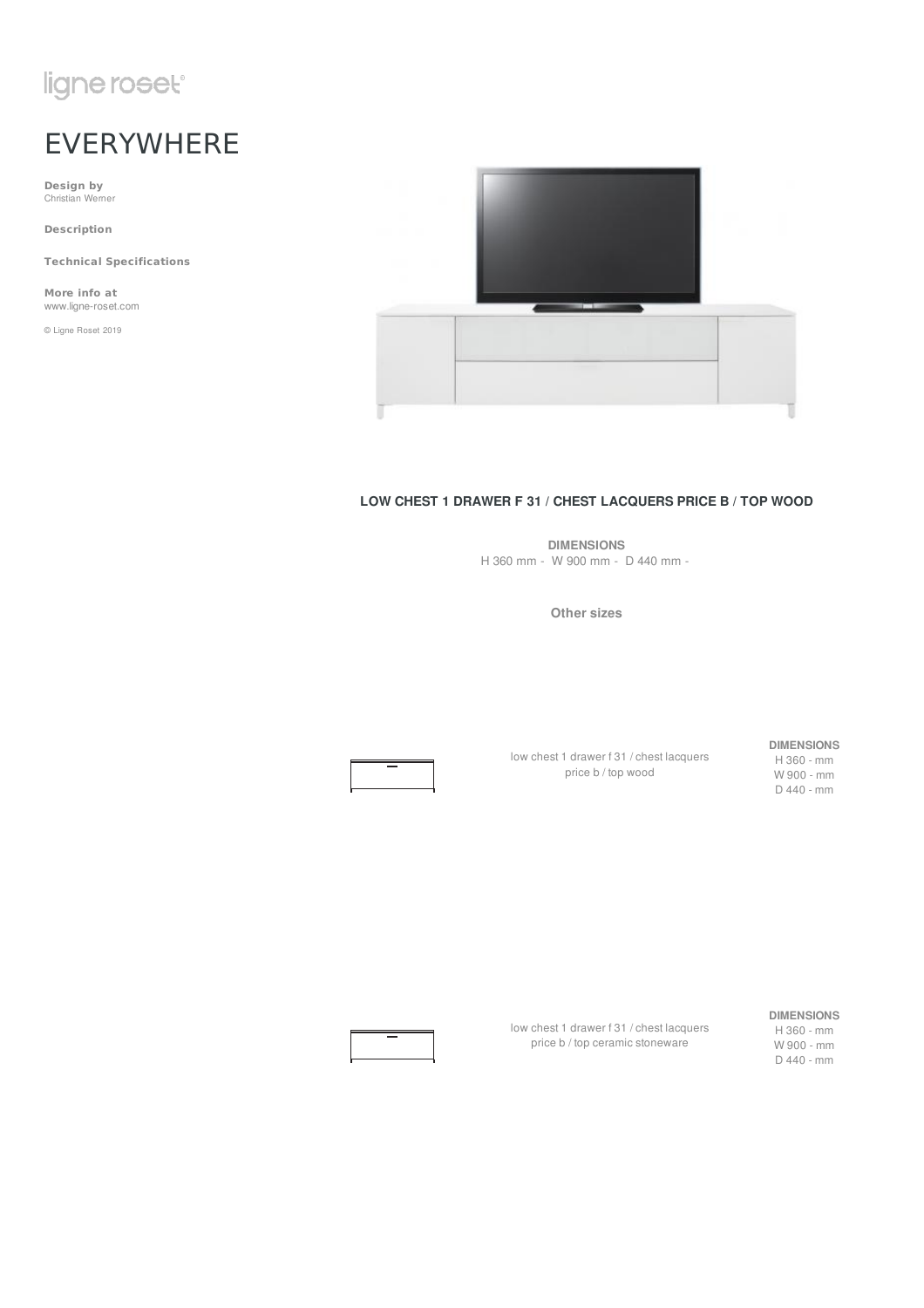ligne roset

# EVERYWHERE

**Design by**
Christian Werner

**Description**

**Technical Specifications**

**More info at**
www.ligne-roset.com

© Ligne Roset 2019

### LOW CHEST 1 DRAWER F 31 / CHEST LACQUERS PRICE B / TOP WOOD

**DIMENSIONS**
H 360 mm - W 900 mm - D 440 mm -

**Other sizes**

low chest 1 drawer f 31 / chest lacquers price b / top wood

**DIMENSIONS**
H 360 - mm
W 900 - mm
D 440 - mm

low chest 1 drawer f 31 / chest lacquers price b / top ceramic stoneware

**DIMENSIONS**
H 360 - mm
W 900 - mm
D 440 - mm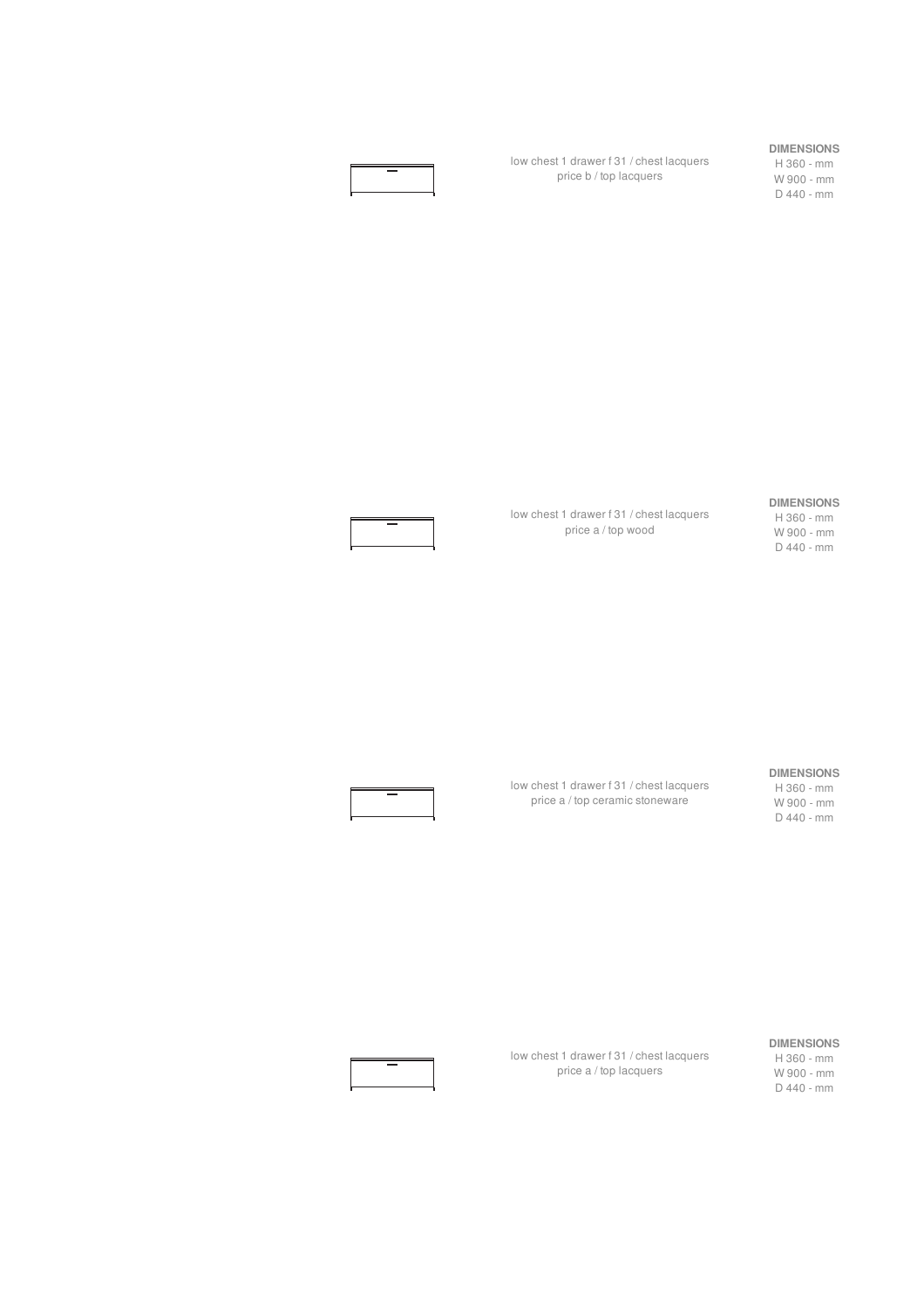low chest 1 drawer f 31 / chest lacquers
price b / top lacquers

**DIMENSIONS**
H 360 - mm
W 900 - mm
D 440 - mm

low chest 1 drawer f 31 / chest lacquers
price a / top wood

**DIMENSIONS**
H 360 - mm
W 900 - mm
D 440 - mm

low chest 1 drawer f 31 / chest lacquers
price a / top ceramic stoneware

**DIMENSIONS**
H 360 - mm
W 900 - mm
D 440 - mm

low chest 1 drawer f 31 / chest lacquers
price a / top lacquers

**DIMENSIONS**
H 360 - mm
W 900 - mm
D 440 - mm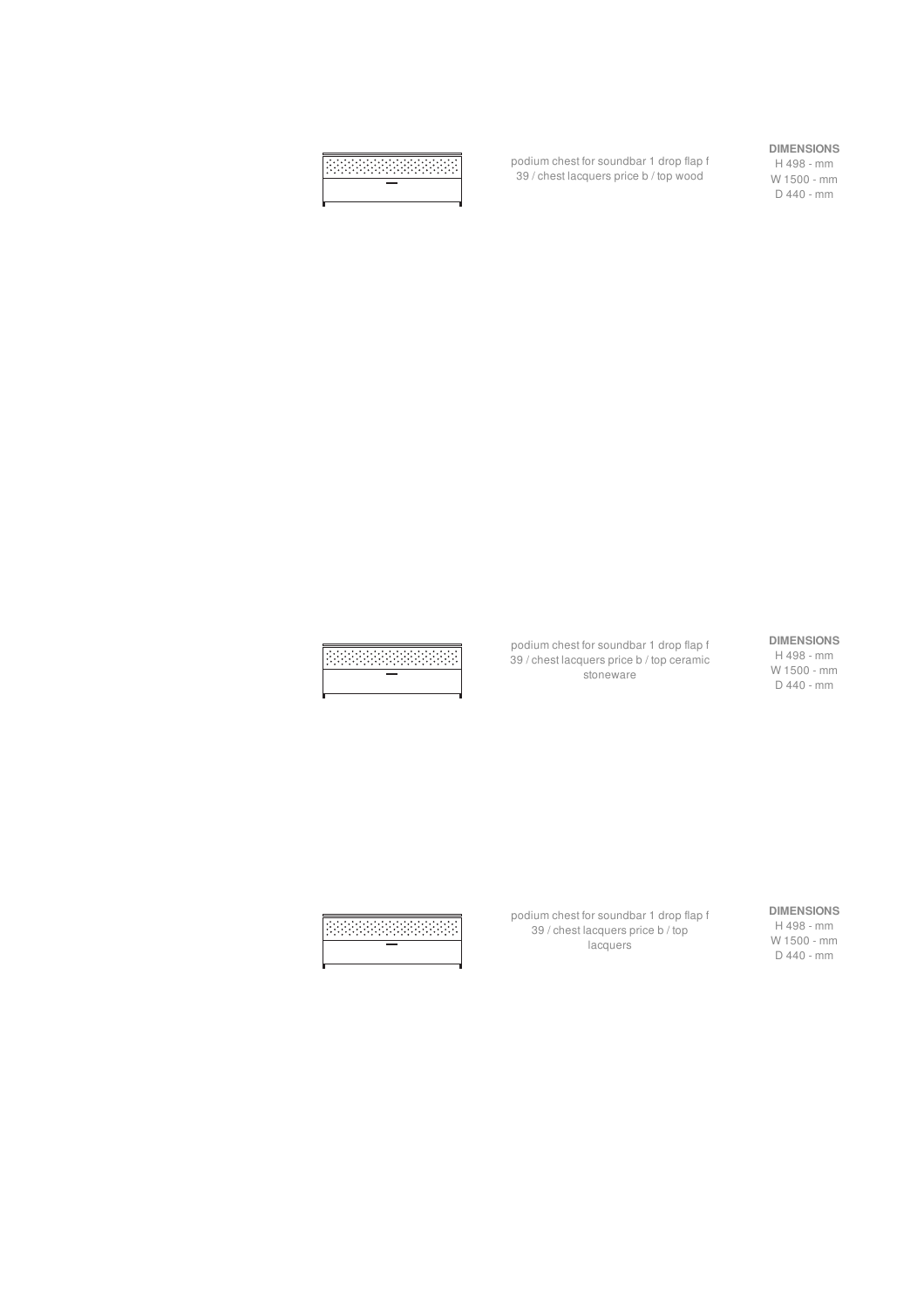podium chest for soundbar 1 drop flap f 39 / chest lacquers price b / top wood

**DIMENSIONS**
H 498 - mm
W 1500 - mm
D 440 - mm

podium chest for soundbar 1 drop flap f 39 / chest lacquers price b / top ceramic stoneware

**DIMENSIONS**
H 498 - mm
W 1500 - mm
D 440 - mm

podium chest for soundbar 1 drop flap f 39 / chest lacquers price b / top lacquers

**DIMENSIONS**
H 498 - mm
W 1500 - mm
D 440 - mm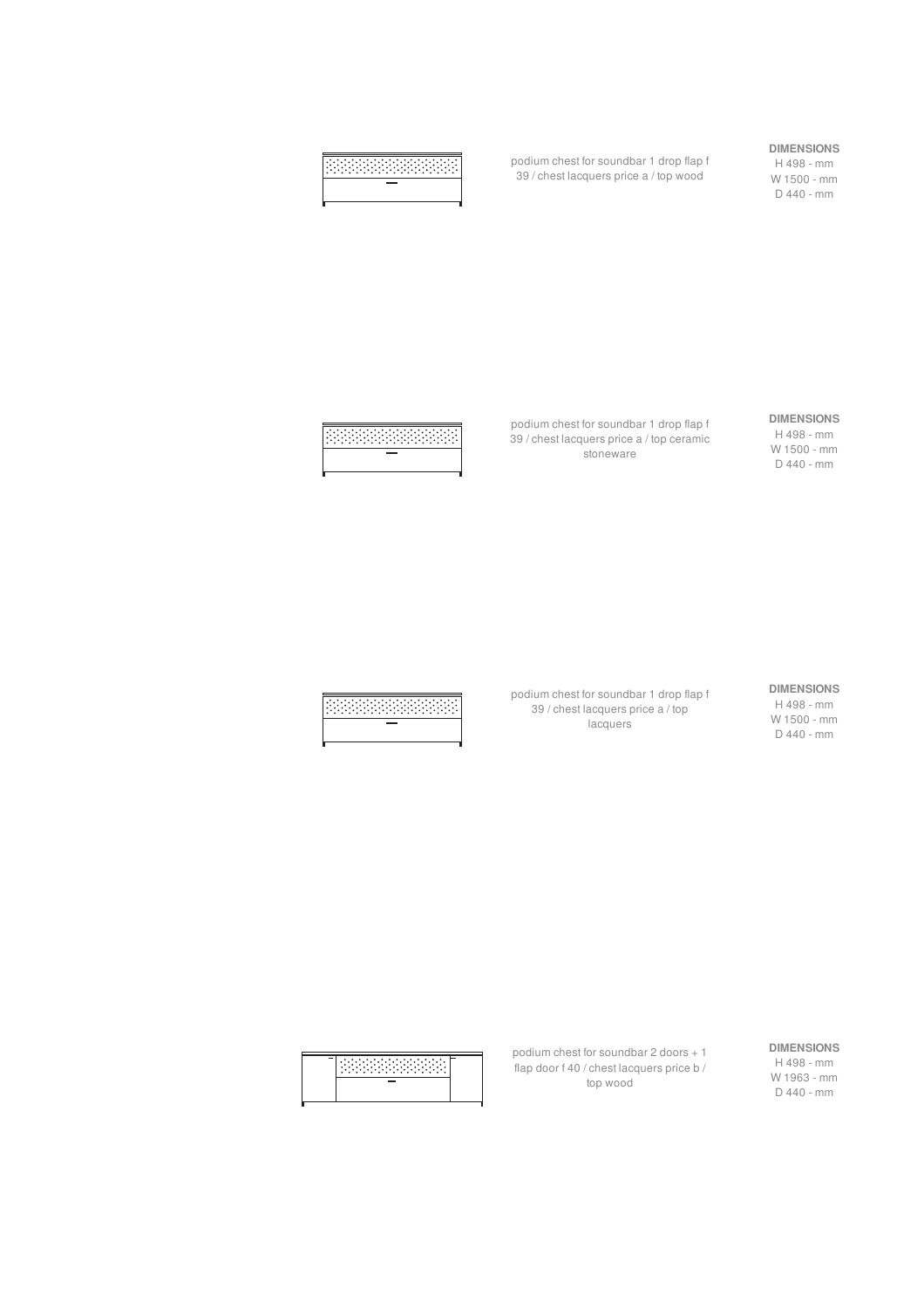podium chest for soundbar 1 drop flap f 39 / chest lacquers price a / top wood

**DIMENSIONS**
H 498 - mm
W 1500 - mm
D 440 - mm

podium chest for soundbar 1 drop flap f 39 / chest lacquers price a / top ceramic stoneware

**DIMENSIONS**
H 498 - mm
W 1500 - mm
D 440 - mm

podium chest for soundbar 1 drop flap f 39 / chest lacquers price a / top lacquers

**DIMENSIONS**
H 498 - mm
W 1500 - mm
D 440 - mm

podium chest for soundbar 2 doors + 1 flap door f 40 / chest lacquers price b / top wood

**DIMENSIONS**
H 498 - mm
W 1963 - mm
D 440 - mm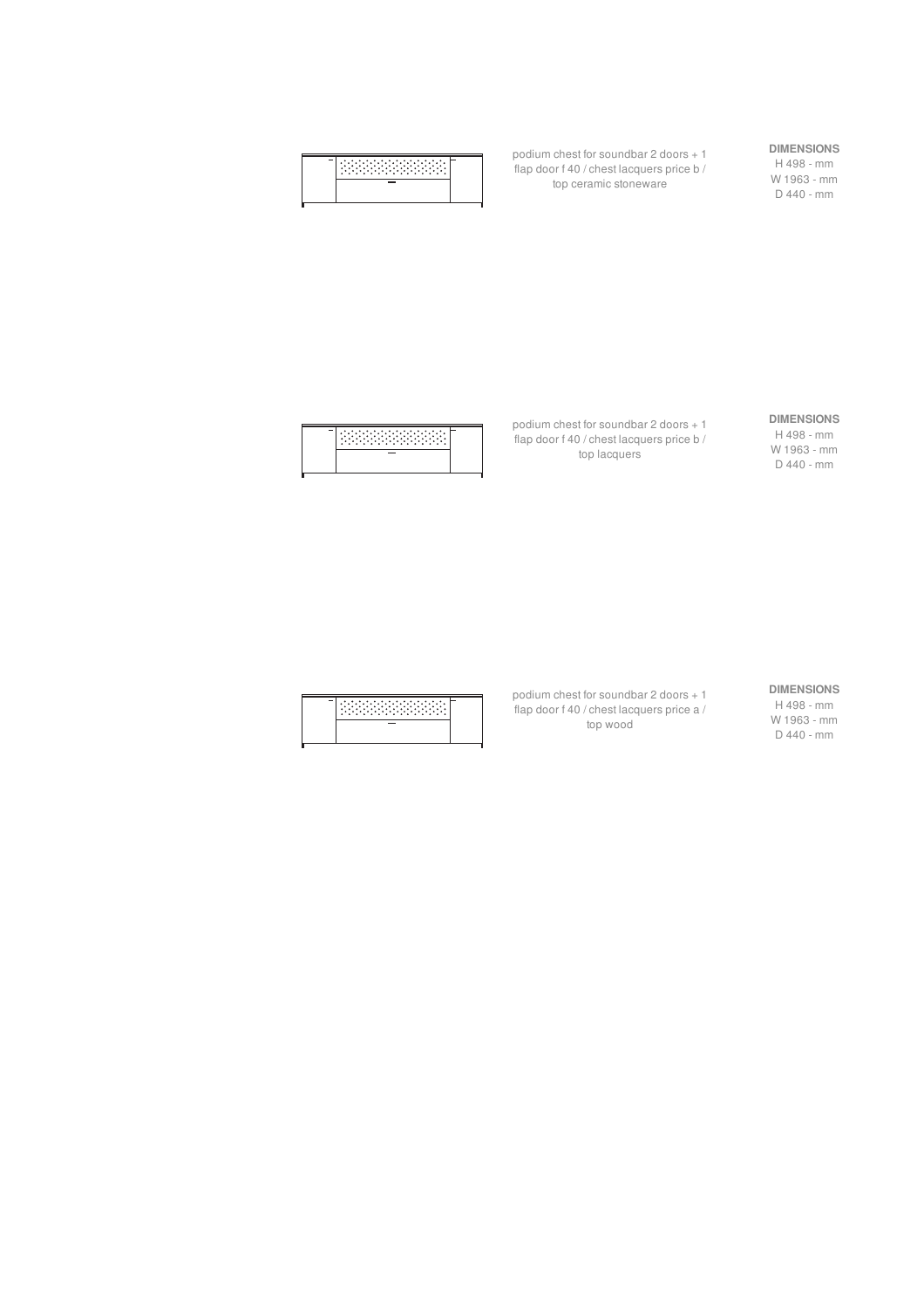podium chest for soundbar 2 doors + 1 flap door f 40 / chest lacquers price b / top ceramic stoneware

**DIMENSIONS**
H 498 - mm
W 1963 - mm
D 440 - mm

podium chest for soundbar 2 doors + 1 flap door f 40 / chest lacquers price b / top lacquers

**DIMENSIONS**
H 498 - mm
W 1963 - mm
D 440 - mm

podium chest for soundbar 2 doors + 1 flap door f 40 / chest lacquers price a / top wood

**DIMENSIONS**
H 498 - mm
W 1963 - mm
D 440 - mm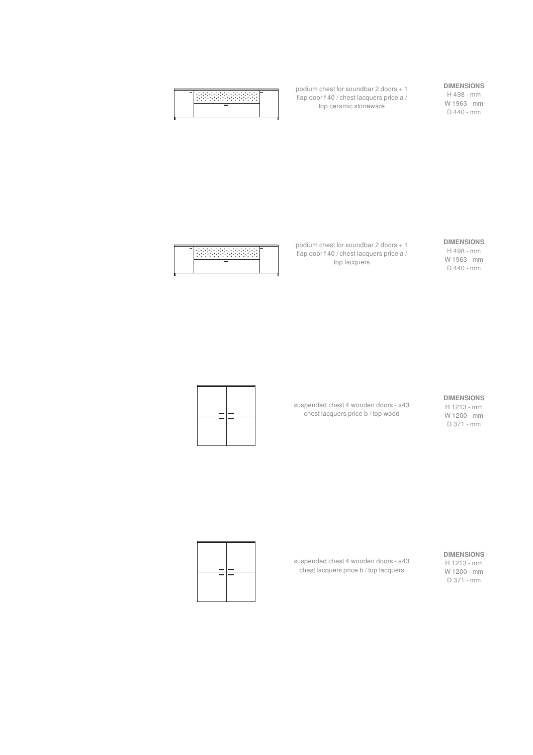podium chest for soundbar 2 doors + 1 flap door f 40 / chest lacquers price a / top ceramic stoneware

**DIMENSIONS**
H 498 - mm
W 1963 - mm
D 440 - mm

podium chest for soundbar 2 doors + 1 flap door f 40 / chest lacquers price a / top lacquers

**DIMENSIONS**
H 498 - mm
W 1963 - mm
D 440 - mm

suspended chest 4 wooden doors - a43 chest lacquers price b / top wood

**DIMENSIONS**
H 1213 - mm
W 1200 - mm
D 371 - mm

suspended chest 4 wooden doors - a43 chest lacquers price b / top lacquers

**DIMENSIONS**
H 1213 - mm
W 1200 - mm
D 371 - mm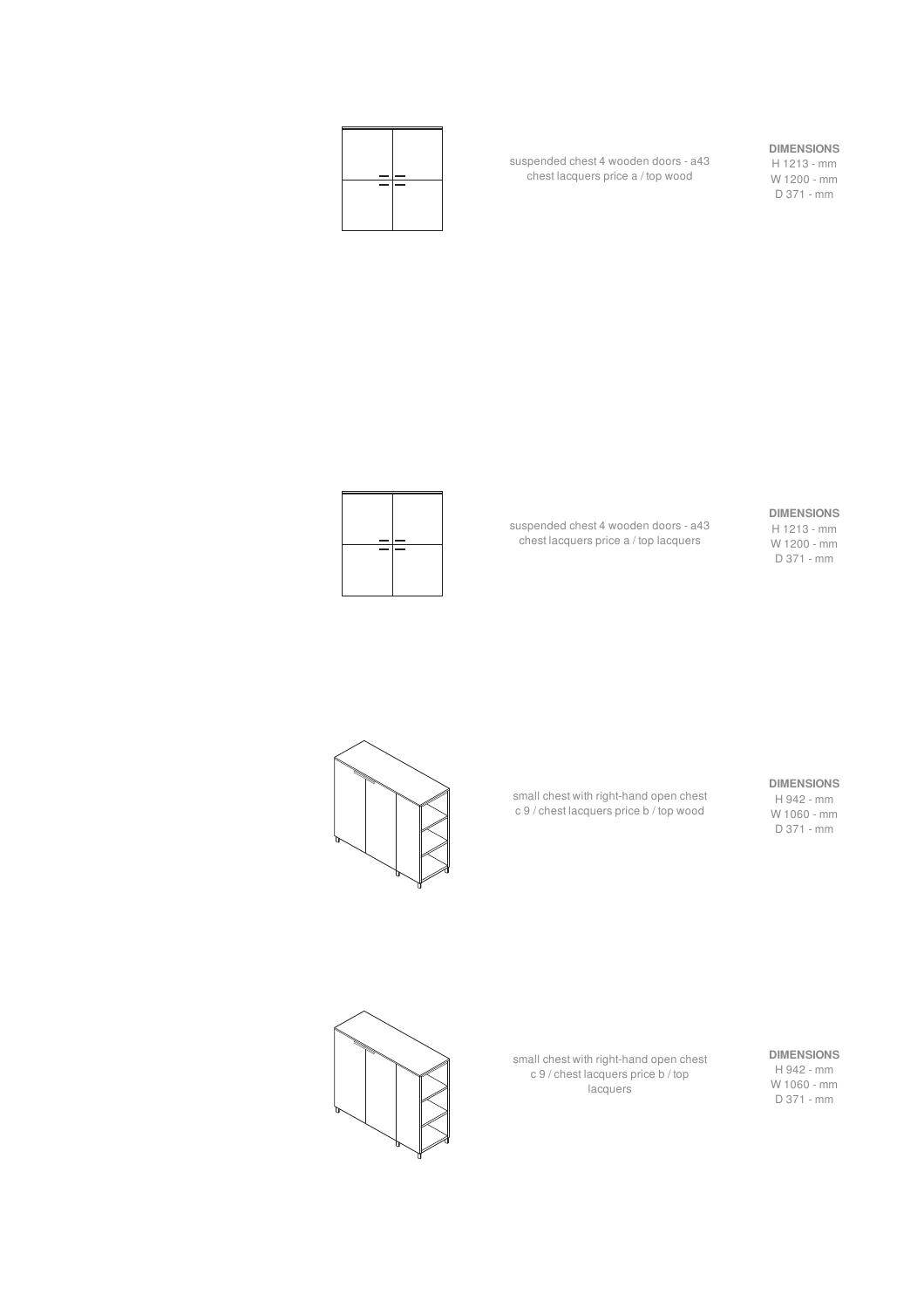suspended chest 4 wooden doors - a43
chest lacquers price a / top wood

**DIMENSIONS**
H 1213 - mm
W 1200 - mm
D 371 - mm

suspended chest 4 wooden doors - a43
chest lacquers price a / top lacquers

**DIMENSIONS**
H 1213 - mm
W 1200 - mm
D 371 - mm

small chest with right-hand open chest
c 9 / chest lacquers price b / top wood

**DIMENSIONS**
H 942 - mm
W 1060 - mm
D 371 - mm

small chest with right-hand open chest
c 9 / chest lacquers price b / top
lacquers

**DIMENSIONS**
H 942 - mm
W 1060 - mm
D 371 - mm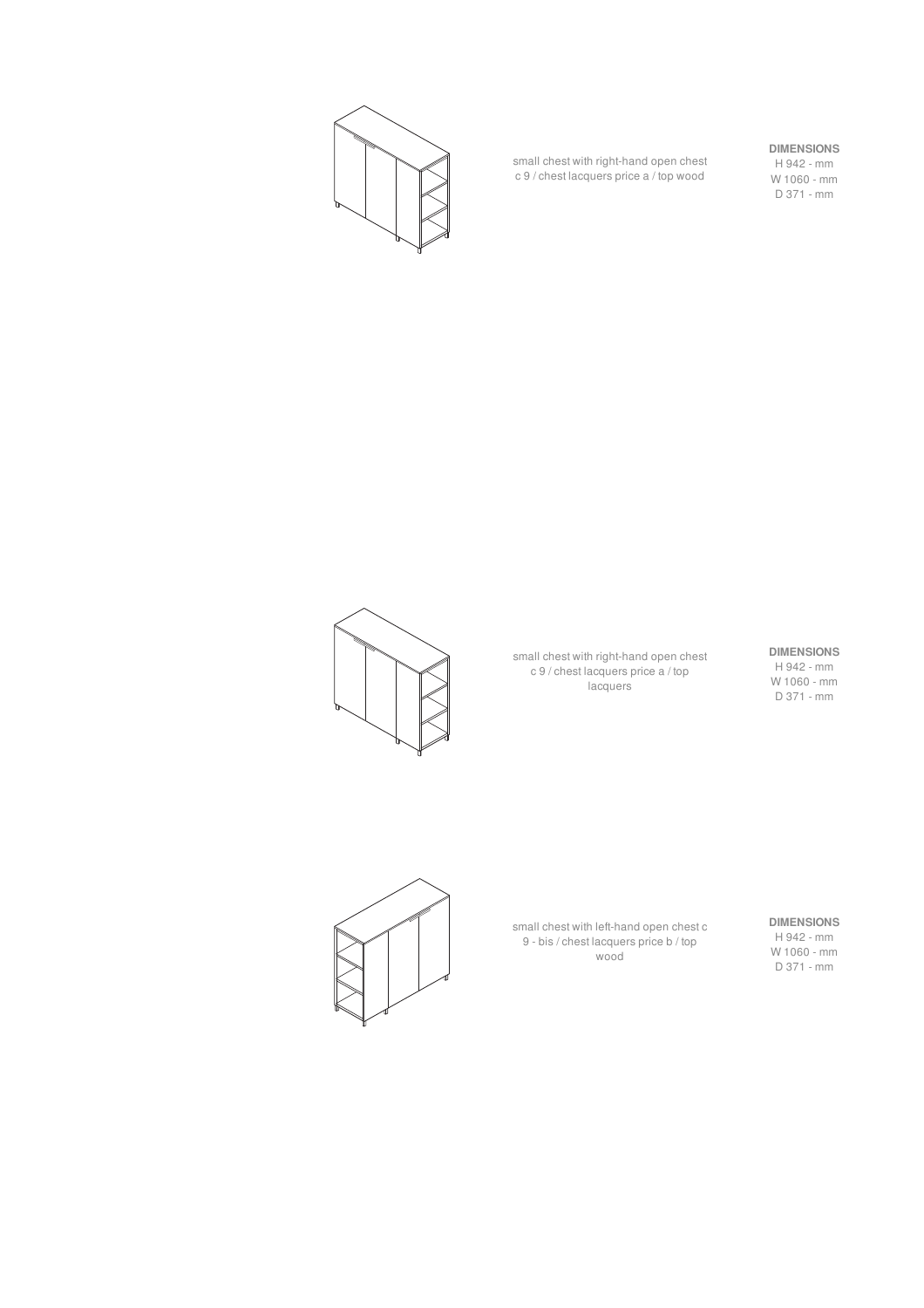small chest with right-hand open chest c 9 / chest lacquers price a / top wood

**DIMENSIONS**
H 942 - mm
W 1060 - mm
D 371 - mm

small chest with right-hand open chest c 9 / chest lacquers price a / top lacquers

**DIMENSIONS**
H 942 - mm
W 1060 - mm
D 371 - mm

small chest with left-hand open chest c 9 - bis / chest lacquers price b / top wood

**DIMENSIONS**
H 942 - mm
W 1060 - mm
D 371 - mm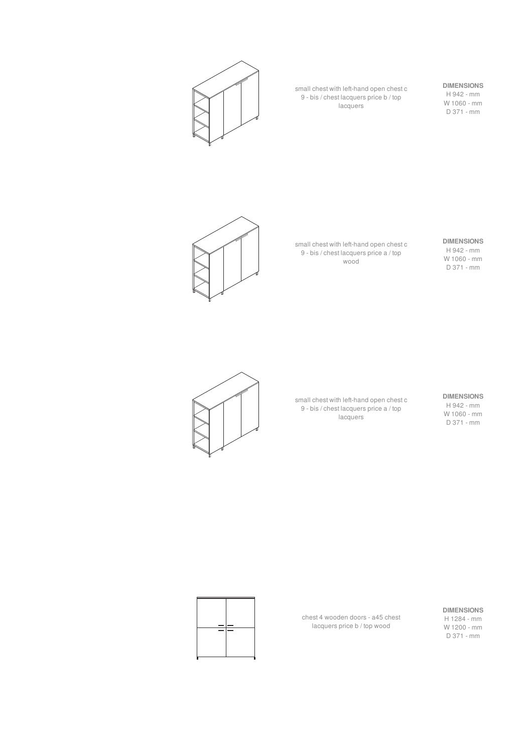small chest with left-hand open chest c 9 - bis / chest lacquers price b / top lacquers

**DIMENSIONS**
H 942 - mm
W 1060 - mm
D 371 - mm

small chest with left-hand open chest c 9 - bis / chest lacquers price a / top wood

**DIMENSIONS**
H 942 - mm
W 1060 - mm
D 371 - mm

small chest with left-hand open chest c 9 - bis / chest lacquers price a / top lacquers

**DIMENSIONS**
H 942 - mm
W 1060 - mm
D 371 - mm

chest 4 wooden doors - a45 chest lacquers price b / top wood

**DIMENSIONS**
H 1284 - mm
W 1200 - mm
D 371 - mm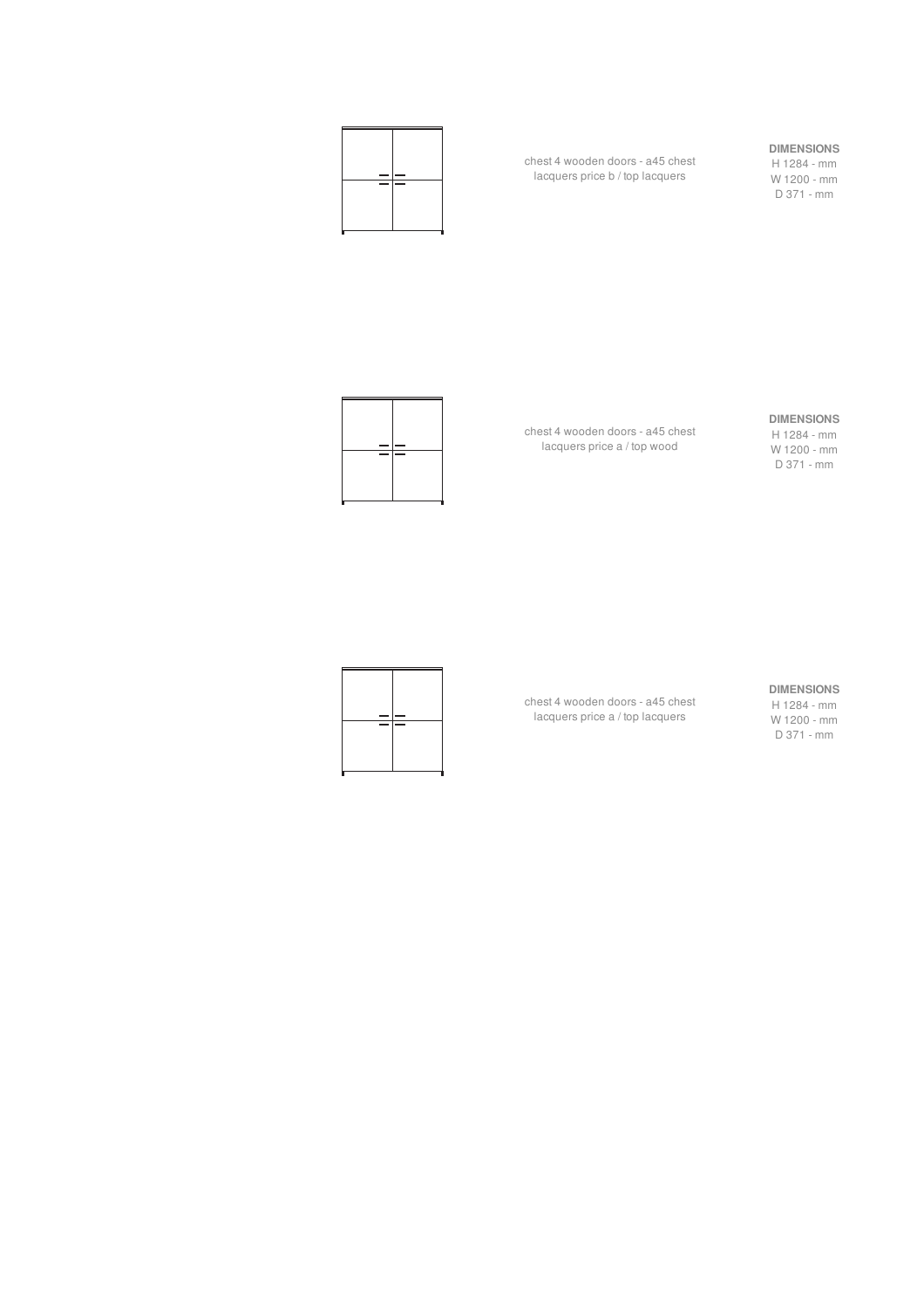chest 4 wooden doors - a45 chest
lacquers price b / top lacquers

**DIMENSIONS**
H 1284 - mm
W 1200 - mm
D 371 - mm

chest 4 wooden doors - a45 chest
lacquers price a / top wood

**DIMENSIONS**
H 1284 - mm
W 1200 - mm
D 371 - mm

chest 4 wooden doors - a45 chest
lacquers price a / top lacquers

**DIMENSIONS**
H 1284 - mm
W 1200 - mm
D 371 - mm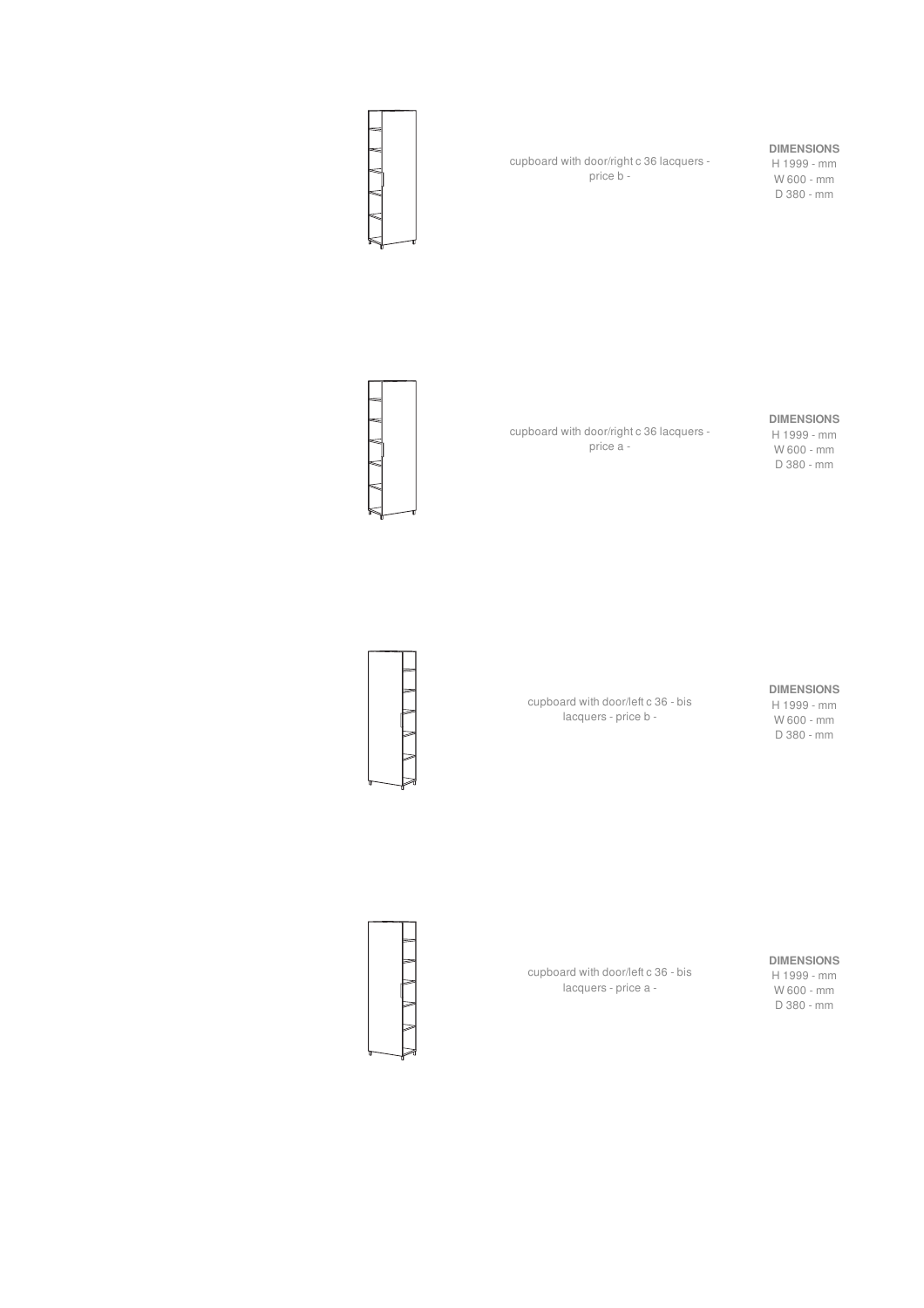cupboard with door/right c 36 lacquers - price b -

**DIMENSIONS**
H 1999 - mm
W 600 - mm
D 380 - mm

cupboard with door/right c 36 lacquers - price a -

**DIMENSIONS**
H 1999 - mm
W 600 - mm
D 380 - mm

cupboard with door/left c 36 - bis lacquers - price b -

**DIMENSIONS**
H 1999 - mm
W 600 - mm
D 380 - mm

cupboard with door/left c 36 - bis lacquers - price a -

**DIMENSIONS**
H 1999 - mm
W 600 - mm
D 380 - mm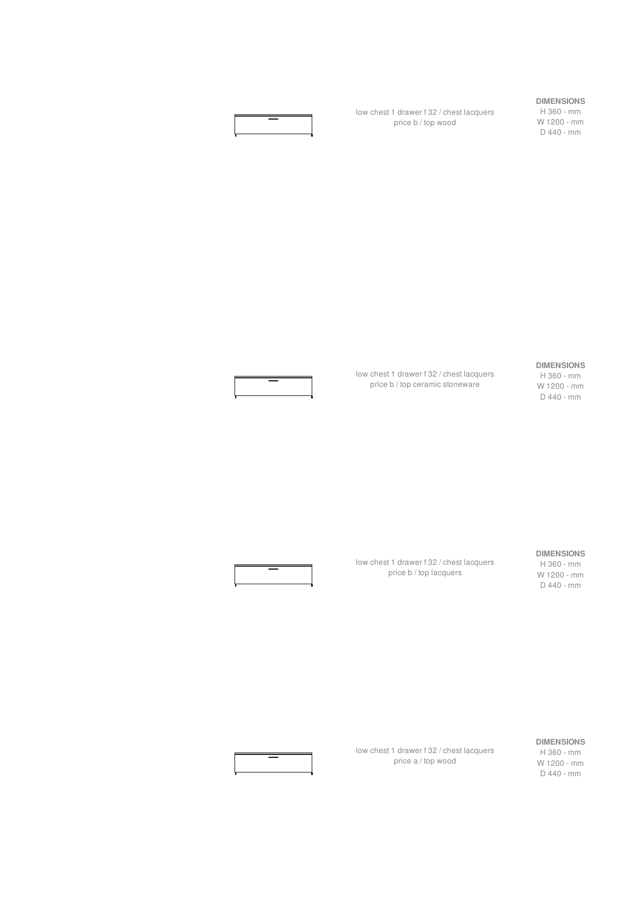low chest 1 drawer f 32 / chest lacquers
price b / top wood

**DIMENSIONS**
H 360 - mm
W 1200 - mm
D 440 - mm

low chest 1 drawer f 32 / chest lacquers
price b / top ceramic stoneware

**DIMENSIONS**
H 360 - mm
W 1200 - mm
D 440 - mm

low chest 1 drawer f 32 / chest lacquers
price b / top lacquers

**DIMENSIONS**
H 360 - mm
W 1200 - mm
D 440 - mm

low chest 1 drawer f 32 / chest lacquers
price a / top wood

**DIMENSIONS**
H 360 - mm
W 1200 - mm
D 440 - mm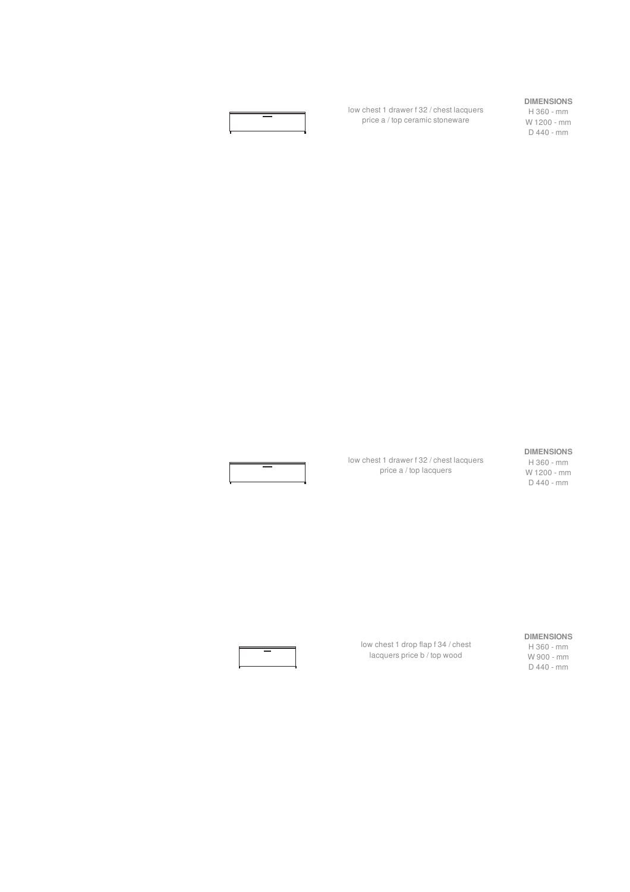low chest 1 drawer f 32 / chest lacquers price a / top ceramic stoneware

**DIMENSIONS**
H 360 - mm
W 1200 - mm
D 440 - mm

low chest 1 drawer f 32 / chest lacquers price a / top lacquers

**DIMENSIONS**
H 360 - mm
W 1200 - mm
D 440 - mm

low chest 1 drop flap f 34 / chest lacquers price b / top wood

**DIMENSIONS**
H 360 - mm
W 900 - mm
D 440 - mm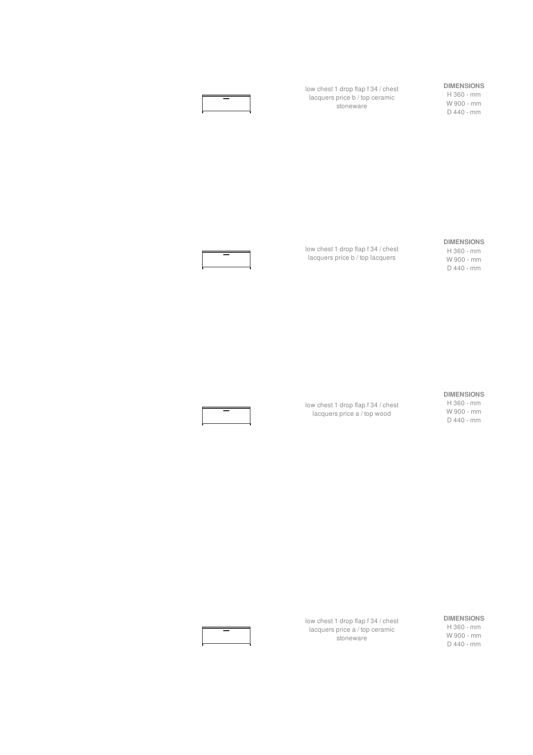low chest 1 drop flap f 34 / chest lacquers price b / top ceramic stoneware

**DIMENSIONS**
H 360 - mm
W 900 - mm
D 440 - mm

low chest 1 drop flap f 34 / chest lacquers price b / top lacquers

**DIMENSIONS**
H 360 - mm
W 900 - mm
D 440 - mm

low chest 1 drop flap f 34 / chest lacquers price a / top wood

**DIMENSIONS**
H 360 - mm
W 900 - mm
D 440 - mm

low chest 1 drop flap f 34 / chest lacquers price a / top ceramic stoneware

**DIMENSIONS**
H 360 - mm
W 900 - mm
D 440 - mm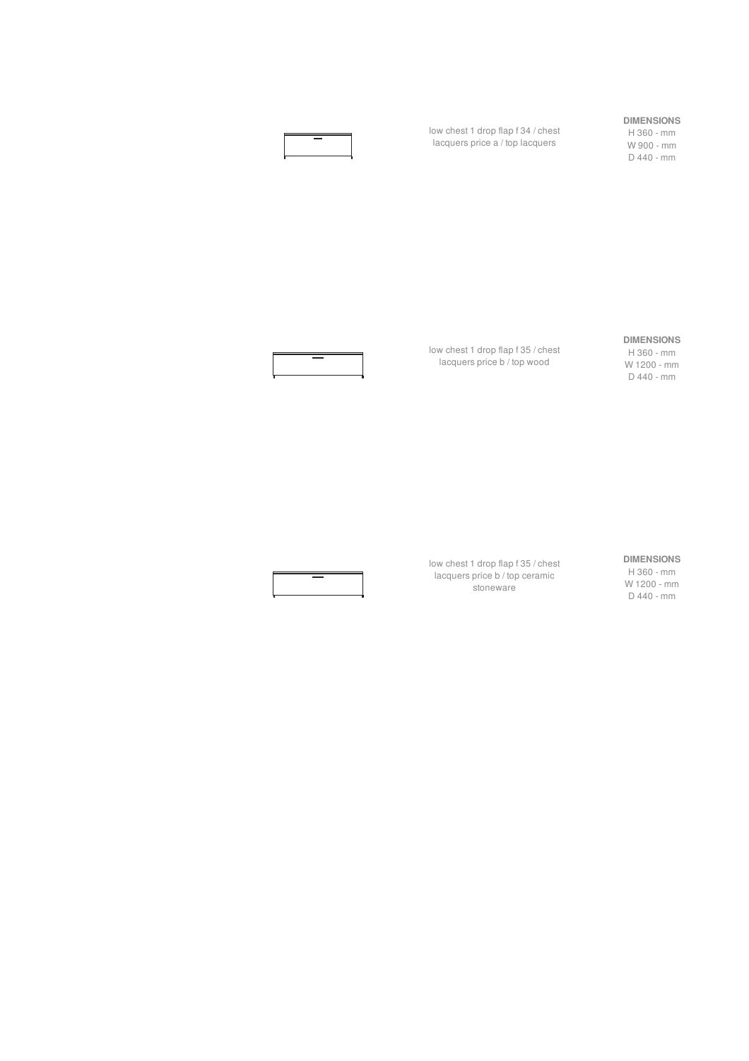low chest 1 drop flap f 34 / chest lacquers price a / top lacquers

**DIMENSIONS**
H 360 - mm
W 900 - mm
D 440 - mm

low chest 1 drop flap f 35 / chest lacquers price b / top wood

**DIMENSIONS**
H 360 - mm
W 1200 - mm
D 440 - mm

low chest 1 drop flap f 35 / chest lacquers price b / top ceramic stoneware

**DIMENSIONS**
H 360 - mm
W 1200 - mm
D 440 - mm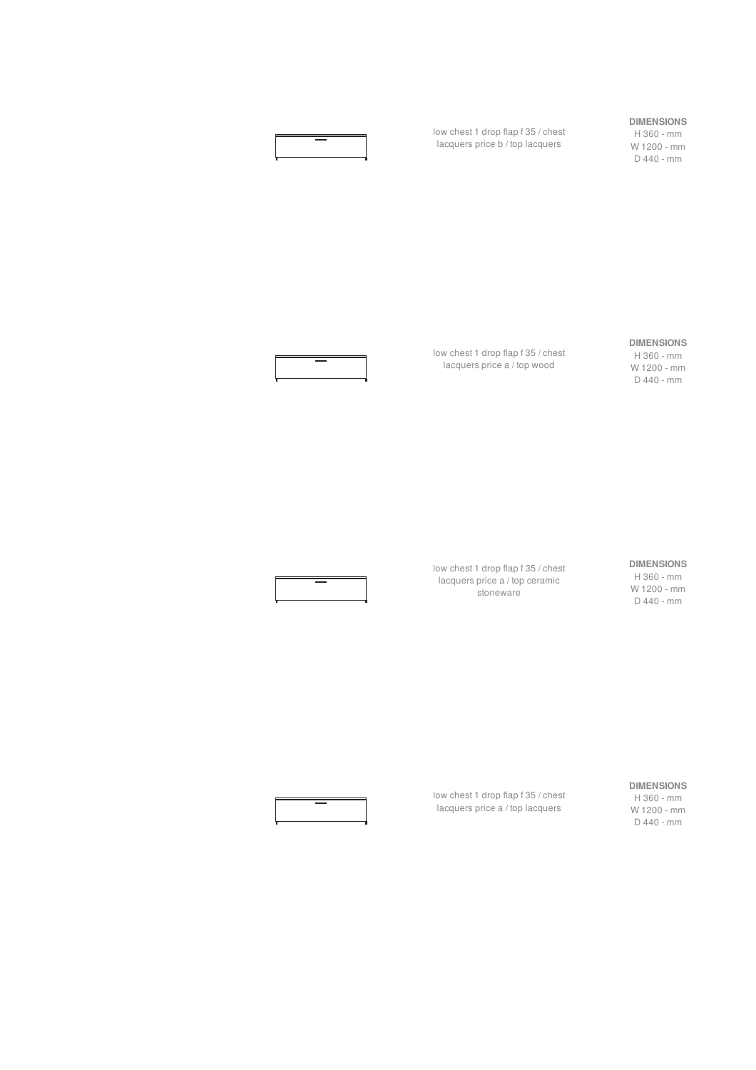low chest 1 drop flap f 35 / chest lacquers price b / top lacquers

**DIMENSIONS**
H 360 - mm
W 1200 - mm
D 440 - mm

low chest 1 drop flap f 35 / chest lacquers price a / top wood

**DIMENSIONS**
H 360 - mm
W 1200 - mm
D 440 - mm

low chest 1 drop flap f 35 / chest lacquers price a / top ceramic stoneware

**DIMENSIONS**
H 360 - mm
W 1200 - mm
D 440 - mm

low chest 1 drop flap f 35 / chest lacquers price a / top lacquers

**DIMENSIONS**
H 360 - mm
W 1200 - mm
D 440 - mm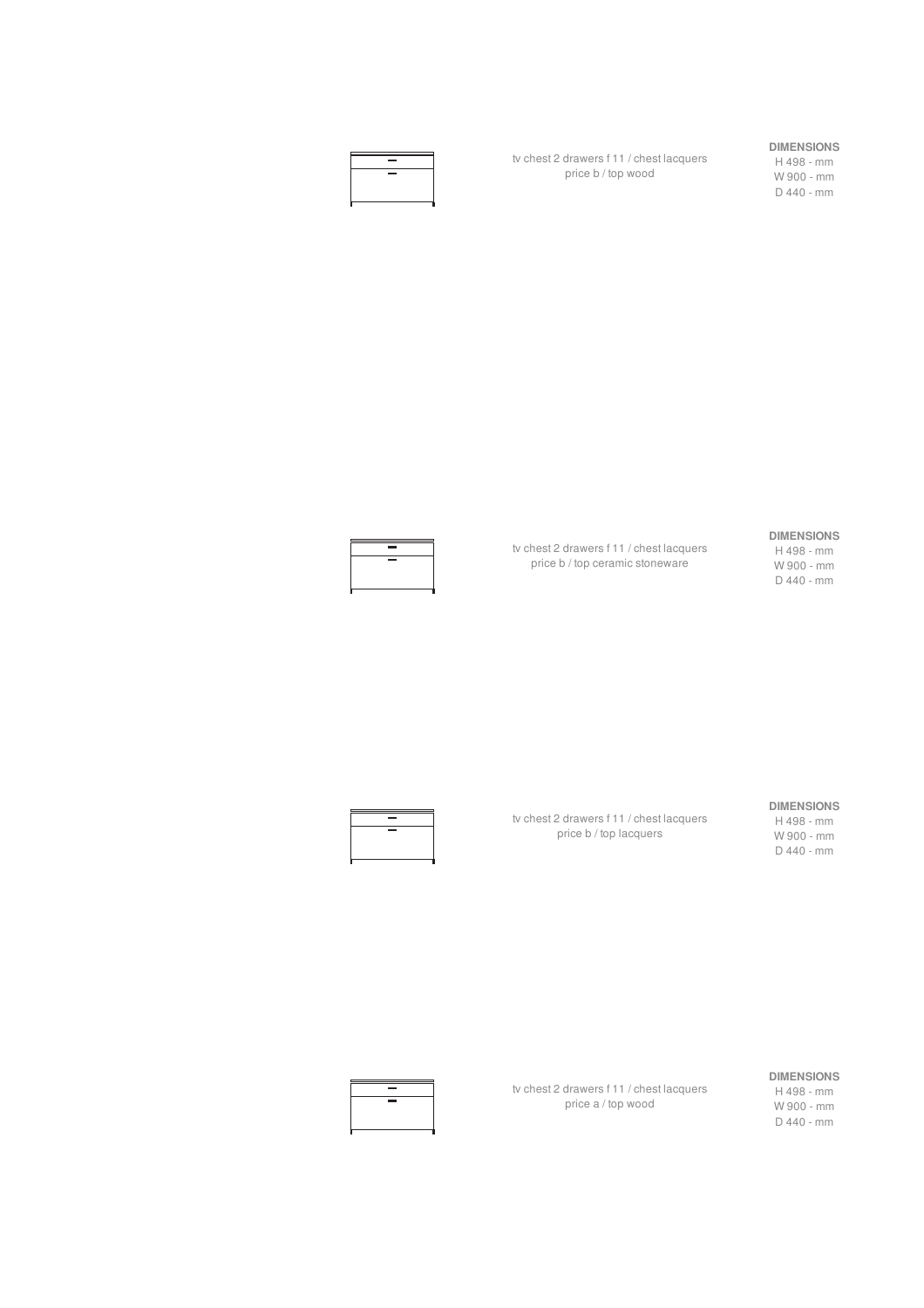tv chest 2 drawers f 11 / chest lacquers
price b / top wood

**DIMENSIONS**
H 498 - mm
W 900 - mm
D 440 - mm

tv chest 2 drawers f 11 / chest lacquers
price b / top ceramic stoneware

**DIMENSIONS**
H 498 - mm
W 900 - mm
D 440 - mm

tv chest 2 drawers f 11 / chest lacquers
price b / top lacquers

**DIMENSIONS**
H 498 - mm
W 900 - mm
D 440 - mm

tv chest 2 drawers f 11 / chest lacquers
price a / top wood

**DIMENSIONS**
H 498 - mm
W 900 - mm
D 440 - mm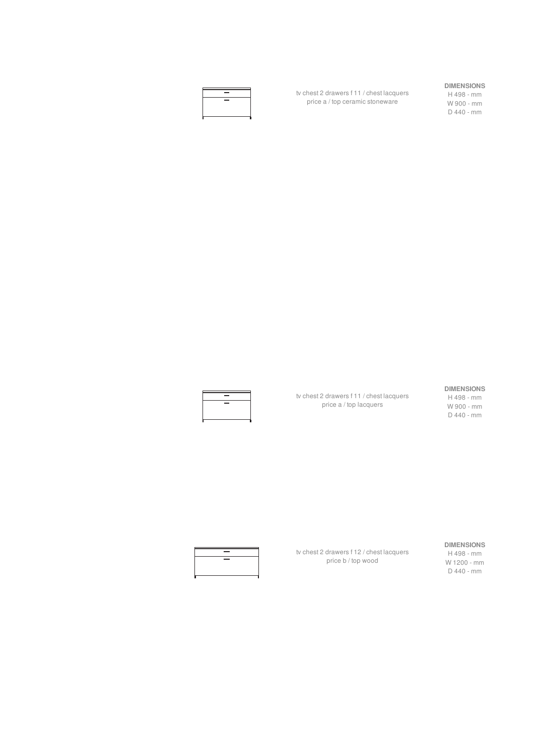tv chest 2 drawers f 11 / chest lacquers
price a / top ceramic stoneware

**DIMENSIONS**
H 498 - mm
W 900 - mm
D 440 - mm

tv chest 2 drawers f 11 / chest lacquers
price a / top lacquers

**DIMENSIONS**
H 498 - mm
W 900 - mm
D 440 - mm

tv chest 2 drawers f 12 / chest lacquers
price b / top wood

**DIMENSIONS**
H 498 - mm
W 1200 - mm
D 440 - mm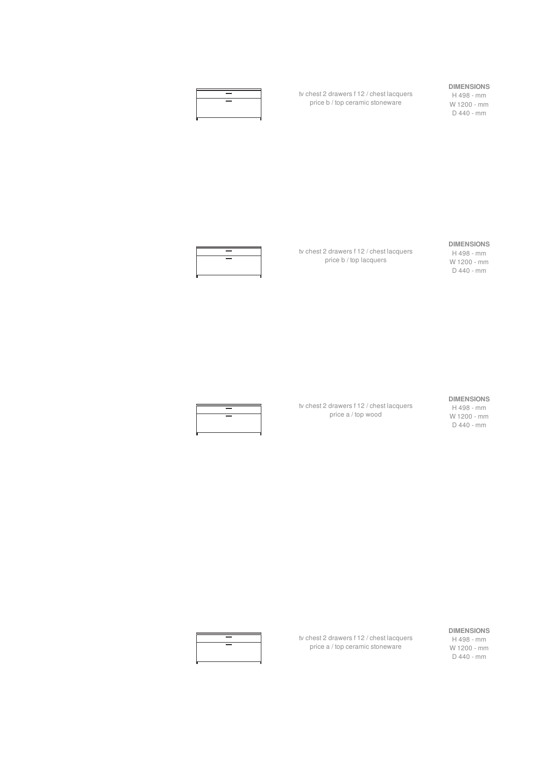tv chest 2 drawers f 12 / chest lacquers price b / top ceramic stoneware

**DIMENSIONS**
H 498 - mm
W 1200 - mm
D 440 - mm

tv chest 2 drawers f 12 / chest lacquers price b / top lacquers

**DIMENSIONS**
H 498 - mm
W 1200 - mm
D 440 - mm

tv chest 2 drawers f 12 / chest lacquers price a / top wood

**DIMENSIONS**
H 498 - mm
W 1200 - mm
D 440 - mm

tv chest 2 drawers f 12 / chest lacquers price a / top ceramic stoneware

**DIMENSIONS**
H 498 - mm
W 1200 - mm
D 440 - mm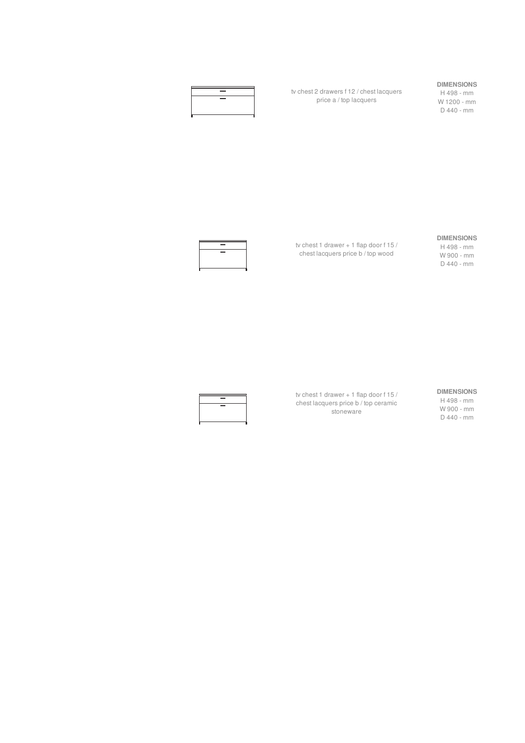tv chest 2 drawers f 12 / chest lacquers price a / top lacquers

**DIMENSIONS**
H 498 - mm
W 1200 - mm
D 440 - mm

tv chest 1 drawer + 1 flap door f 15 / chest lacquers price b / top wood

**DIMENSIONS**
H 498 - mm
W 900 - mm
D 440 - mm

tv chest 1 drawer + 1 flap door f 15 / chest lacquers price b / top ceramic stoneware

**DIMENSIONS**
H 498 - mm
W 900 - mm
D 440 - mm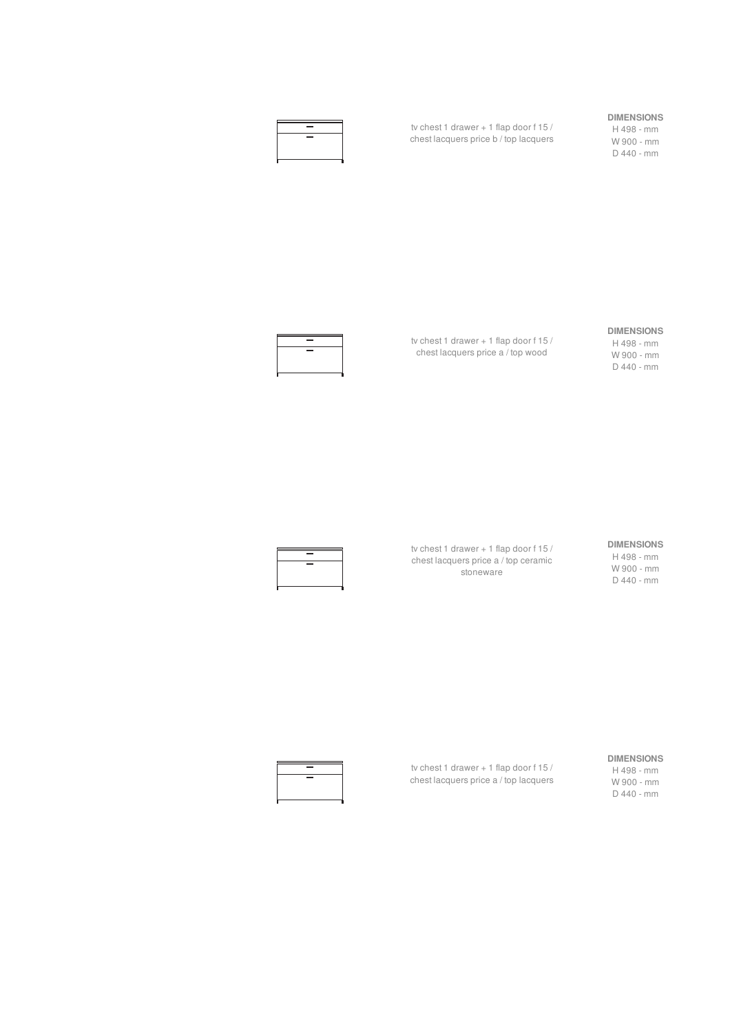tv chest 1 drawer + 1 flap door f 15 / chest lacquers price b / top lacquers

**DIMENSIONS**
H 498 - mm
W 900 - mm
D 440 - mm

tv chest 1 drawer + 1 flap door f 15 / chest lacquers price a / top wood

**DIMENSIONS**
H 498 - mm
W 900 - mm
D 440 - mm

tv chest 1 drawer + 1 flap door f 15 / chest lacquers price a / top ceramic stoneware

**DIMENSIONS**
H 498 - mm
W 900 - mm
D 440 - mm

tv chest 1 drawer + 1 flap door f 15 / chest lacquers price a / top lacquers

**DIMENSIONS**
H 498 - mm
W 900 - mm
D 440 - mm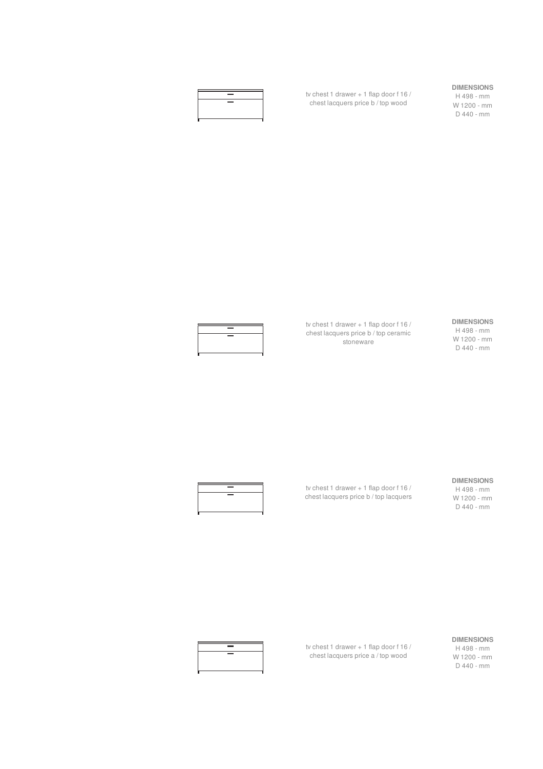tv chest 1 drawer + 1 flap door f 16 / chest lacquers price b / top wood

**DIMENSIONS**
H 498 - mm
W 1200 - mm
D 440 - mm

tv chest 1 drawer + 1 flap door f 16 / chest lacquers price b / top ceramic stoneware

**DIMENSIONS**
H 498 - mm
W 1200 - mm
D 440 - mm

tv chest 1 drawer + 1 flap door f 16 / chest lacquers price b / top lacquers

**DIMENSIONS**
H 498 - mm
W 1200 - mm
D 440 - mm

tv chest 1 drawer + 1 flap door f 16 / chest lacquers price a / top wood

**DIMENSIONS**
H 498 - mm
W 1200 - mm
D 440 - mm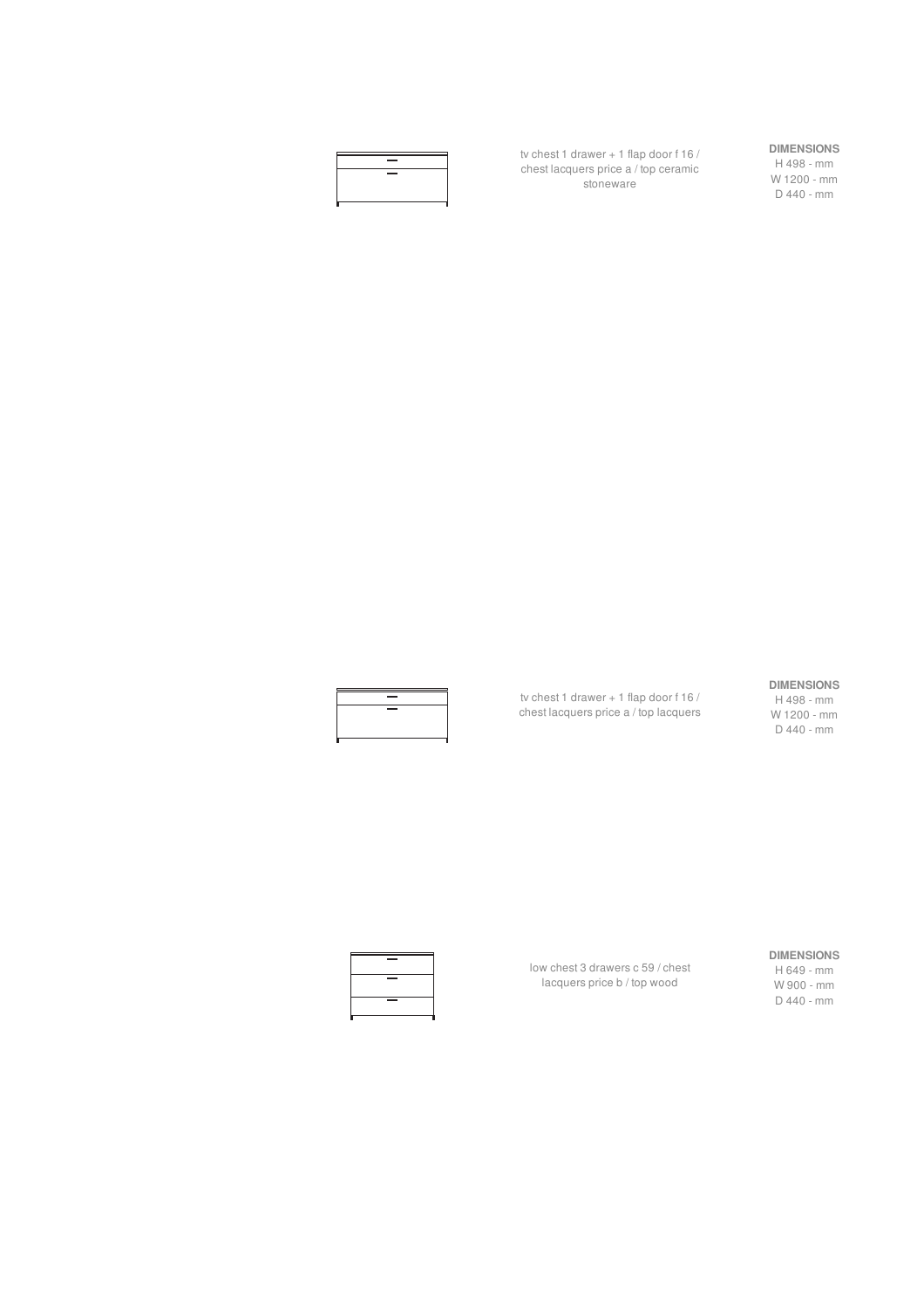tv chest 1 drawer + 1 flap door f 16 / chest lacquers price a / top ceramic stoneware

**DIMENSIONS**
H 498 - mm
W 1200 - mm
D 440 - mm

tv chest 1 drawer + 1 flap door f 16 / chest lacquers price a / top lacquers

**DIMENSIONS**
H 498 - mm
W 1200 - mm
D 440 - mm

low chest 3 drawers c 59 / chest lacquers price b / top wood

**DIMENSIONS**
H 649 - mm
W 900 - mm
D 440 - mm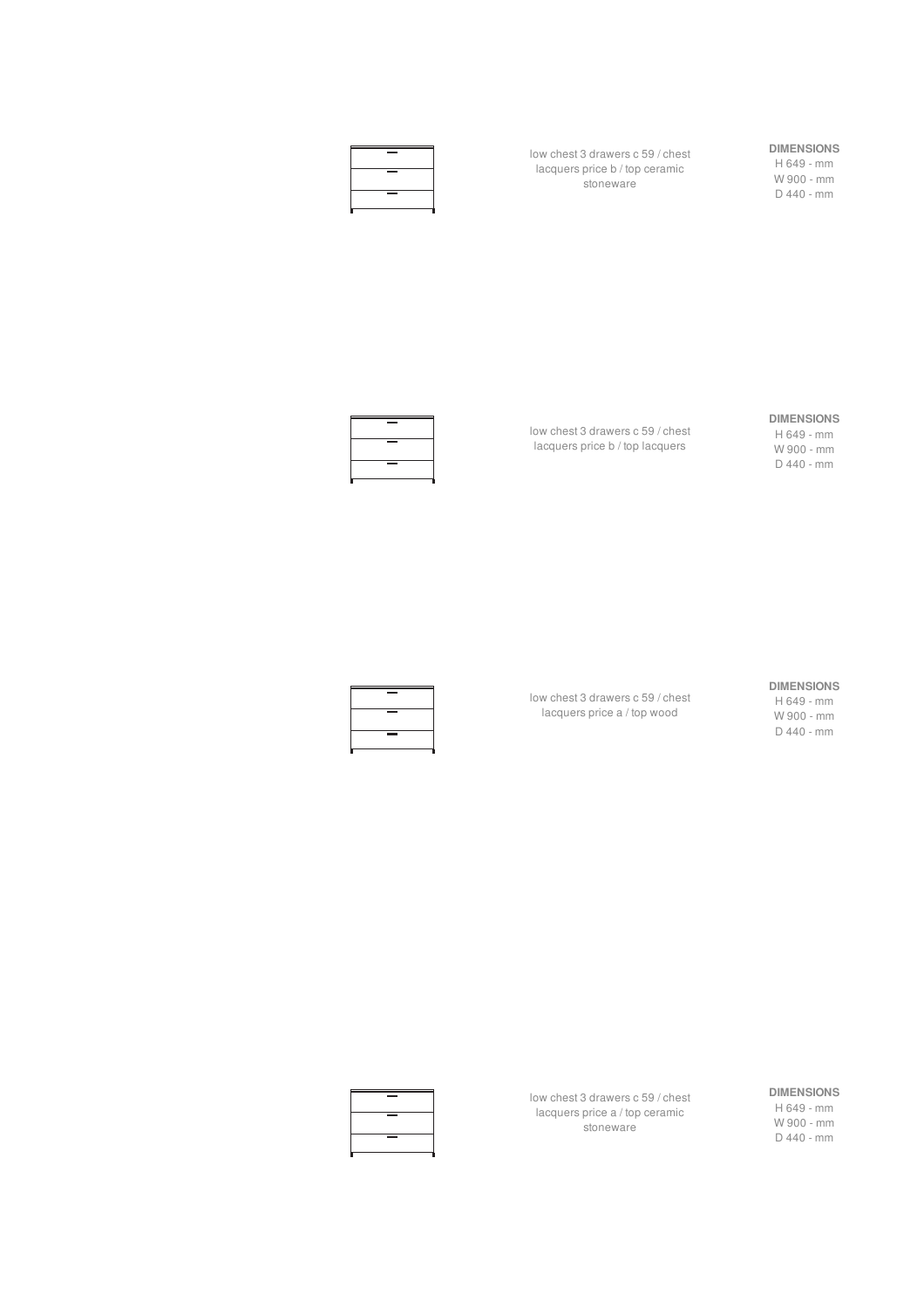low chest 3 drawers c 59 / chest lacquers price b / top ceramic stoneware

**DIMENSIONS**
H 649 - mm
W 900 - mm
D 440 - mm

low chest 3 drawers c 59 / chest lacquers price b / top lacquers

**DIMENSIONS**
H 649 - mm
W 900 - mm
D 440 - mm

low chest 3 drawers c 59 / chest lacquers price a / top wood

**DIMENSIONS**
H 649 - mm
W 900 - mm
D 440 - mm

low chest 3 drawers c 59 / chest lacquers price a / top ceramic stoneware

**DIMENSIONS**
H 649 - mm
W 900 - mm
D 440 - mm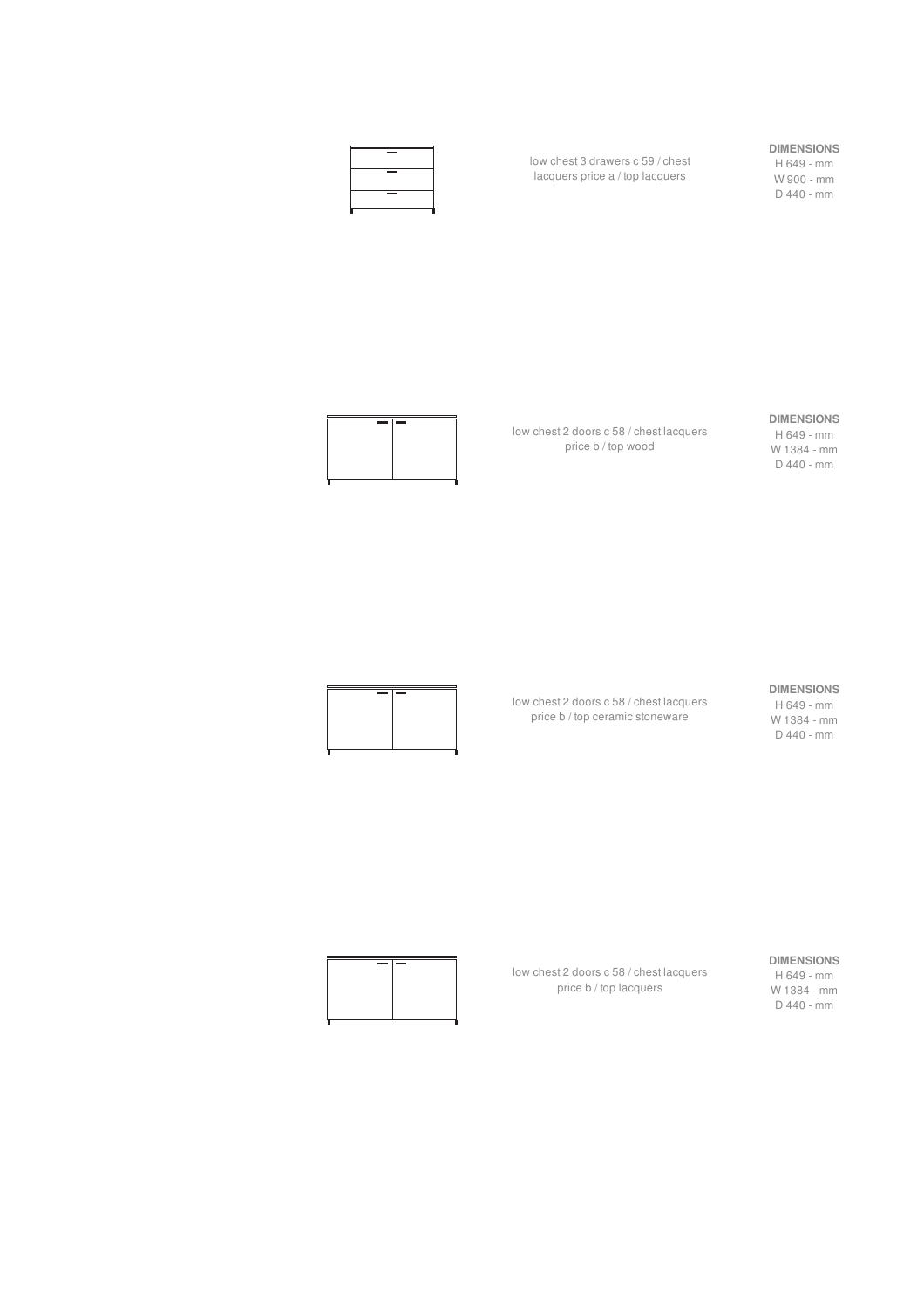low chest 3 drawers c 59 / chest lacquers price a / top lacquers

**DIMENSIONS**
H 649 - mm
W 900 - mm
D 440 - mm

low chest 2 doors c 58 / chest lacquers price b / top wood

**DIMENSIONS**
H 649 - mm
W 1384 - mm
D 440 - mm

low chest 2 doors c 58 / chest lacquers price b / top ceramic stoneware

**DIMENSIONS**
H 649 - mm
W 1384 - mm
D 440 - mm

low chest 2 doors c 58 / chest lacquers price b / top lacquers

**DIMENSIONS**
H 649 - mm
W 1384 - mm
D 440 - mm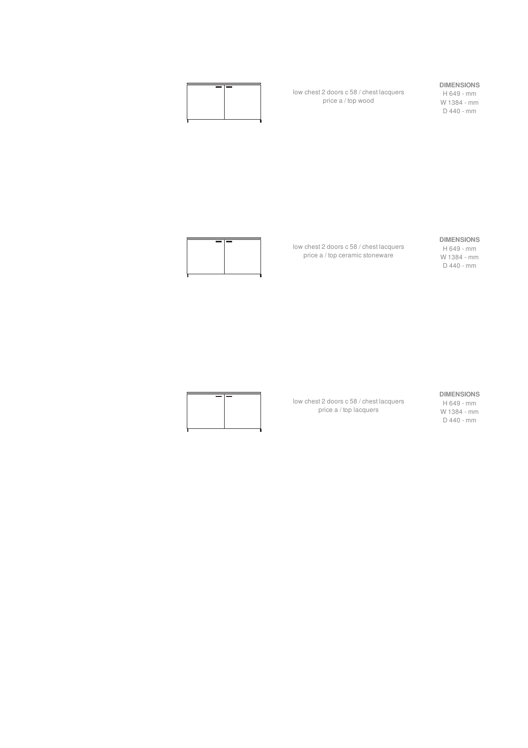low chest 2 doors c 58 / chest lacquers
price a / top wood

**DIMENSIONS**
H 649 - mm
W 1384 - mm
D 440 - mm

low chest 2 doors c 58 / chest lacquers
price a / top ceramic stoneware

**DIMENSIONS**
H 649 - mm
W 1384 - mm
D 440 - mm

low chest 2 doors c 58 / chest lacquers
price a / top lacquers

**DIMENSIONS**
H 649 - mm
W 1384 - mm
D 440 - mm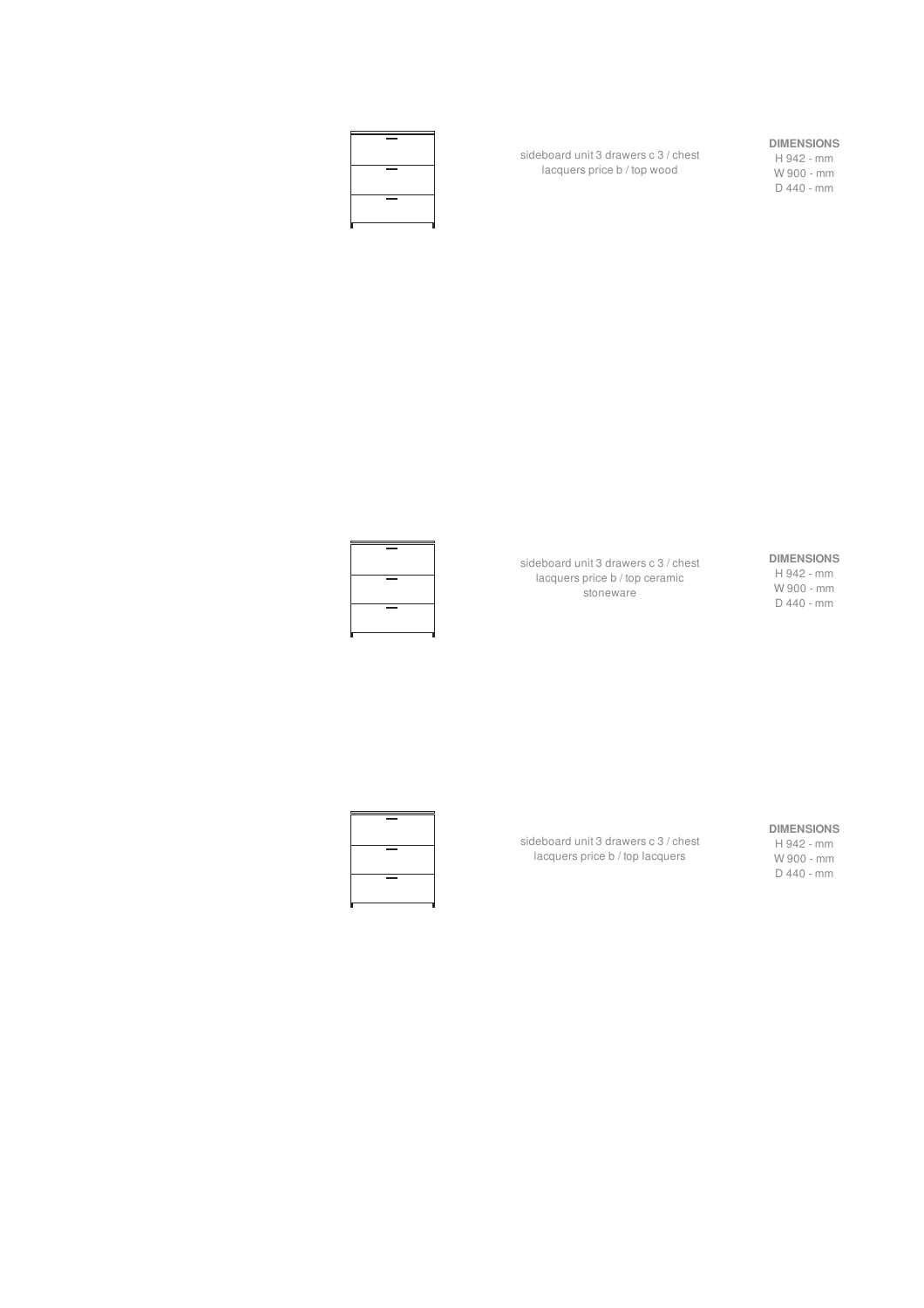sideboard unit 3 drawers c 3 / chest lacquers price b / top wood

**DIMENSIONS**
H 942 - mm
W 900 - mm
D 440 - mm

sideboard unit 3 drawers c 3 / chest lacquers price b / top ceramic stoneware

**DIMENSIONS**
H 942 - mm
W 900 - mm
D 440 - mm

sideboard unit 3 drawers c 3 / chest lacquers price b / top lacquers

**DIMENSIONS**
H 942 - mm
W 900 - mm
D 440 - mm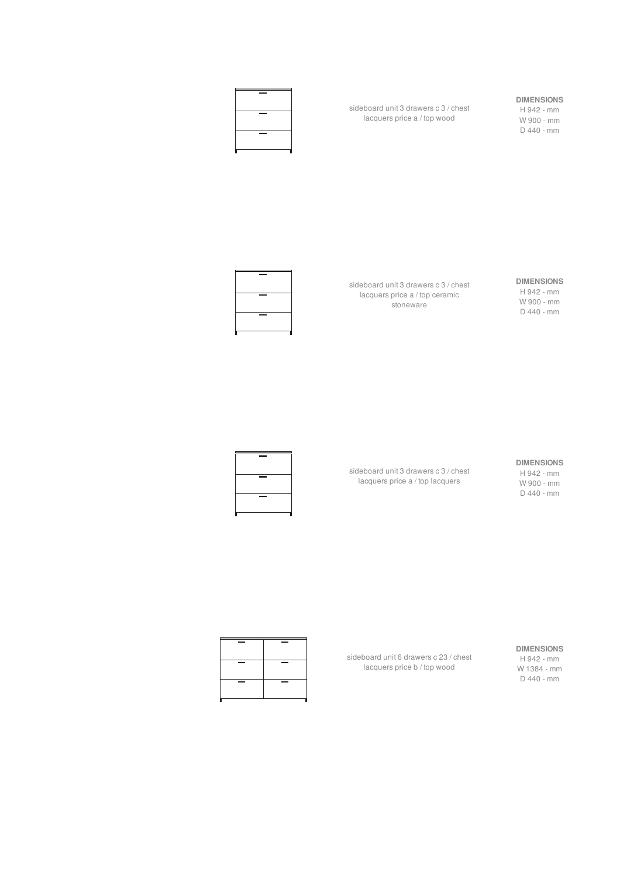sideboard unit 3 drawers c 3 / chest lacquers price a / top wood

**DIMENSIONS**
H 942 - mm
W 900 - mm
D 440 - mm

sideboard unit 3 drawers c 3 / chest lacquers price a / top ceramic stoneware

**DIMENSIONS**
H 942 - mm
W 900 - mm
D 440 - mm

sideboard unit 3 drawers c 3 / chest lacquers price a / top lacquers

**DIMENSIONS**
H 942 - mm
W 900 - mm
D 440 - mm

sideboard unit 6 drawers c 23 / chest lacquers price b / top wood

**DIMENSIONS**
H 942 - mm
W 1384 - mm
D 440 - mm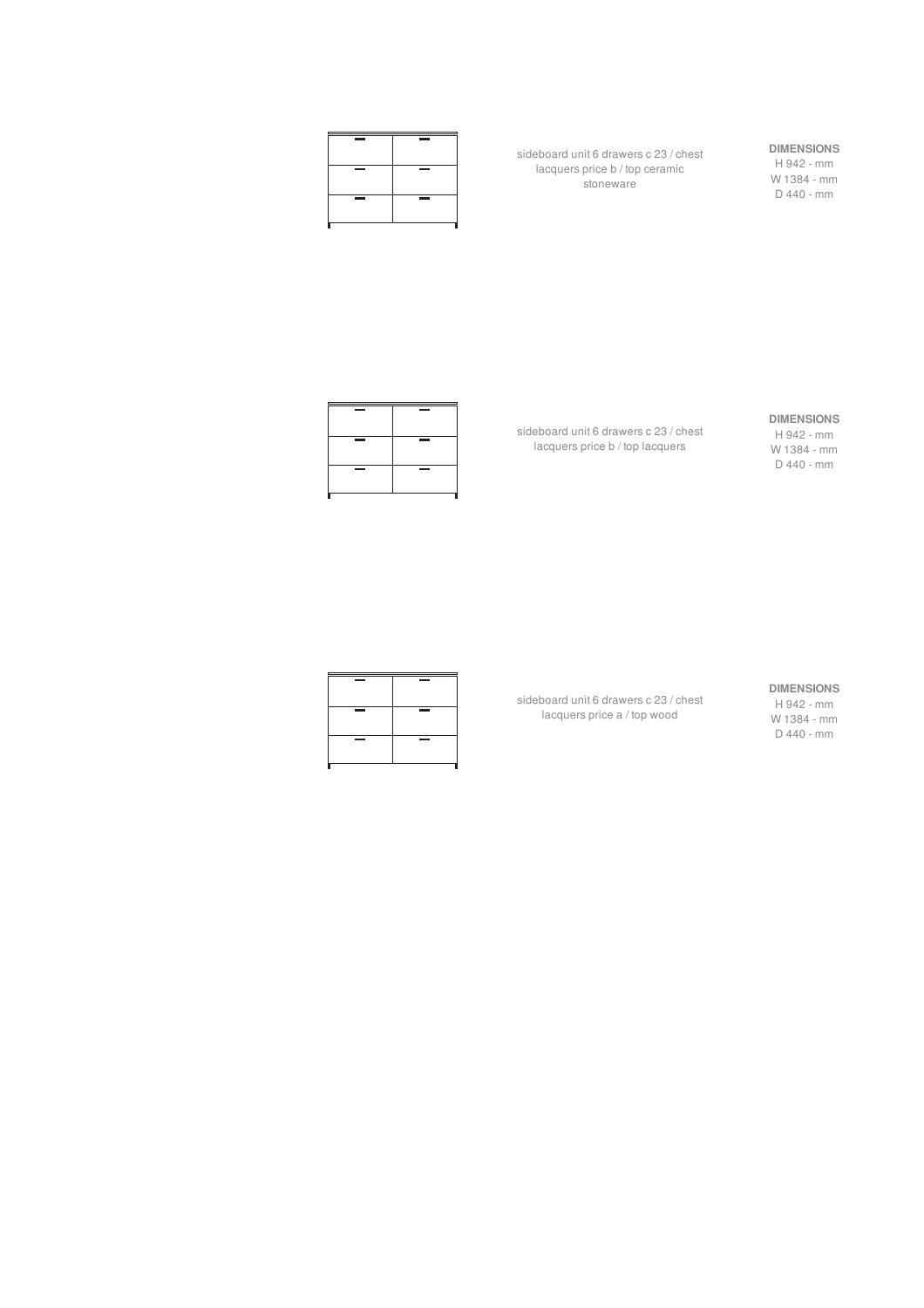sideboard unit 6 drawers c 23 / chest lacquers price b / top ceramic stoneware

**DIMENSIONS**
H 942 - mm
W 1384 - mm
D 440 - mm

sideboard unit 6 drawers c 23 / chest lacquers price b / top lacquers

**DIMENSIONS**
H 942 - mm
W 1384 - mm
D 440 - mm

sideboard unit 6 drawers c 23 / chest lacquers price a / top wood

**DIMENSIONS**
H 942 - mm
W 1384 - mm
D 440 - mm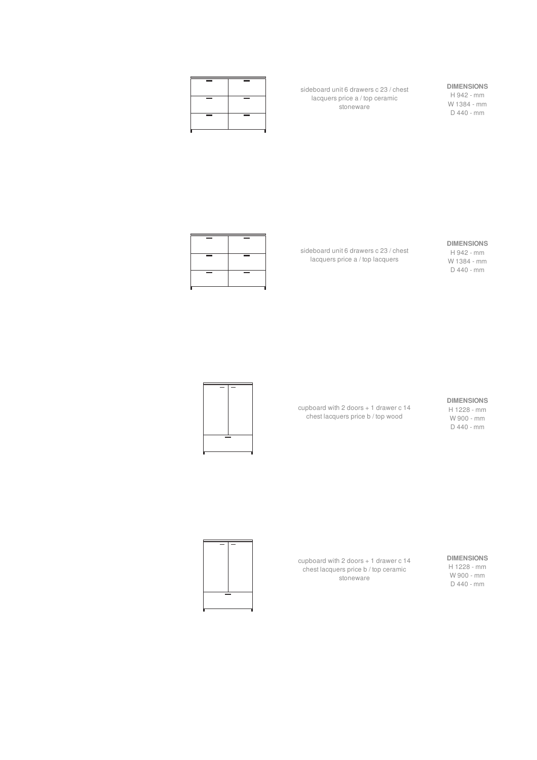sideboard unit 6 drawers c 23 / chest lacquers price a / top ceramic stoneware

**DIMENSIONS**
H 942 - mm
W 1384 - mm
D 440 - mm

sideboard unit 6 drawers c 23 / chest lacquers price a / top lacquers

**DIMENSIONS**
H 942 - mm
W 1384 - mm
D 440 - mm

cupboard with 2 doors + 1 drawer c 14 chest lacquers price b / top wood

**DIMENSIONS**
H 1228 - mm
W 900 - mm
D 440 - mm

cupboard with 2 doors + 1 drawer c 14 chest lacquers price b / top ceramic stoneware

**DIMENSIONS**
H 1228 - mm
W 900 - mm
D 440 - mm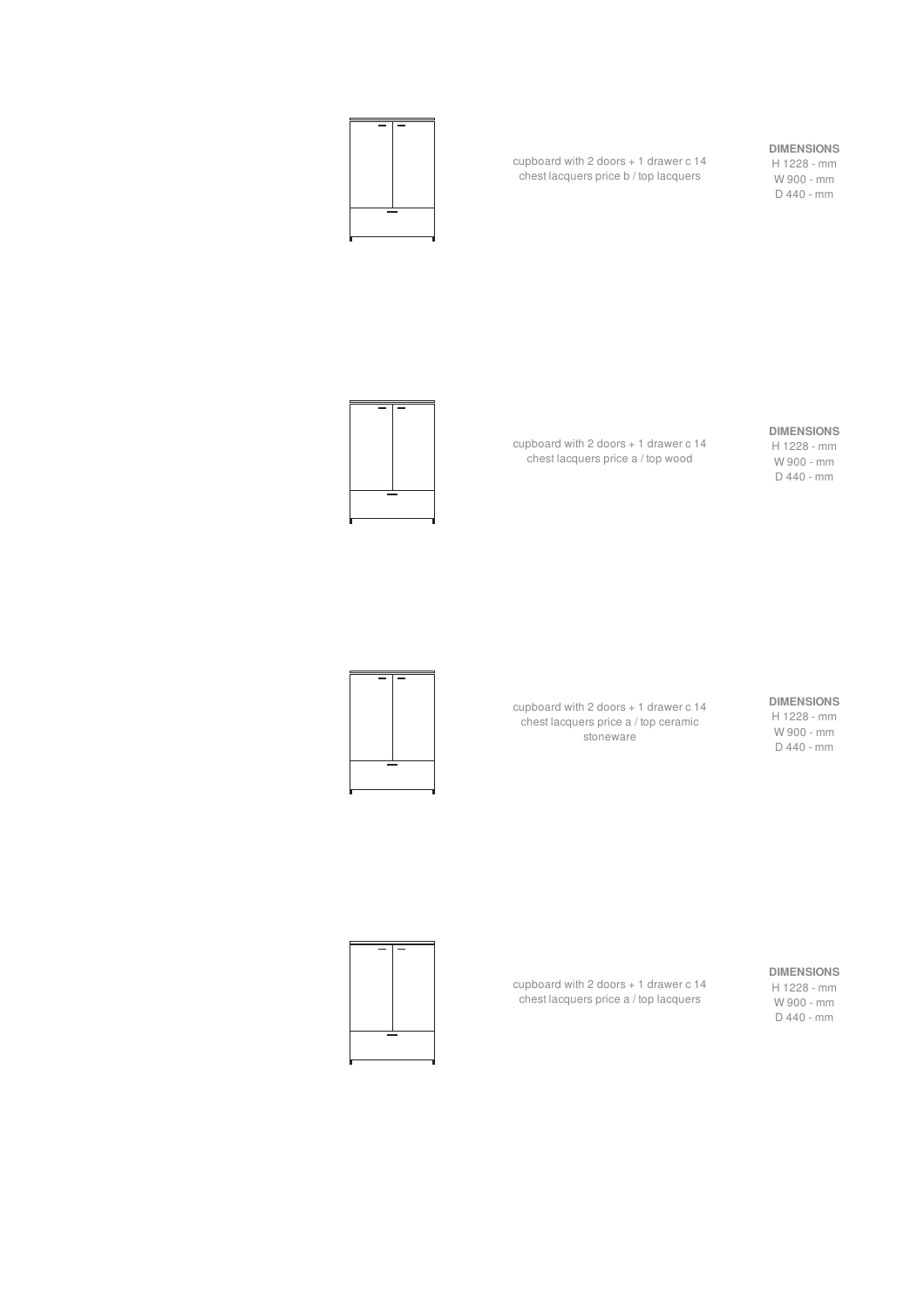cupboard with 2 doors + 1 drawer c 14
chest lacquers price b / top lacquers

**DIMENSIONS**
H 1228 - mm
W 900 - mm
D 440 - mm

cupboard with 2 doors + 1 drawer c 14
chest lacquers price a / top wood

**DIMENSIONS**
H 1228 - mm
W 900 - mm
D 440 - mm

cupboard with 2 doors + 1 drawer c 14
chest lacquers price a / top ceramic
stoneware

**DIMENSIONS**
H 1228 - mm
W 900 - mm
D 440 - mm

cupboard with 2 doors + 1 drawer c 14
chest lacquers price a / top lacquers

**DIMENSIONS**
H 1228 - mm
W 900 - mm
D 440 - mm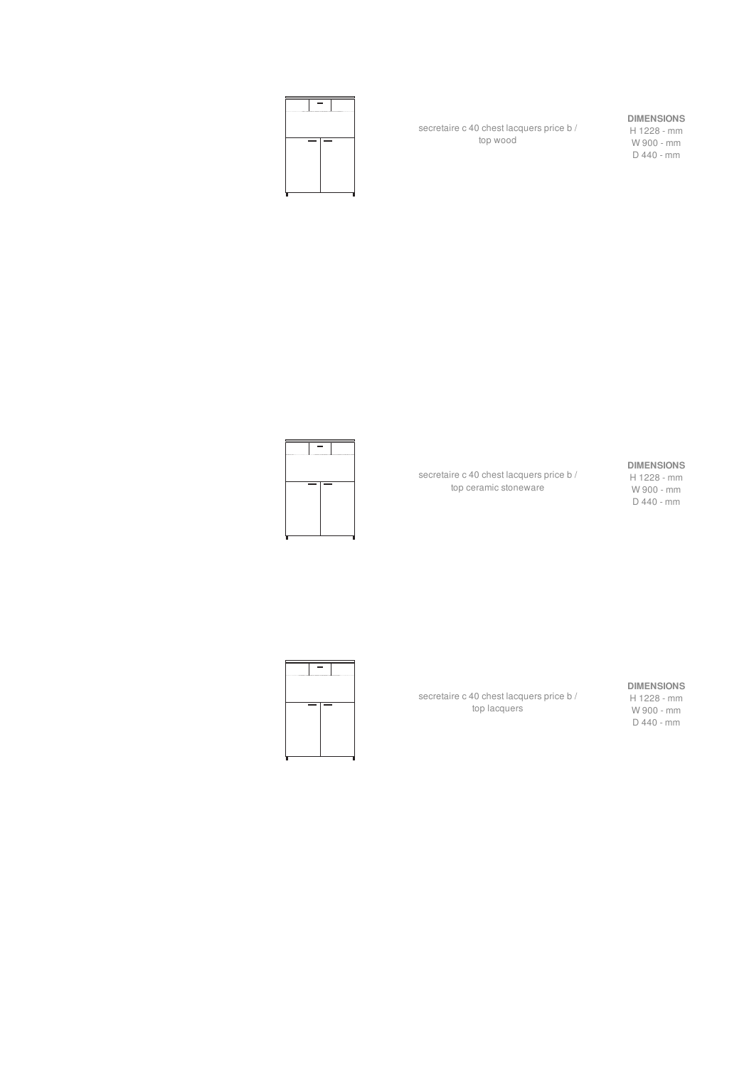secretaire c 40 chest lacquers price b / top wood

**DIMENSIONS**
H 1228 - mm
W 900 - mm
D 440 - mm

secretaire c 40 chest lacquers price b / top ceramic stoneware

**DIMENSIONS**
H 1228 - mm
W 900 - mm
D 440 - mm

secretaire c 40 chest lacquers price b / top lacquers

**DIMENSIONS**
H 1228 - mm
W 900 - mm
D 440 - mm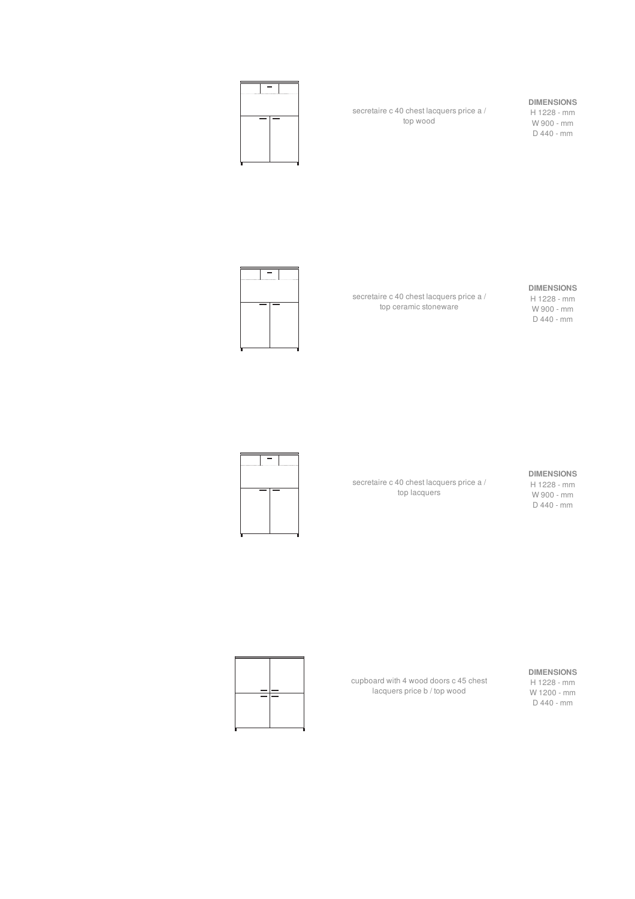secretaire c 40 chest lacquers price a / top wood

**DIMENSIONS**
H 1228 - mm
W 900 - mm
D 440 - mm

secretaire c 40 chest lacquers price a / top ceramic stoneware

**DIMENSIONS**
H 1228 - mm
W 900 - mm
D 440 - mm

secretaire c 40 chest lacquers price a / top lacquers

**DIMENSIONS**
H 1228 - mm
W 900 - mm
D 440 - mm

cupboard with 4 wood doors c 45 chest lacquers price b / top wood

**DIMENSIONS**
H 1228 - mm
W 1200 - mm
D 440 - mm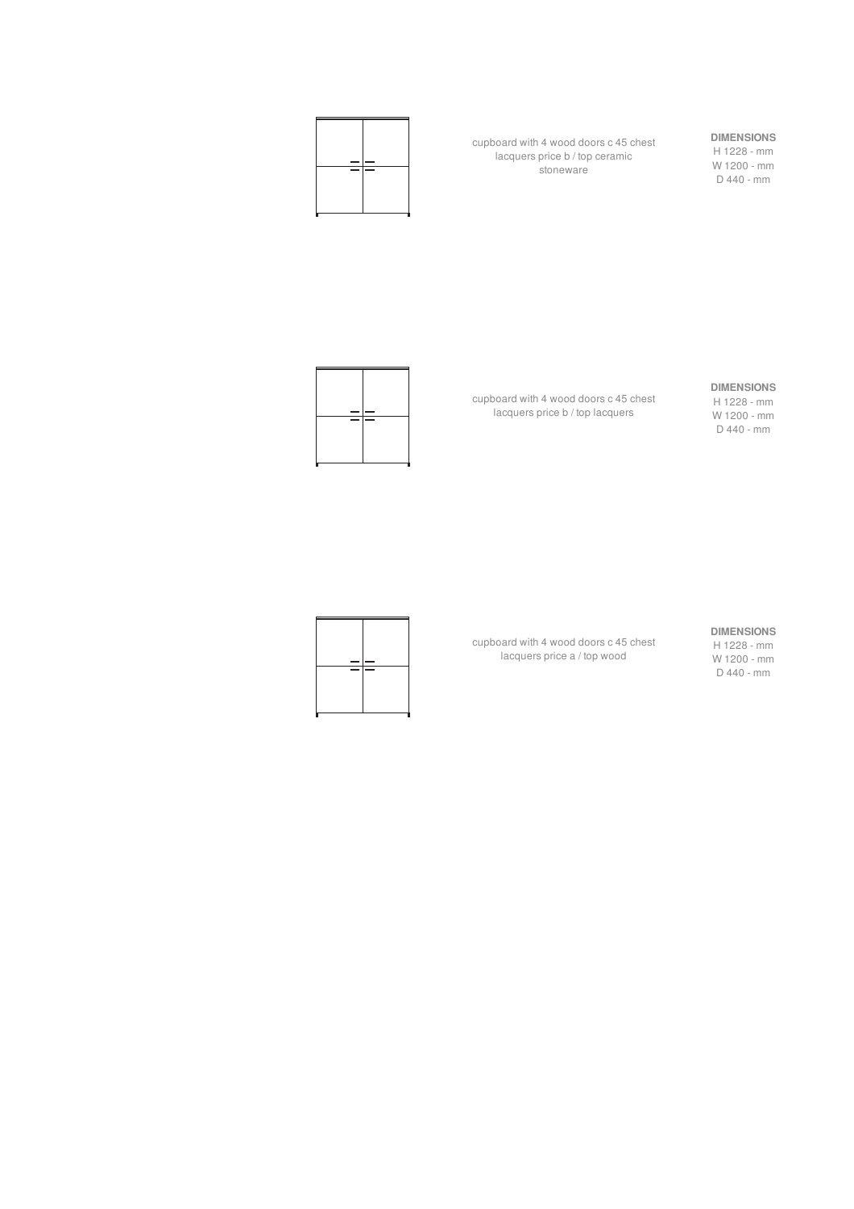cupboard with 4 wood doors c 45 chest lacquers price b / top ceramic stoneware

**DIMENSIONS**
H 1228 - mm
W 1200 - mm
D 440 - mm

cupboard with 4 wood doors c 45 chest lacquers price b / top lacquers

**DIMENSIONS**
H 1228 - mm
W 1200 - mm
D 440 - mm

cupboard with 4 wood doors c 45 chest lacquers price a / top wood

**DIMENSIONS**
H 1228 - mm
W 1200 - mm
D 440 - mm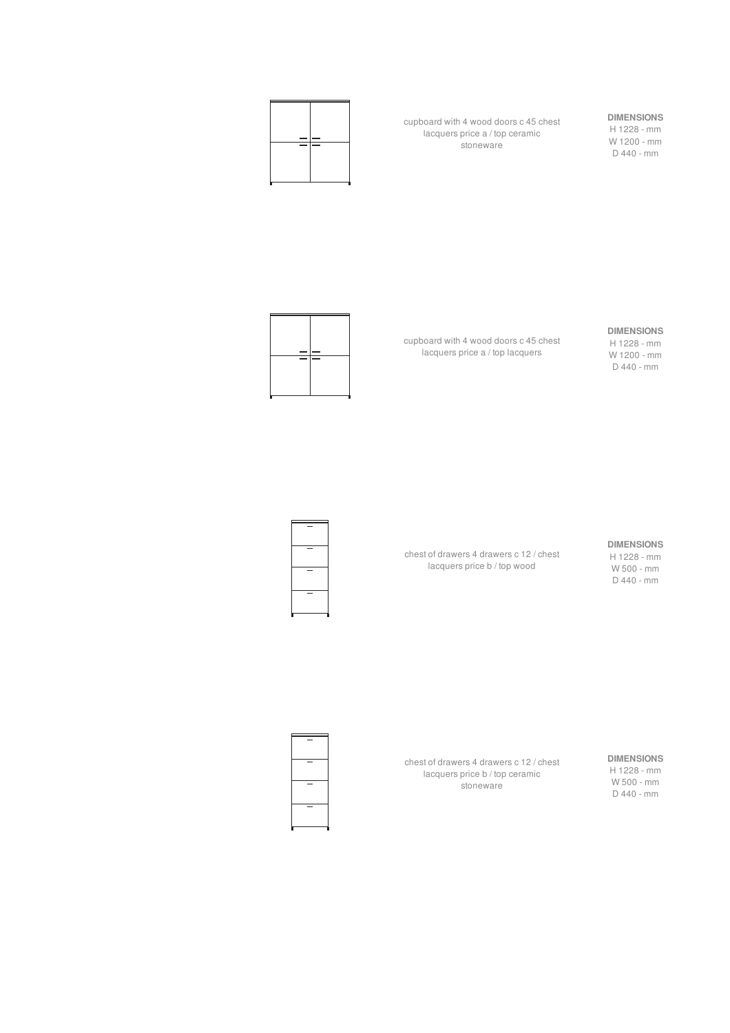cupboard with 4 wood doors c 45 chest lacquers price a / top ceramic stoneware

**DIMENSIONS**
H 1228 - mm
W 1200 - mm
D 440 - mm

cupboard with 4 wood doors c 45 chest lacquers price a / top lacquers

**DIMENSIONS**
H 1228 - mm
W 1200 - mm
D 440 - mm

chest of drawers 4 drawers c 12 / chest lacquers price b / top wood

**DIMENSIONS**
H 1228 - mm
W 500 - mm
D 440 - mm

chest of drawers 4 drawers c 12 / chest lacquers price b / top ceramic stoneware

**DIMENSIONS**
H 1228 - mm
W 500 - mm
D 440 - mm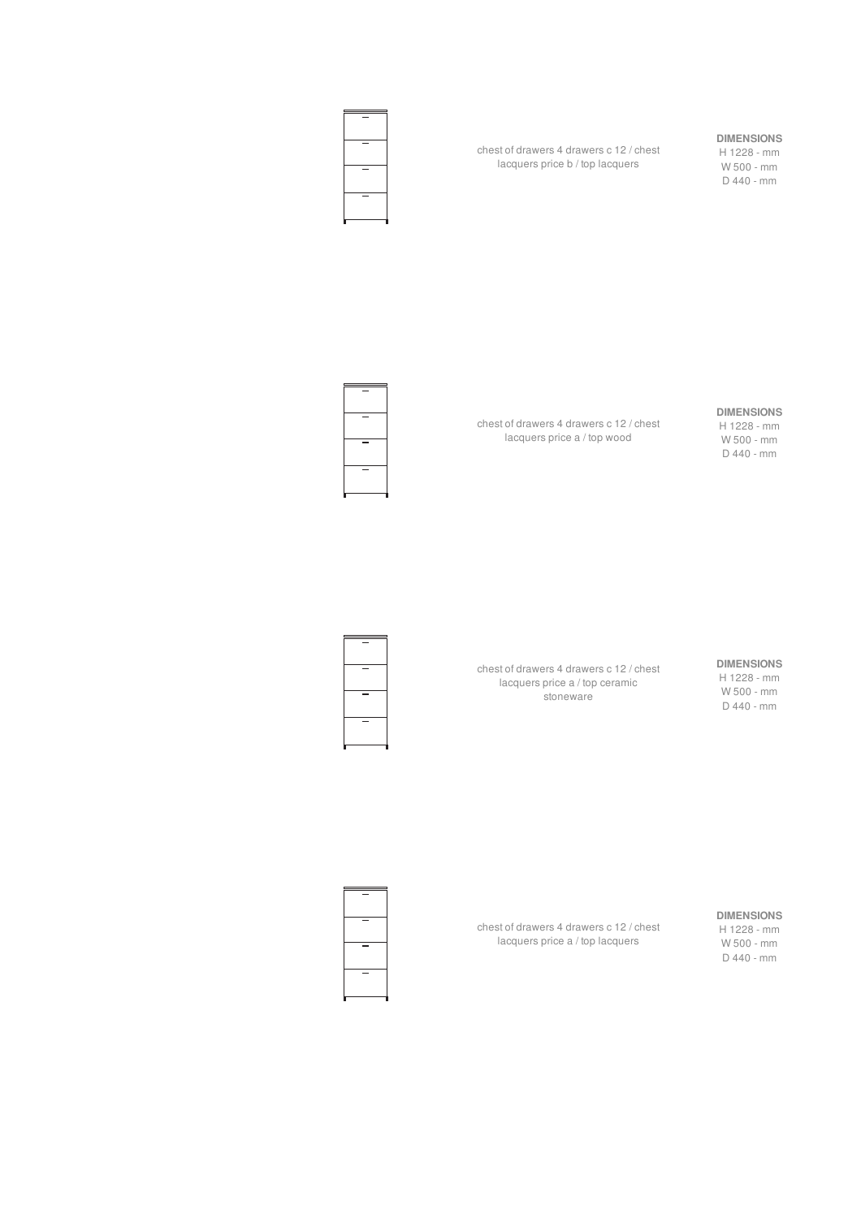chest of drawers 4 drawers c 12 / chest lacquers price b / top lacquers

**DIMENSIONS**
H 1228 - mm
W 500 - mm
D 440 - mm

chest of drawers 4 drawers c 12 / chest lacquers price a / top wood

**DIMENSIONS**
H 1228 - mm
W 500 - mm
D 440 - mm

chest of drawers 4 drawers c 12 / chest lacquers price a / top ceramic stoneware

**DIMENSIONS**
H 1228 - mm
W 500 - mm
D 440 - mm

chest of drawers 4 drawers c 12 / chest lacquers price a / top lacquers

**DIMENSIONS**
H 1228 - mm
W 500 - mm
D 440 - mm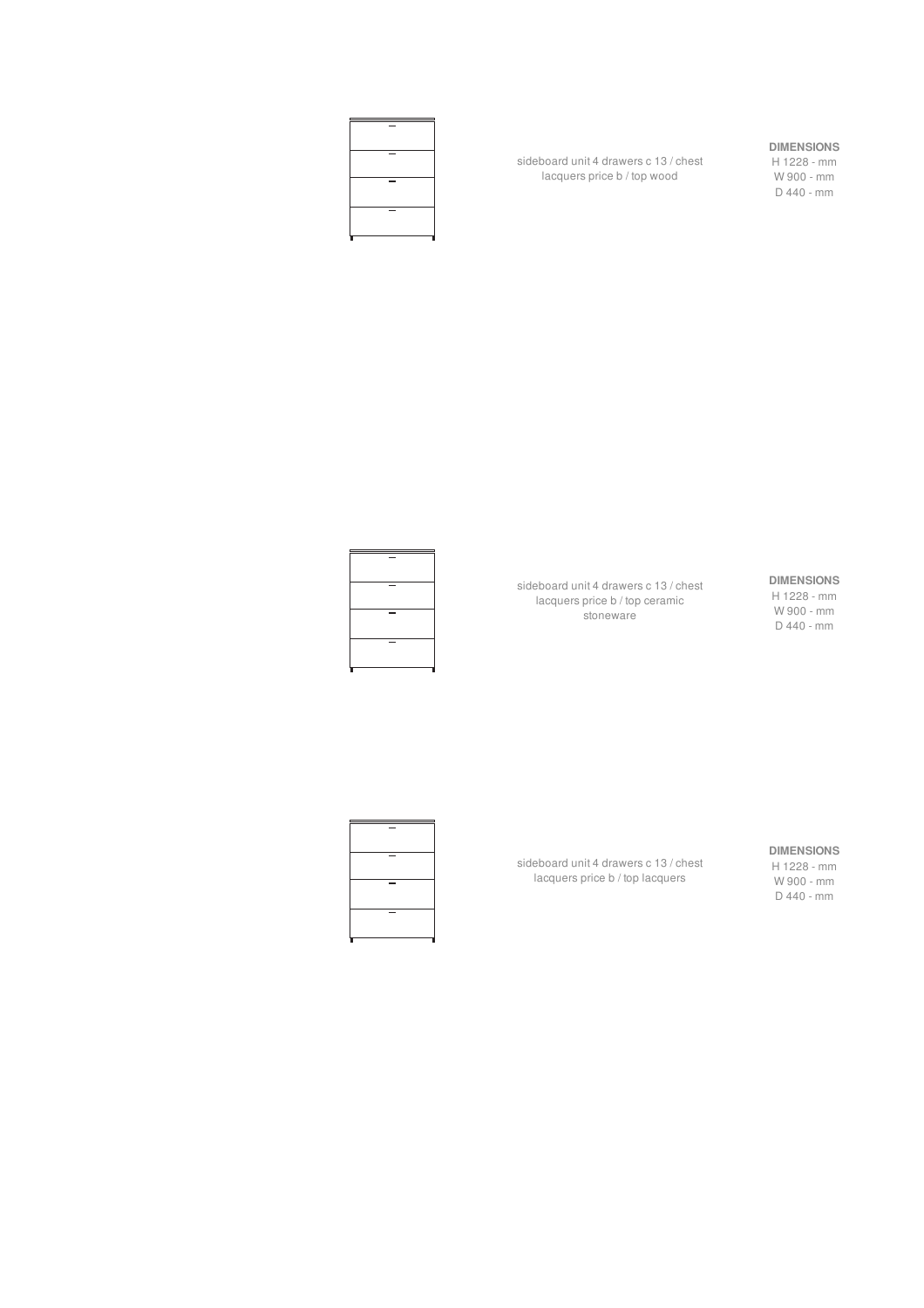sideboard unit 4 drawers c 13 / chest lacquers price b / top wood

**DIMENSIONS**
H 1228 - mm
W 900 - mm
D 440 - mm

sideboard unit 4 drawers c 13 / chest lacquers price b / top ceramic stoneware

**DIMENSIONS**
H 1228 - mm
W 900 - mm
D 440 - mm

sideboard unit 4 drawers c 13 / chest lacquers price b / top lacquers

**DIMENSIONS**
H 1228 - mm
W 900 - mm
D 440 - mm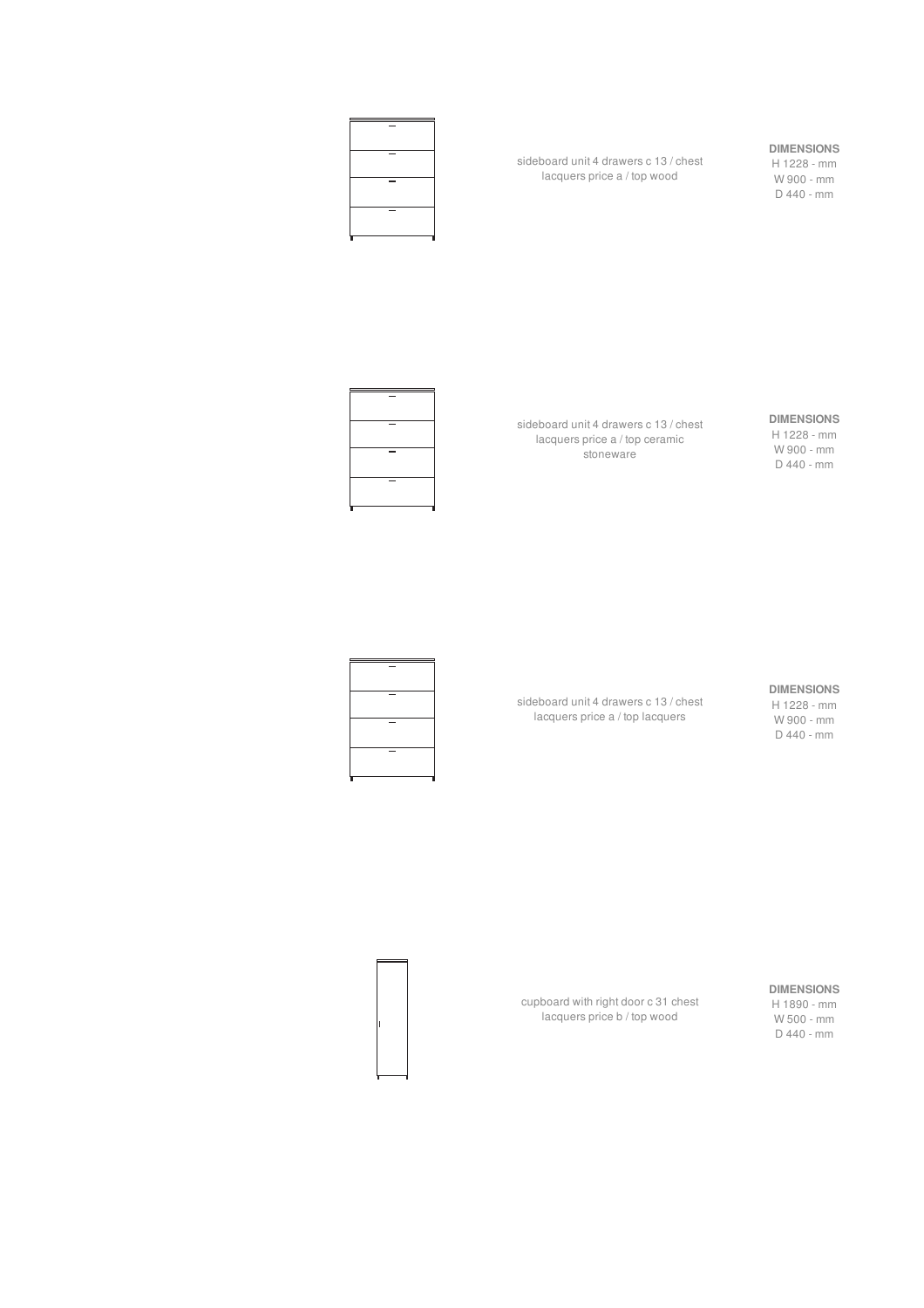sideboard unit 4 drawers c 13 / chest lacquers price a / top wood

**DIMENSIONS**
H 1228 - mm
W 900 - mm
D 440 - mm

sideboard unit 4 drawers c 13 / chest lacquers price a / top ceramic stoneware

**DIMENSIONS**
H 1228 - mm
W 900 - mm
D 440 - mm

sideboard unit 4 drawers c 13 / chest lacquers price a / top lacquers

**DIMENSIONS**
H 1228 - mm
W 900 - mm
D 440 - mm

cupboard with right door c 31 chest lacquers price b / top wood

**DIMENSIONS**
H 1890 - mm
W 500 - mm
D 440 - mm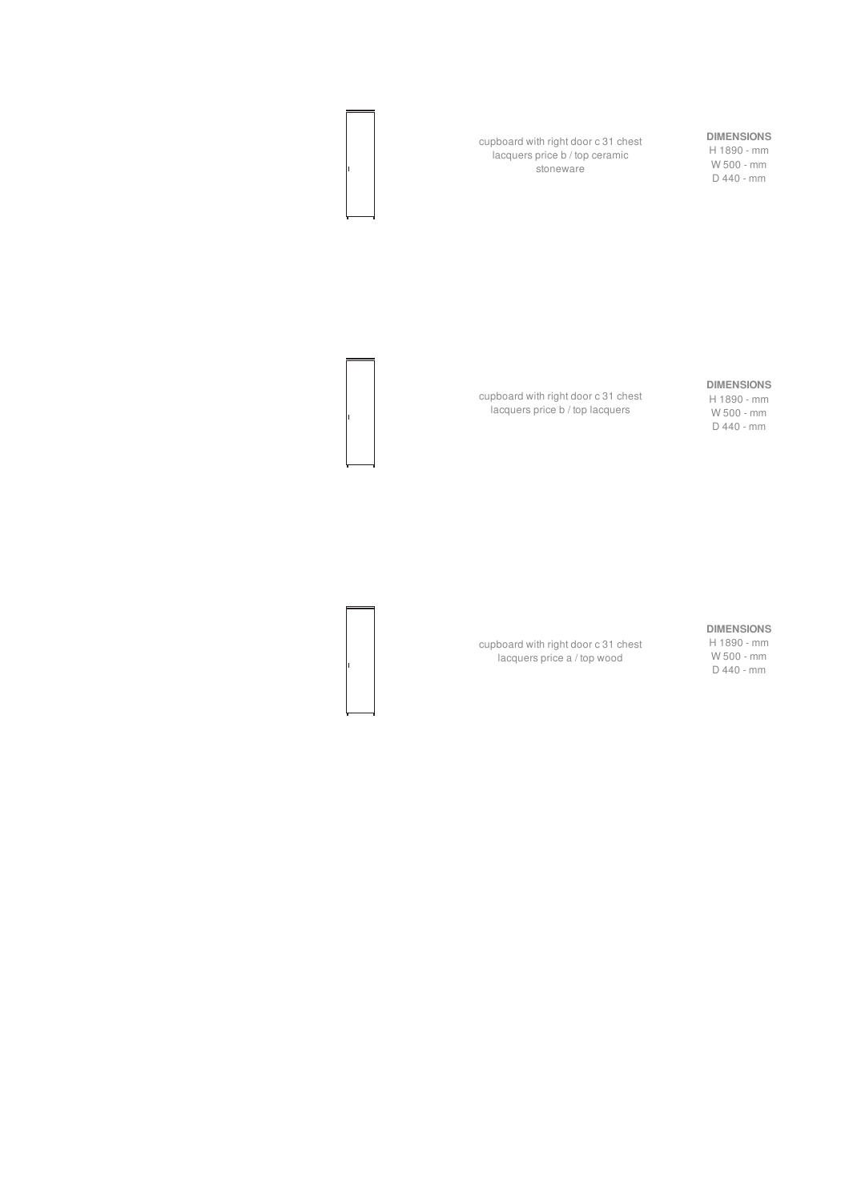cupboard with right door c 31 chest lacquers price b / top ceramic stoneware

**DIMENSIONS**
H 1890 - mm
W 500 - mm
D 440 - mm

cupboard with right door c 31 chest lacquers price b / top lacquers

**DIMENSIONS**
H 1890 - mm
W 500 - mm
D 440 - mm

cupboard with right door c 31 chest lacquers price a / top wood

**DIMENSIONS**
H 1890 - mm
W 500 - mm
D 440 - mm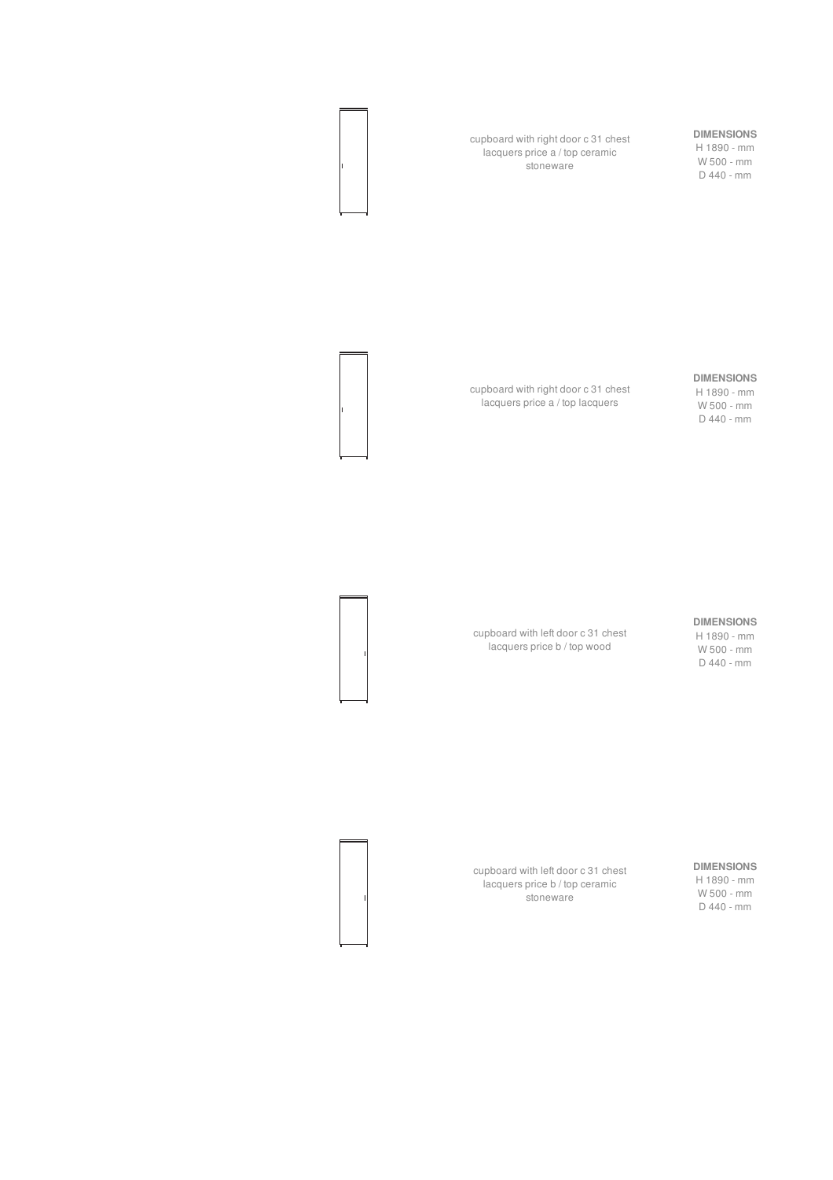cupboard with right door c 31 chest lacquers price a / top ceramic stoneware

**DIMENSIONS**
H 1890 - mm
W 500 - mm
D 440 - mm

cupboard with right door c 31 chest lacquers price a / top lacquers

**DIMENSIONS**
H 1890 - mm
W 500 - mm
D 440 - mm

cupboard with left door c 31 chest lacquers price b / top wood

**DIMENSIONS**
H 1890 - mm
W 500 - mm
D 440 - mm

cupboard with left door c 31 chest lacquers price b / top ceramic stoneware

**DIMENSIONS**
H 1890 - mm
W 500 - mm
D 440 - mm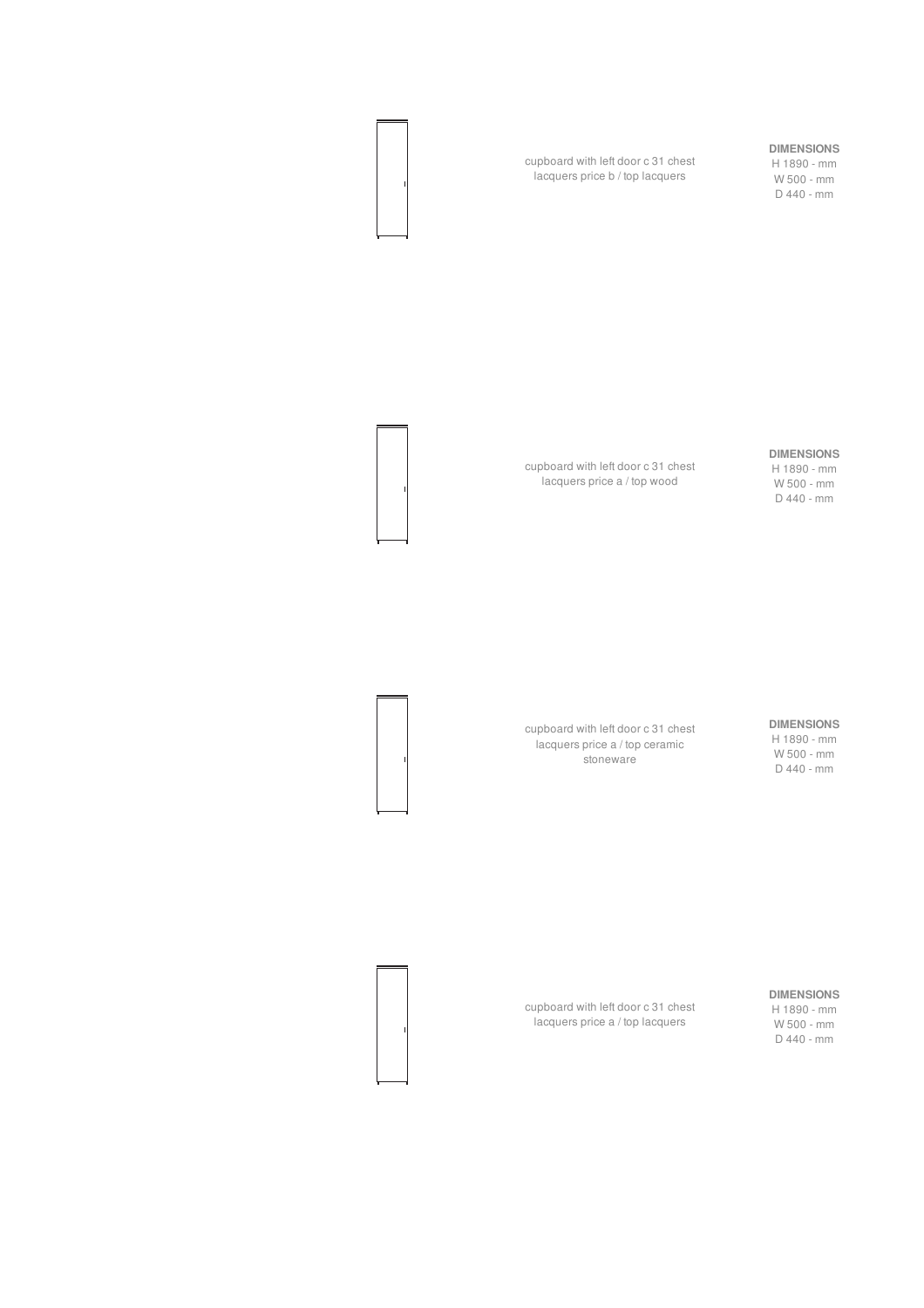cupboard with left door c 31 chest lacquers price b / top lacquers

**DIMENSIONS**
H 1890 - mm
W 500 - mm
D 440 - mm

cupboard with left door c 31 chest lacquers price a / top wood

**DIMENSIONS**
H 1890 - mm
W 500 - mm
D 440 - mm

cupboard with left door c 31 chest lacquers price a / top ceramic stoneware

**DIMENSIONS**
H 1890 - mm
W 500 - mm
D 440 - mm

cupboard with left door c 31 chest lacquers price a / top lacquers

**DIMENSIONS**
H 1890 - mm
W 500 - mm
D 440 - mm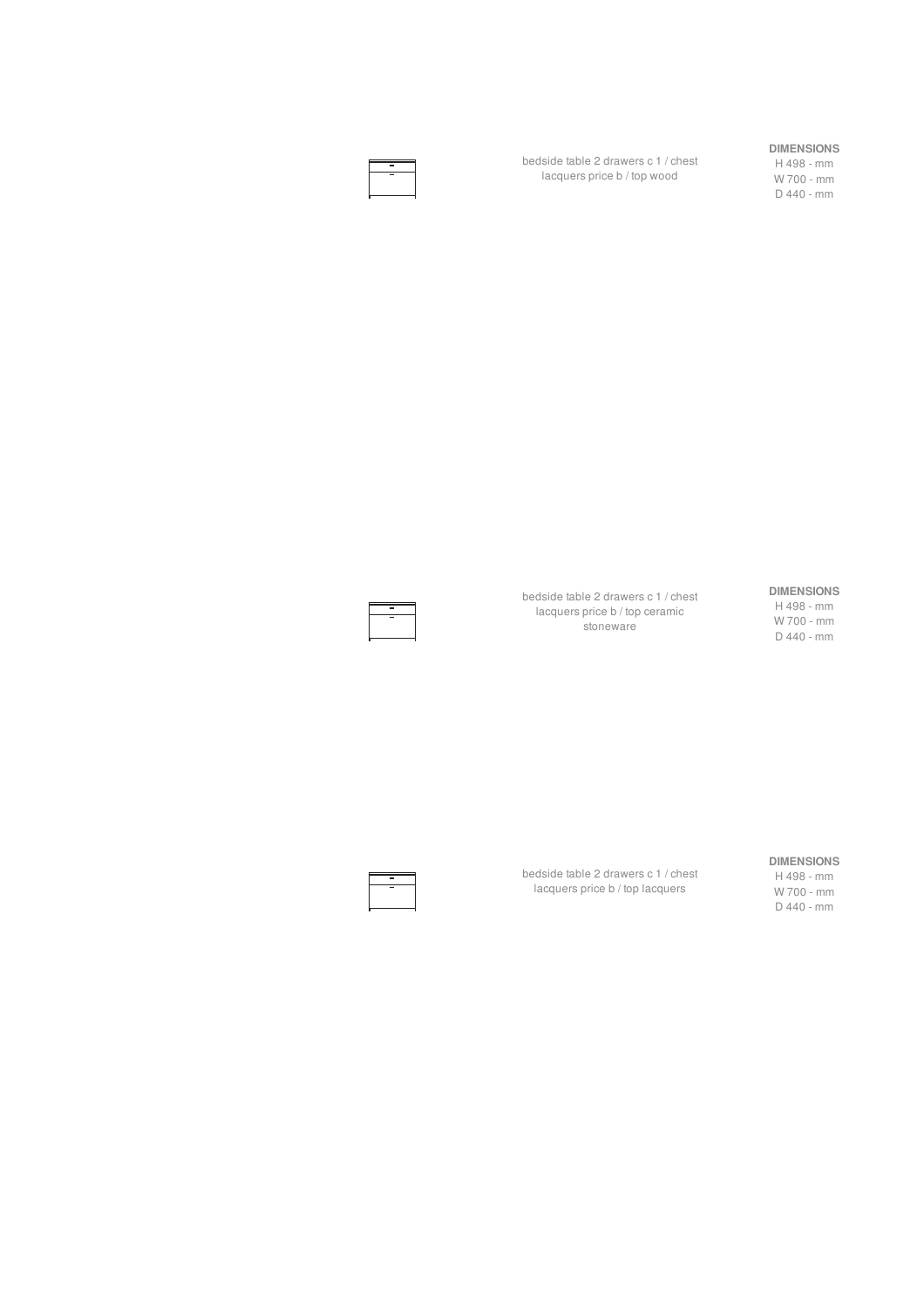bedside table 2 drawers c 1 / chest lacquers price b / top wood

**DIMENSIONS**
H 498 - mm
W 700 - mm
D 440 - mm

bedside table 2 drawers c 1 / chest lacquers price b / top ceramic stoneware

**DIMENSIONS**
H 498 - mm
W 700 - mm
D 440 - mm

bedside table 2 drawers c 1 / chest lacquers price b / top lacquers

**DIMENSIONS**
H 498 - mm
W 700 - mm
D 440 - mm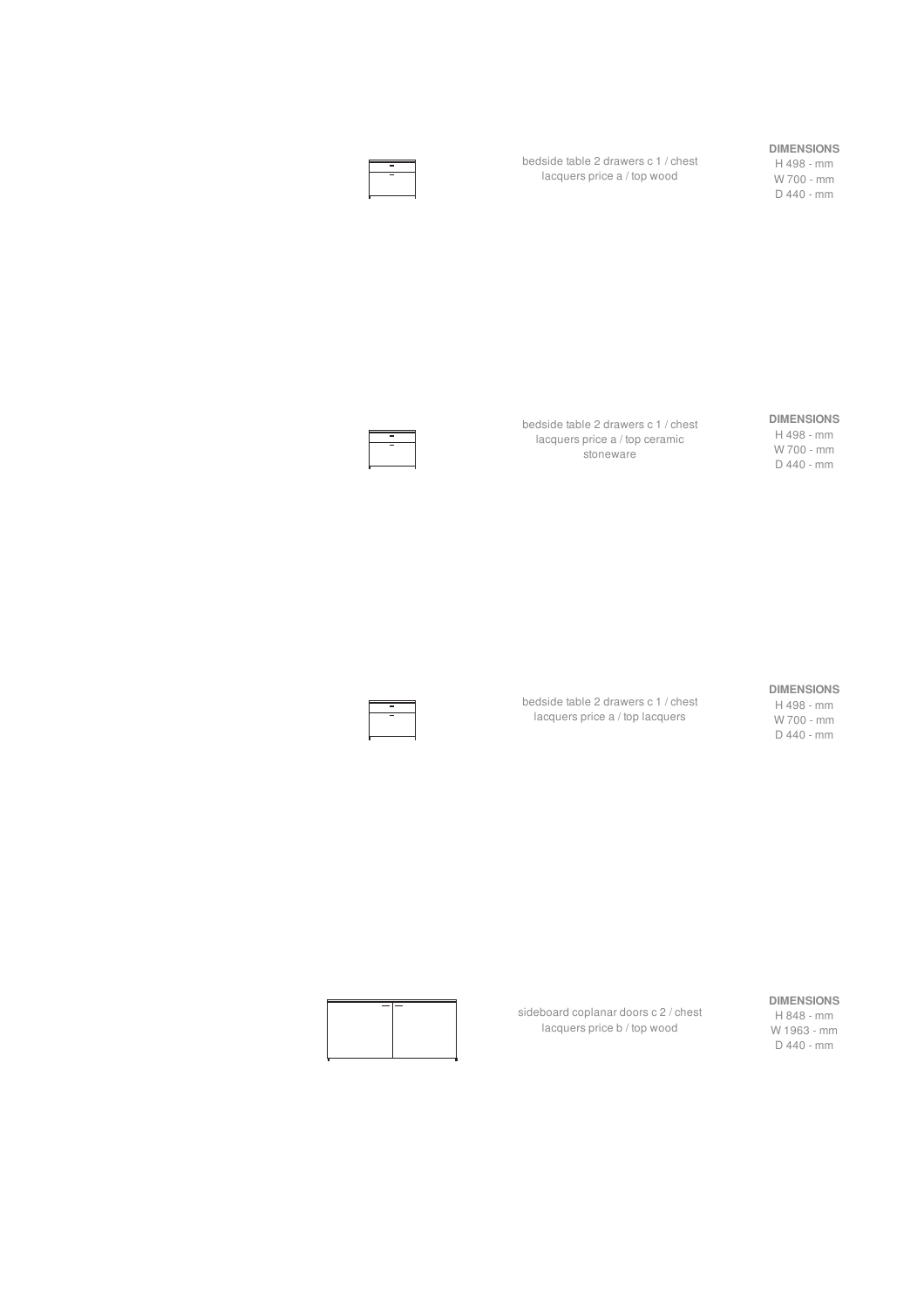bedside table 2 drawers c 1 / chest lacquers price a / top wood

**DIMENSIONS**
H 498 - mm
W 700 - mm
D 440 - mm

bedside table 2 drawers c 1 / chest lacquers price a / top ceramic stoneware

**DIMENSIONS**
H 498 - mm
W 700 - mm
D 440 - mm

bedside table 2 drawers c 1 / chest lacquers price a / top lacquers

**DIMENSIONS**
H 498 - mm
W 700 - mm
D 440 - mm

sideboard coplanar doors c 2 / chest lacquers price b / top wood

**DIMENSIONS**
H 848 - mm
W 1963 - mm
D 440 - mm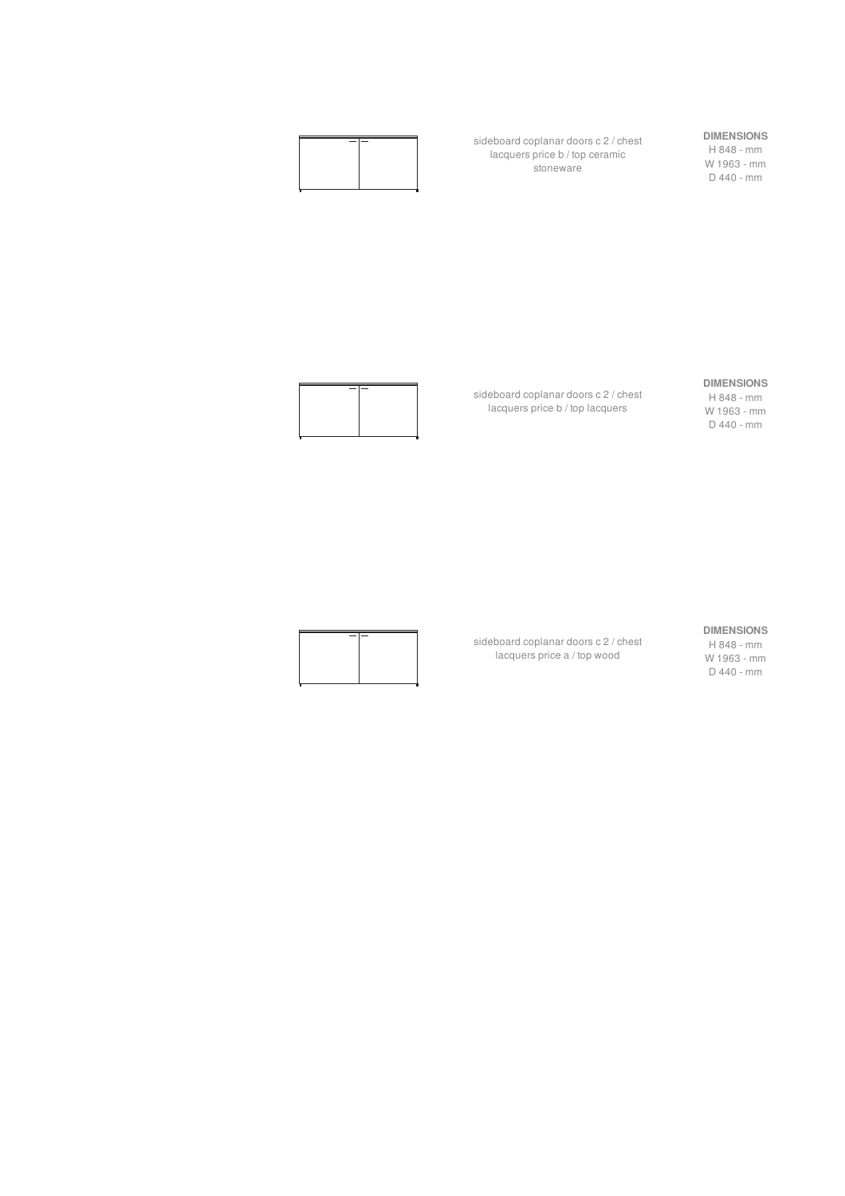sideboard coplanar doors c 2 / chest lacquers price b / top ceramic stoneware

**DIMENSIONS**
H 848 - mm
W 1963 - mm
D 440 - mm

sideboard coplanar doors c 2 / chest lacquers price b / top lacquers

**DIMENSIONS**
H 848 - mm
W 1963 - mm
D 440 - mm

sideboard coplanar doors c 2 / chest lacquers price a / top wood

**DIMENSIONS**
H 848 - mm
W 1963 - mm
D 440 - mm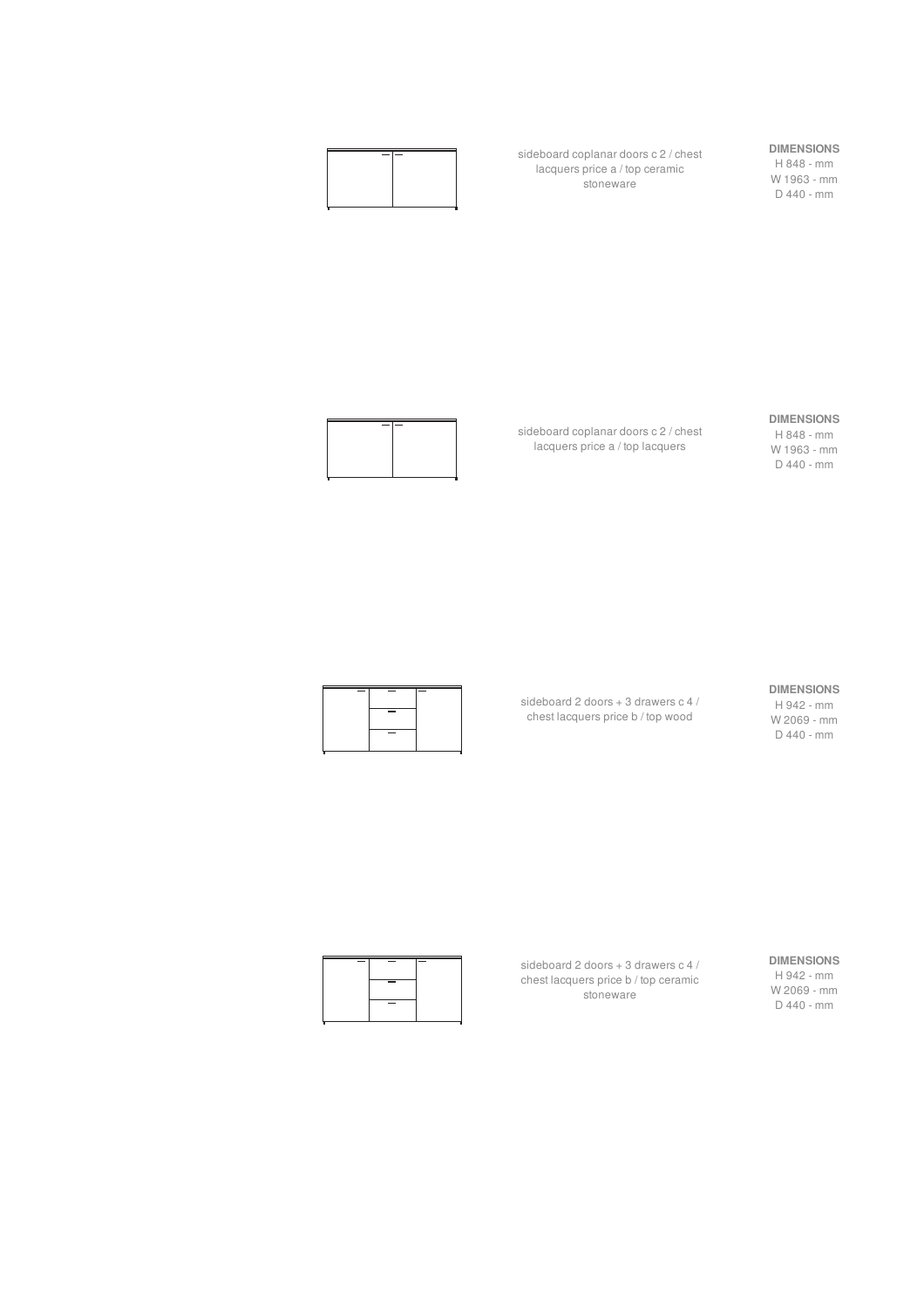sideboard coplanar doors c 2 / chest lacquers price a / top ceramic stoneware

**DIMENSIONS**
H 848 - mm
W 1963 - mm
D 440 - mm

sideboard coplanar doors c 2 / chest lacquers price a / top lacquers

**DIMENSIONS**
H 848 - mm
W 1963 - mm
D 440 - mm

sideboard 2 doors + 3 drawers c 4 / chest lacquers price b / top wood

**DIMENSIONS**
H 942 - mm
W 2069 - mm
D 440 - mm

sideboard 2 doors + 3 drawers c 4 / chest lacquers price b / top ceramic stoneware

**DIMENSIONS**
H 942 - mm
W 2069 - mm
D 440 - mm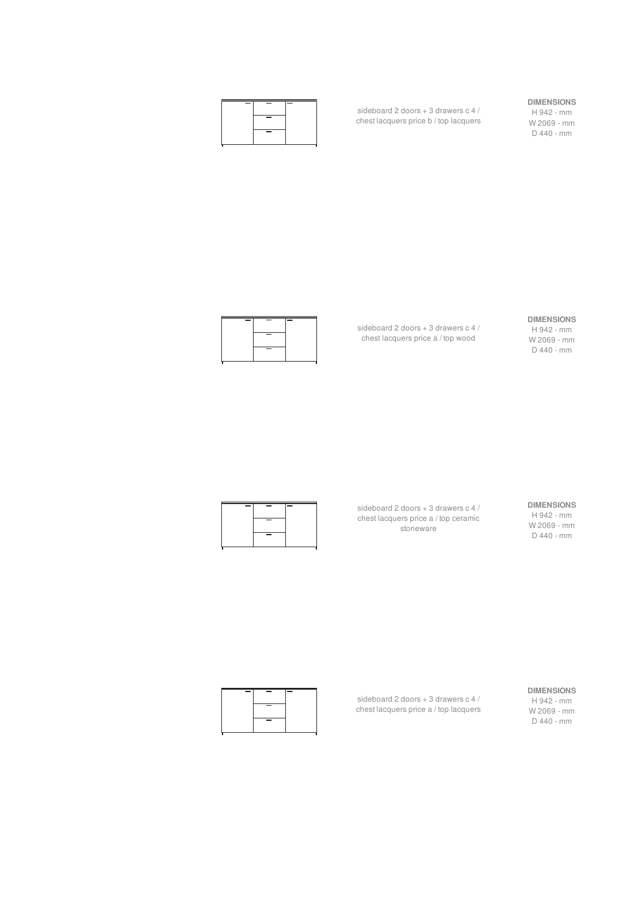sideboard 2 doors + 3 drawers c 4 / chest lacquers price b / top lacquers

**DIMENSIONS**
H 942 - mm
W 2069 - mm
D 440 - mm

sideboard 2 doors + 3 drawers c 4 / chest lacquers price a / top wood

**DIMENSIONS**
H 942 - mm
W 2069 - mm
D 440 - mm

sideboard 2 doors + 3 drawers c 4 / chest lacquers price a / top ceramic stoneware

**DIMENSIONS**
H 942 - mm
W 2069 - mm
D 440 - mm

sideboard 2 doors + 3 drawers c 4 / chest lacquers price a / top lacquers

**DIMENSIONS**
H 942 - mm
W 2069 - mm
D 440 - mm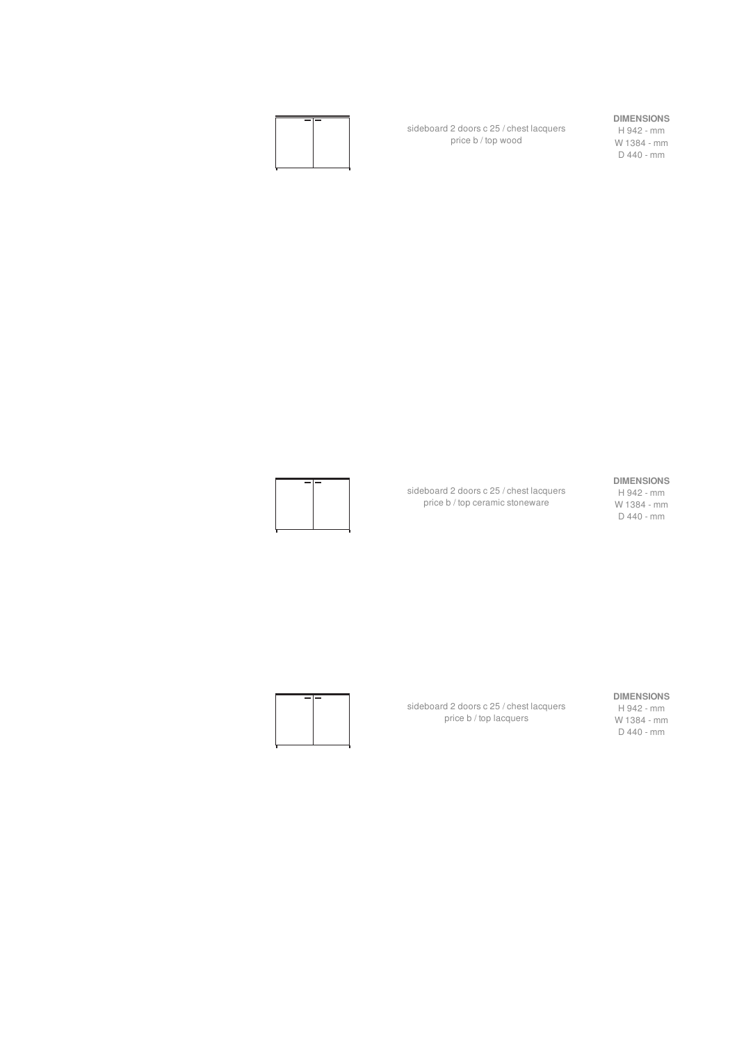sideboard 2 doors c 25 / chest lacquers
price b / top wood

**DIMENSIONS**
H 942 - mm
W 1384 - mm
D 440 - mm

sideboard 2 doors c 25 / chest lacquers
price b / top ceramic stoneware

**DIMENSIONS**
H 942 - mm
W 1384 - mm
D 440 - mm

sideboard 2 doors c 25 / chest lacquers
price b / top lacquers

**DIMENSIONS**
H 942 - mm
W 1384 - mm
D 440 - mm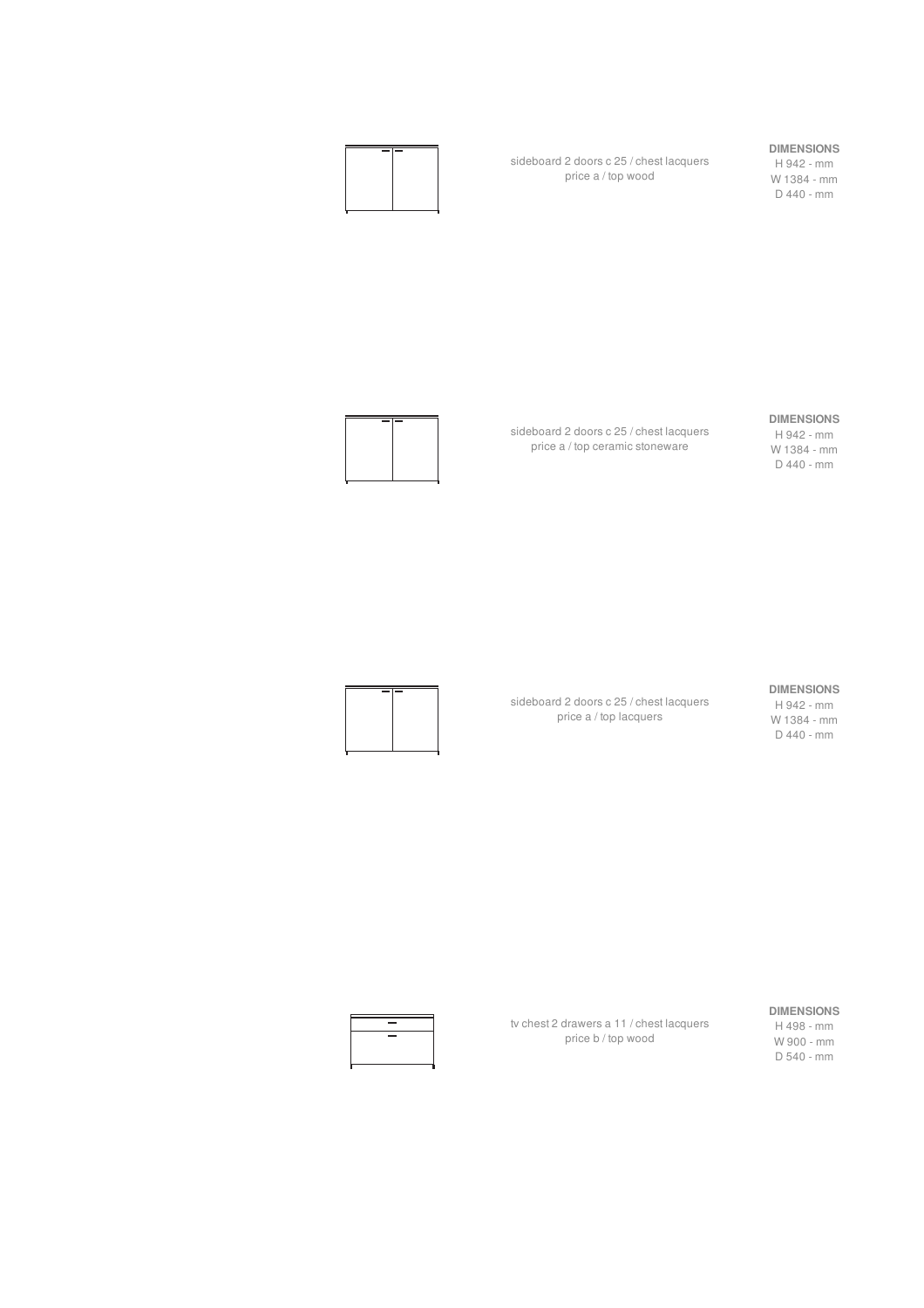sideboard 2 doors c 25 / chest lacquers
price a / top wood

**DIMENSIONS**
H 942 - mm
W 1384 - mm
D 440 - mm

sideboard 2 doors c 25 / chest lacquers
price a / top ceramic stoneware

**DIMENSIONS**
H 942 - mm
W 1384 - mm
D 440 - mm

sideboard 2 doors c 25 / chest lacquers
price a / top lacquers

**DIMENSIONS**
H 942 - mm
W 1384 - mm
D 440 - mm

tv chest 2 drawers a 11 / chest lacquers
price b / top wood

**DIMENSIONS**
H 498 - mm
W 900 - mm
D 540 - mm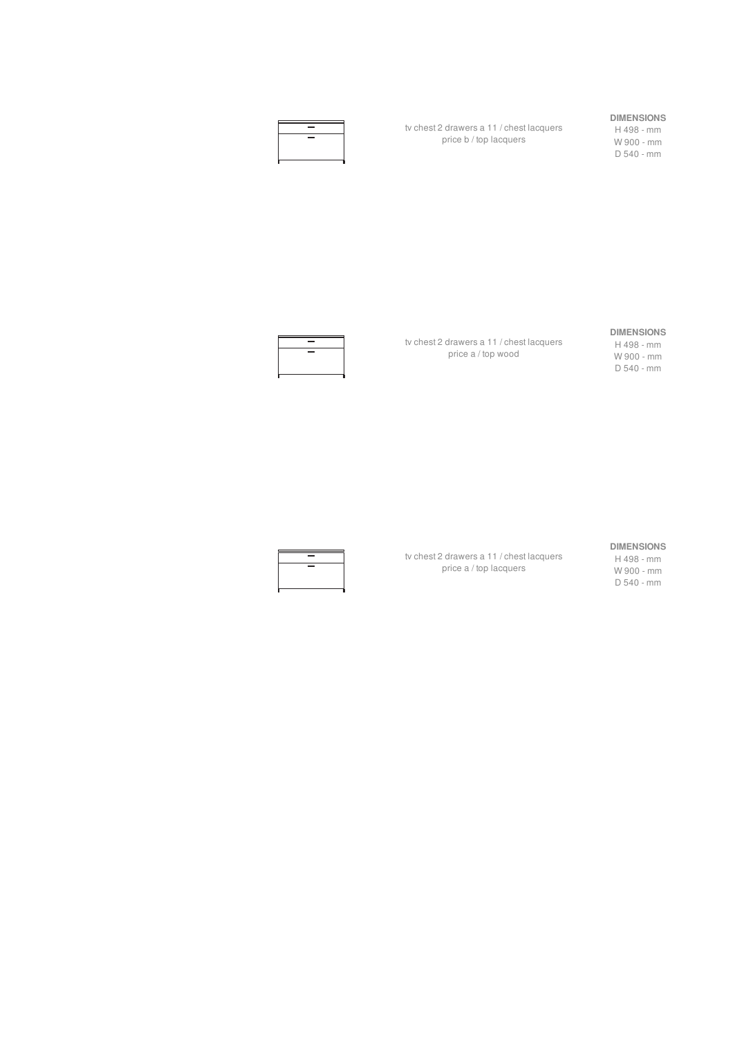tv chest 2 drawers a 11 / chest lacquers
price b / top lacquers

**DIMENSIONS**
H 498 - mm
W 900 - mm
D 540 - mm

tv chest 2 drawers a 11 / chest lacquers
price a / top wood

**DIMENSIONS**
H 498 - mm
W 900 - mm
D 540 - mm

tv chest 2 drawers a 11 / chest lacquers
price a / top lacquers

**DIMENSIONS**
H 498 - mm
W 900 - mm
D 540 - mm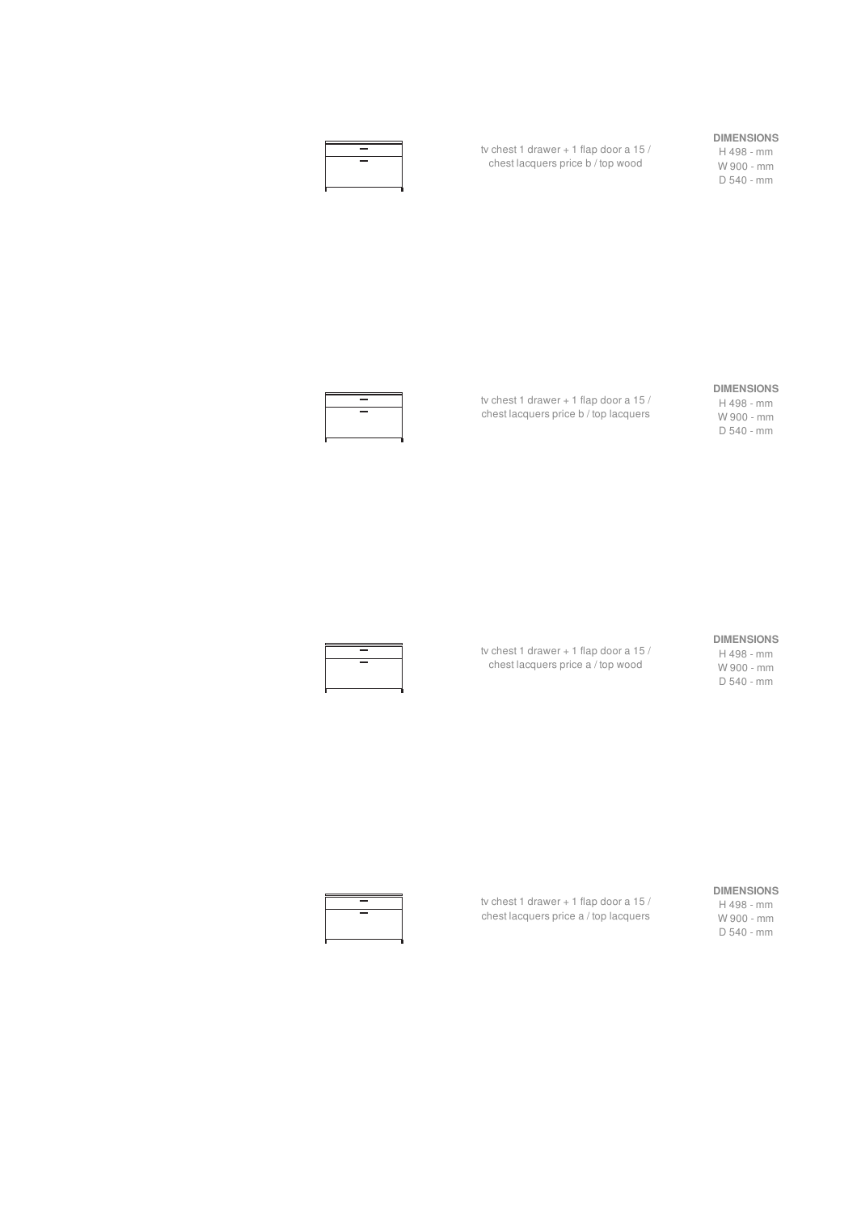tv chest 1 drawer + 1 flap door a 15 / chest lacquers price b / top wood

**DIMENSIONS**
H 498 - mm
W 900 - mm
D 540 - mm

tv chest 1 drawer + 1 flap door a 15 / chest lacquers price b / top lacquers

**DIMENSIONS**
H 498 - mm
W 900 - mm
D 540 - mm

tv chest 1 drawer + 1 flap door a 15 / chest lacquers price a / top wood

**DIMENSIONS**
H 498 - mm
W 900 - mm
D 540 - mm

tv chest 1 drawer + 1 flap door a 15 / chest lacquers price a / top lacquers

**DIMENSIONS**
H 498 - mm
W 900 - mm
D 540 - mm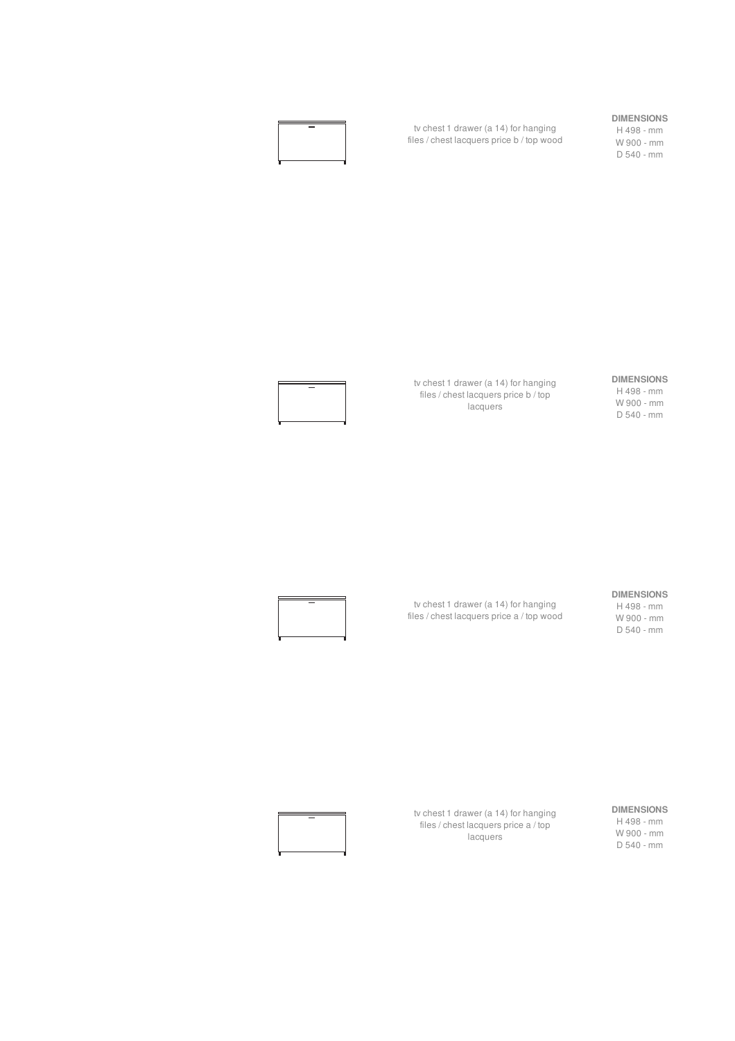tv chest 1 drawer (a 14) for hanging files / chest lacquers price b / top wood

**DIMENSIONS**
H 498 - mm
W 900 - mm
D 540 - mm

tv chest 1 drawer (a 14) for hanging files / chest lacquers price b / top lacquers

**DIMENSIONS**
H 498 - mm
W 900 - mm
D 540 - mm

tv chest 1 drawer (a 14) for hanging files / chest lacquers price a / top wood

**DIMENSIONS**
H 498 - mm
W 900 - mm
D 540 - mm

tv chest 1 drawer (a 14) for hanging files / chest lacquers price a / top lacquers

**DIMENSIONS**
H 498 - mm
W 900 - mm
D 540 - mm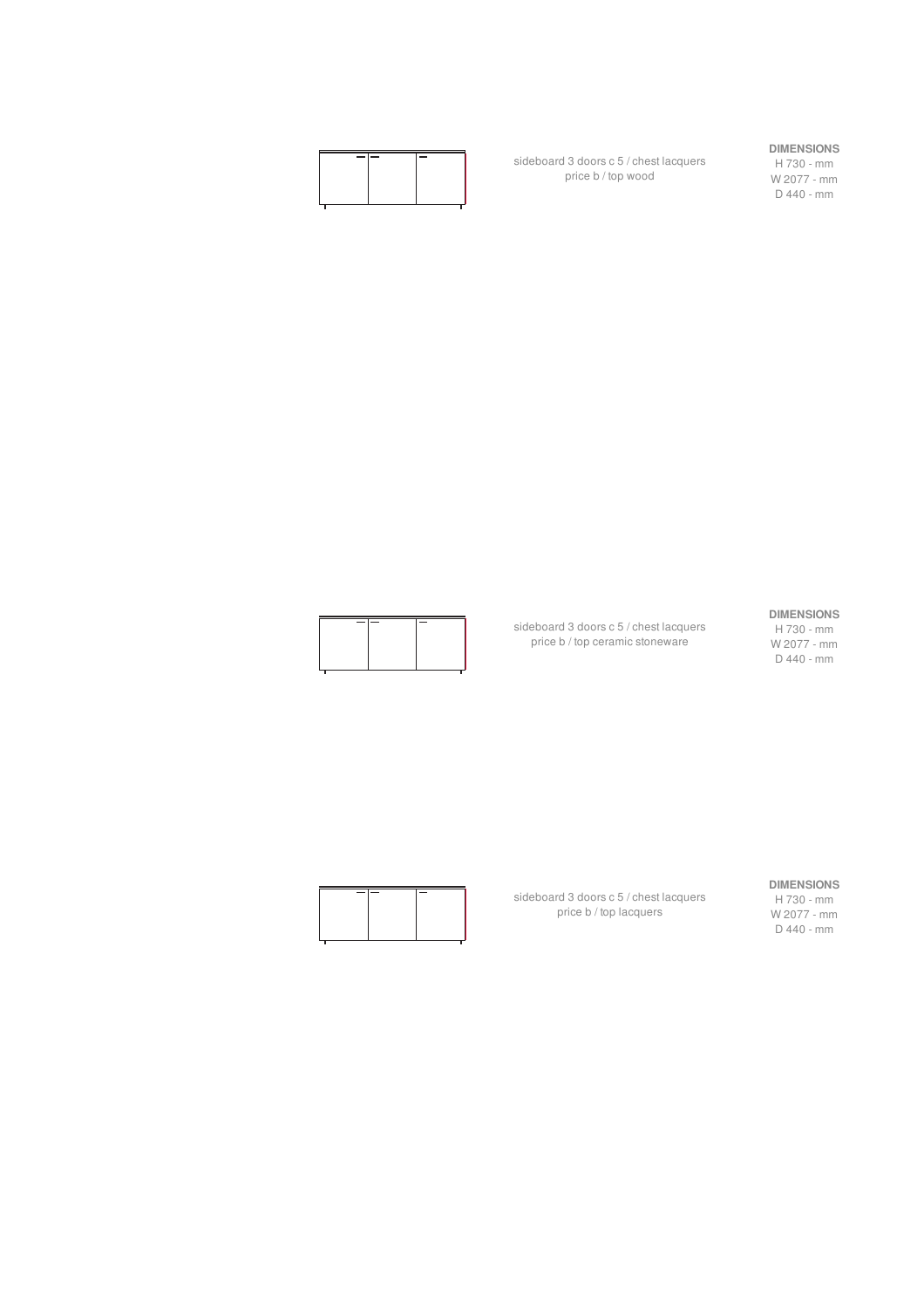sideboard 3 doors c 5 / chest lacquers
price b / top wood

**DIMENSIONS**
H 730 - mm
W 2077 - mm
D 440 - mm

sideboard 3 doors c 5 / chest lacquers
price b / top ceramic stoneware

**DIMENSIONS**
H 730 - mm
W 2077 - mm
D 440 - mm

sideboard 3 doors c 5 / chest lacquers
price b / top lacquers

**DIMENSIONS**
H 730 - mm
W 2077 - mm
D 440 - mm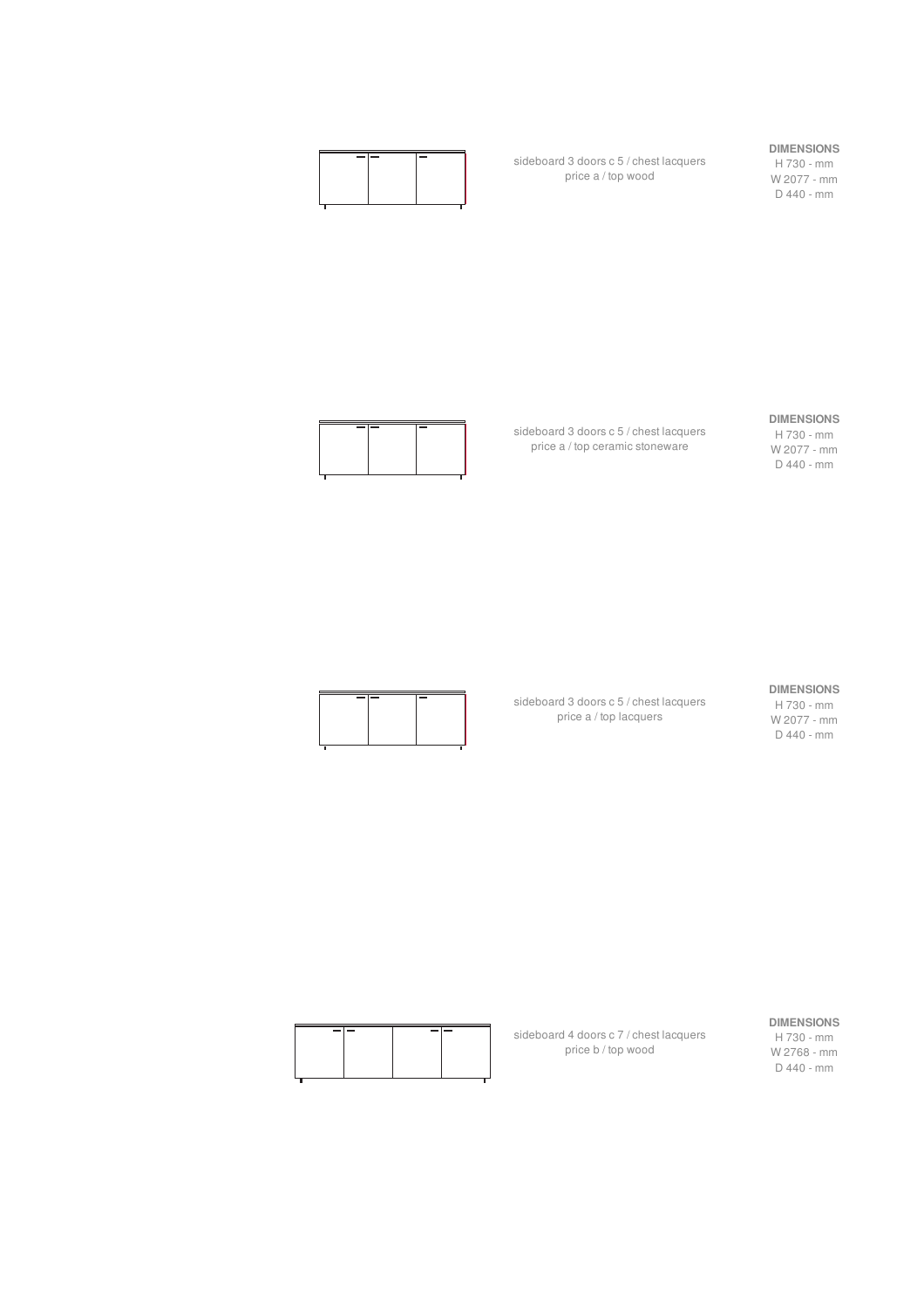sideboard 3 doors c 5 / chest lacquers
price a / top wood

**DIMENSIONS**
H 730 - mm
W 2077 - mm
D 440 - mm

sideboard 3 doors c 5 / chest lacquers
price a / top ceramic stoneware

**DIMENSIONS**
H 730 - mm
W 2077 - mm
D 440 - mm

sideboard 3 doors c 5 / chest lacquers
price a / top lacquers

**DIMENSIONS**
H 730 - mm
W 2077 - mm
D 440 - mm

sideboard 4 doors c 7 / chest lacquers
price b / top wood

**DIMENSIONS**
H 730 - mm
W 2768 - mm
D 440 - mm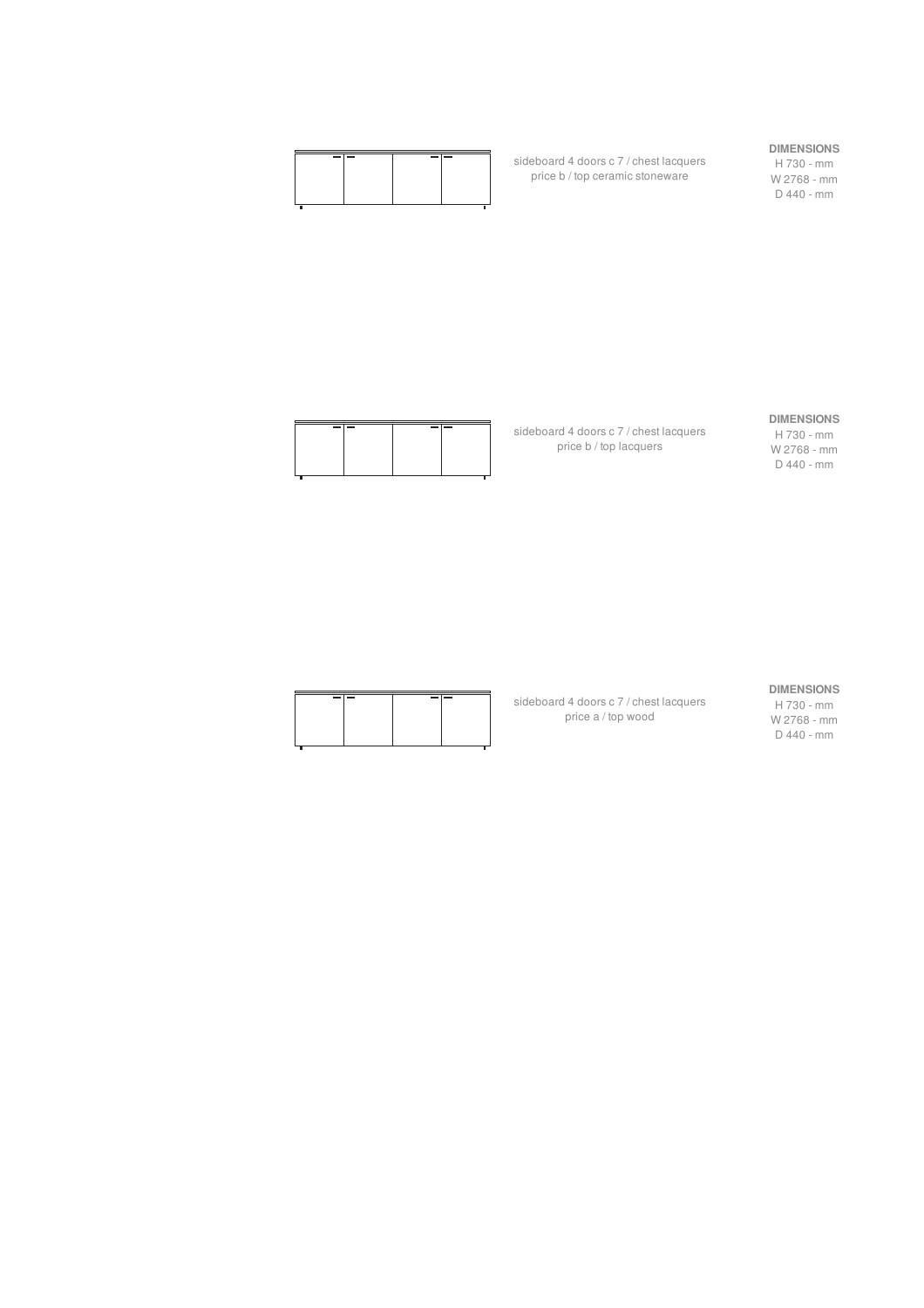sideboard 4 doors c 7 / chest lacquers
price b / top ceramic stoneware

**DIMENSIONS**
H 730 - mm
W 2768 - mm
D 440 - mm

sideboard 4 doors c 7 / chest lacquers
price b / top lacquers

**DIMENSIONS**
H 730 - mm
W 2768 - mm
D 440 - mm

sideboard 4 doors c 7 / chest lacquers
price a / top wood

**DIMENSIONS**
H 730 - mm
W 2768 - mm
D 440 - mm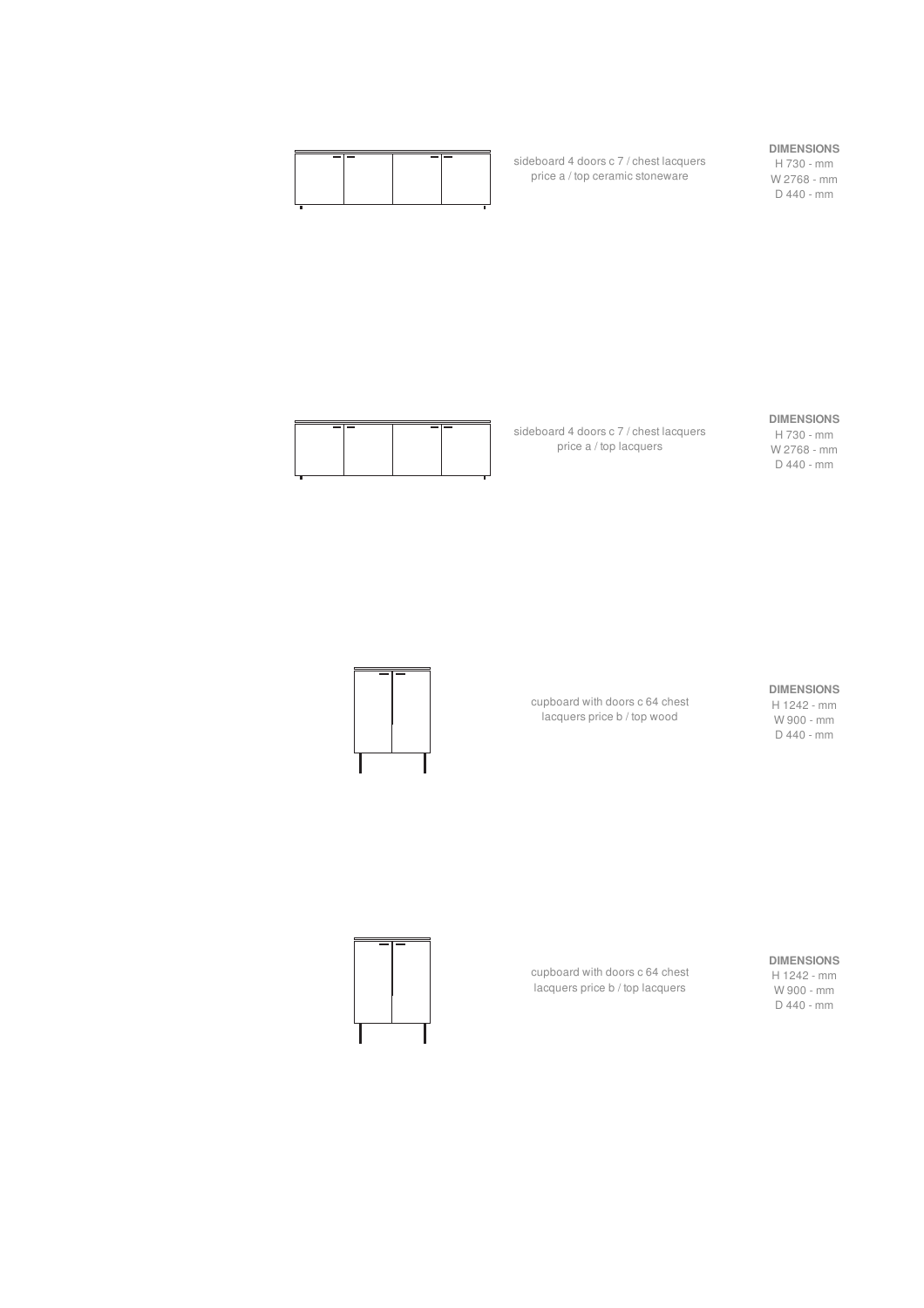sideboard 4 doors c 7 / chest lacquers price a / top ceramic stoneware

**DIMENSIONS**
H 730 - mm
W 2768 - mm
D 440 - mm

sideboard 4 doors c 7 / chest lacquers price a / top lacquers

**DIMENSIONS**
H 730 - mm
W 2768 - mm
D 440 - mm

cupboard with doors c 64 chest lacquers price b / top wood

**DIMENSIONS**
H 1242 - mm
W 900 - mm
D 440 - mm

cupboard with doors c 64 chest lacquers price b / top lacquers

**DIMENSIONS**
H 1242 - mm
W 900 - mm
D 440 - mm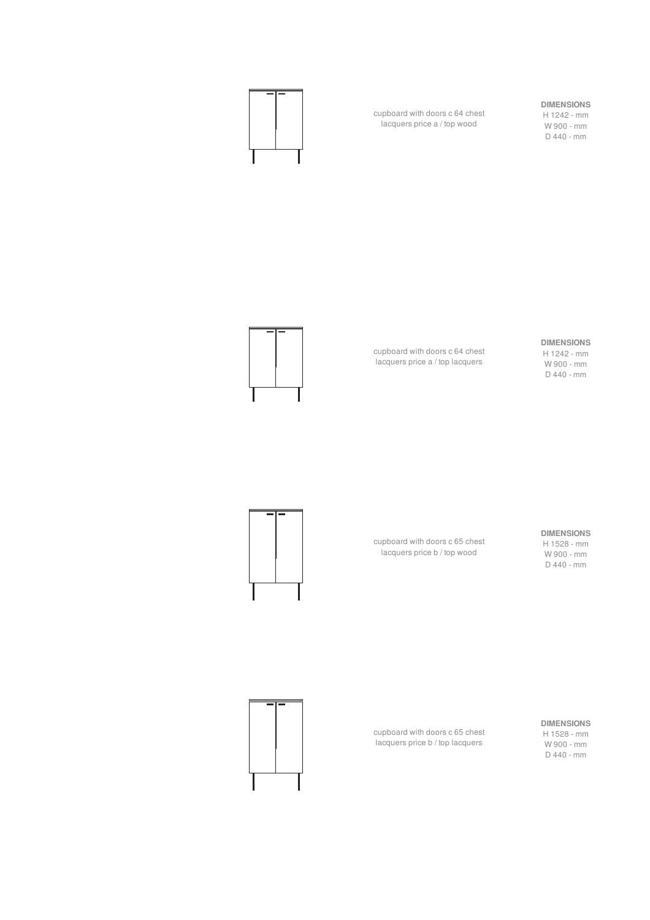cupboard with doors c 64 chest
lacquers price a / top wood

**DIMENSIONS**
H 1242 - mm
W 900 - mm
D 440 - mm

cupboard with doors c 64 chest
lacquers price a / top lacquers

**DIMENSIONS**
H 1242 - mm
W 900 - mm
D 440 - mm

cupboard with doors c 65 chest
lacquers price b / top wood

**DIMENSIONS**
H 1528 - mm
W 900 - mm
D 440 - mm

cupboard with doors c 65 chest
lacquers price b / top lacquers

**DIMENSIONS**
H 1528 - mm
W 900 - mm
D 440 - mm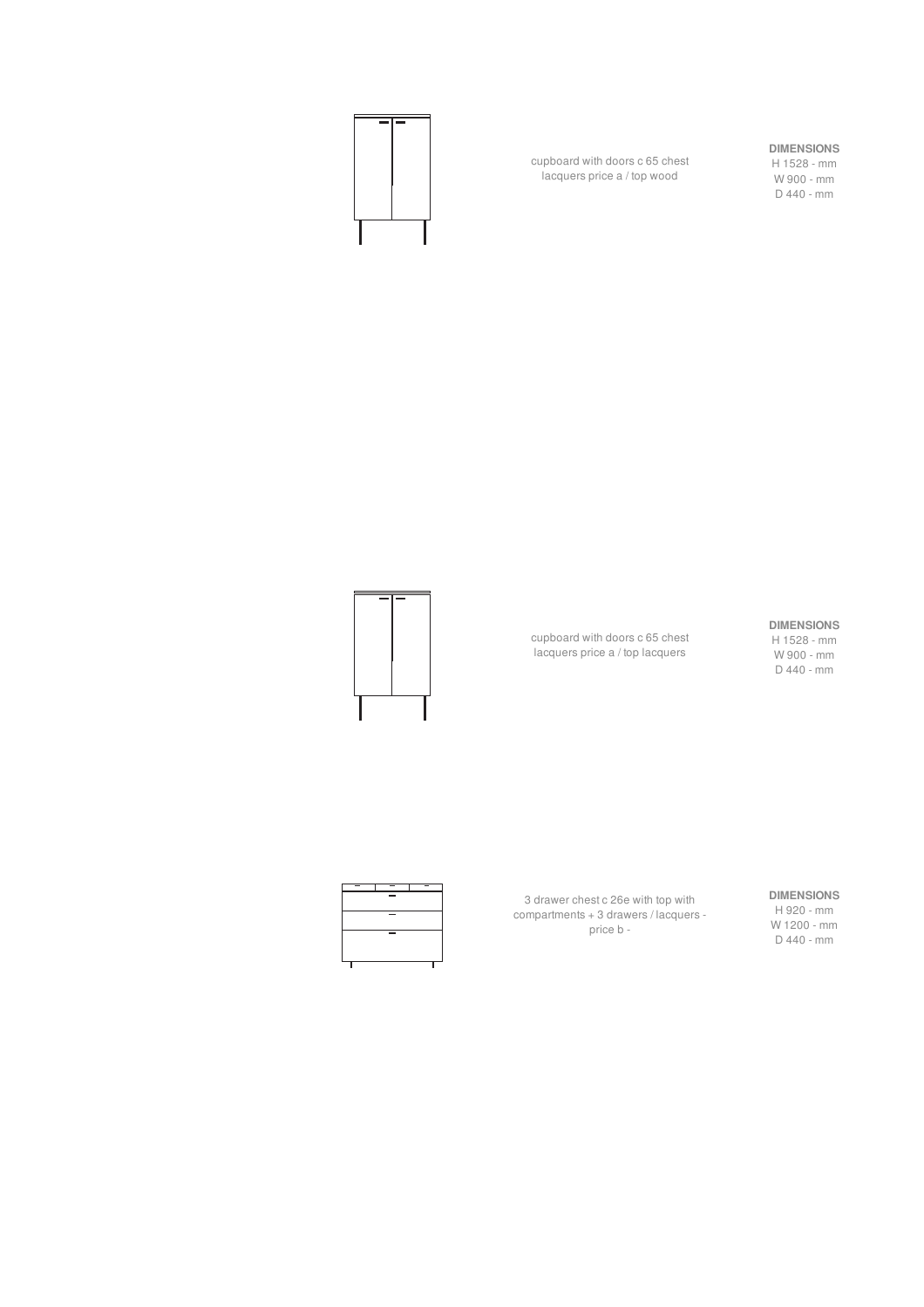cupboard with doors c 65 chest lacquers price a / top wood

**DIMENSIONS**
H 1528 - mm
W 900 - mm
D 440 - mm

cupboard with doors c 65 chest lacquers price a / top lacquers

**DIMENSIONS**
H 1528 - mm
W 900 - mm
D 440 - mm

3 drawer chest c 26e with top with compartments + 3 drawers / lacquers - price b -

**DIMENSIONS**
H 920 - mm
W 1200 - mm
D 440 - mm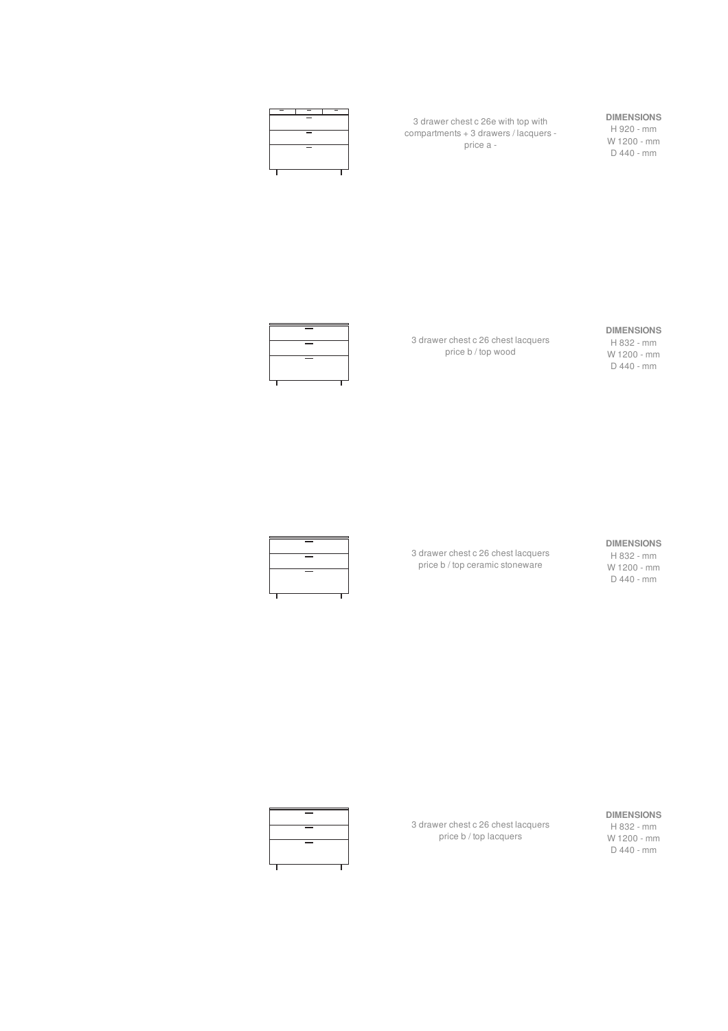3 drawer chest c 26e with top with compartments + 3 drawers / lacquers - price a -

**DIMENSIONS**
H 920 - mm
W 1200 - mm
D 440 - mm

3 drawer chest c 26 chest lacquers price b / top wood

**DIMENSIONS**
H 832 - mm
W 1200 - mm
D 440 - mm

3 drawer chest c 26 chest lacquers price b / top ceramic stoneware

**DIMENSIONS**
H 832 - mm
W 1200 - mm
D 440 - mm

3 drawer chest c 26 chest lacquers price b / top lacquers

**DIMENSIONS**
H 832 - mm
W 1200 - mm
D 440 - mm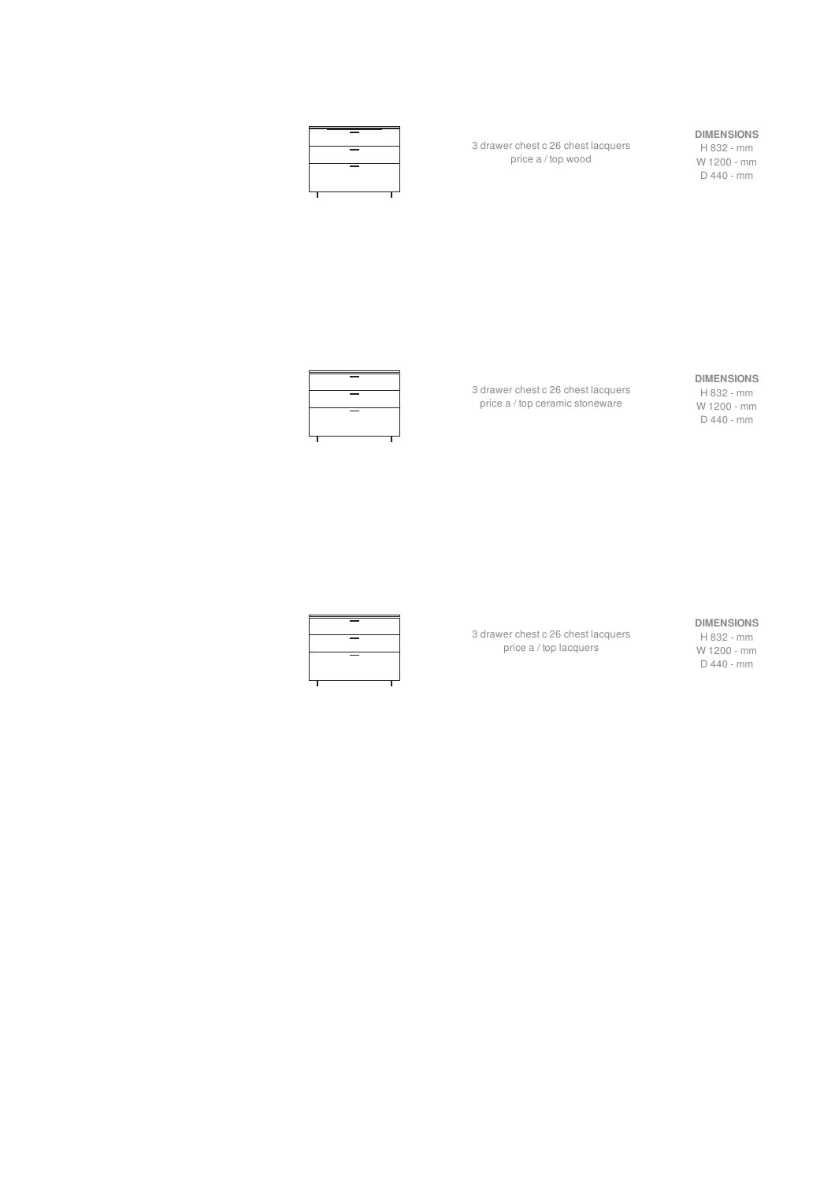3 drawer chest c 26 chest lacquers
price a / top wood

**DIMENSIONS**
H 832 - mm
W 1200 - mm
D 440 - mm

3 drawer chest c 26 chest lacquers
price a / top ceramic stoneware

**DIMENSIONS**
H 832 - mm
W 1200 - mm
D 440 - mm

3 drawer chest c 26 chest lacquers
price a / top lacquers

**DIMENSIONS**
H 832 - mm
W 1200 - mm
D 440 - mm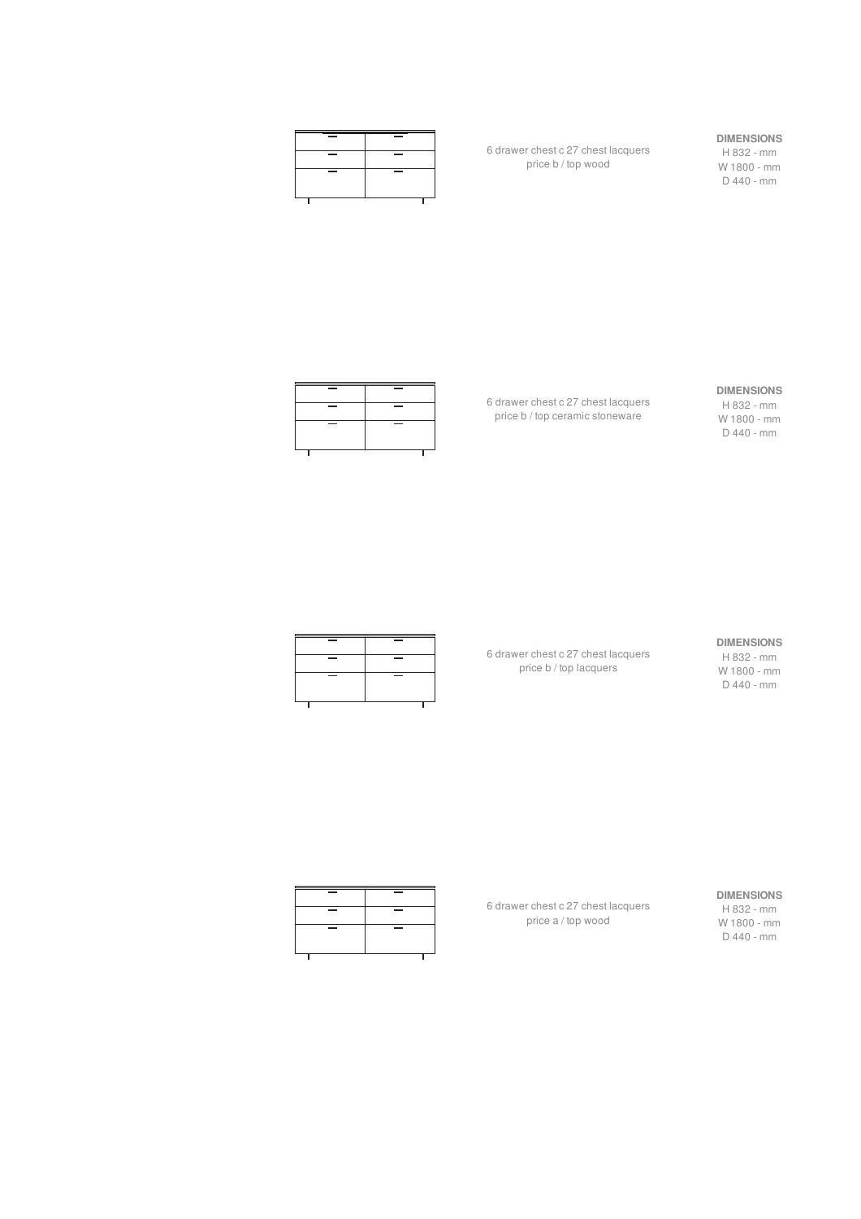6 drawer chest c 27 chest lacquers
price b / top wood

**DIMENSIONS**
H 832 - mm
W 1800 - mm
D 440 - mm

6 drawer chest c 27 chest lacquers
price b / top ceramic stoneware

**DIMENSIONS**
H 832 - mm
W 1800 - mm
D 440 - mm

6 drawer chest c 27 chest lacquers
price b / top lacquers

**DIMENSIONS**
H 832 - mm
W 1800 - mm
D 440 - mm

6 drawer chest c 27 chest lacquers
price a / top wood

**DIMENSIONS**
H 832 - mm
W 1800 - mm
D 440 - mm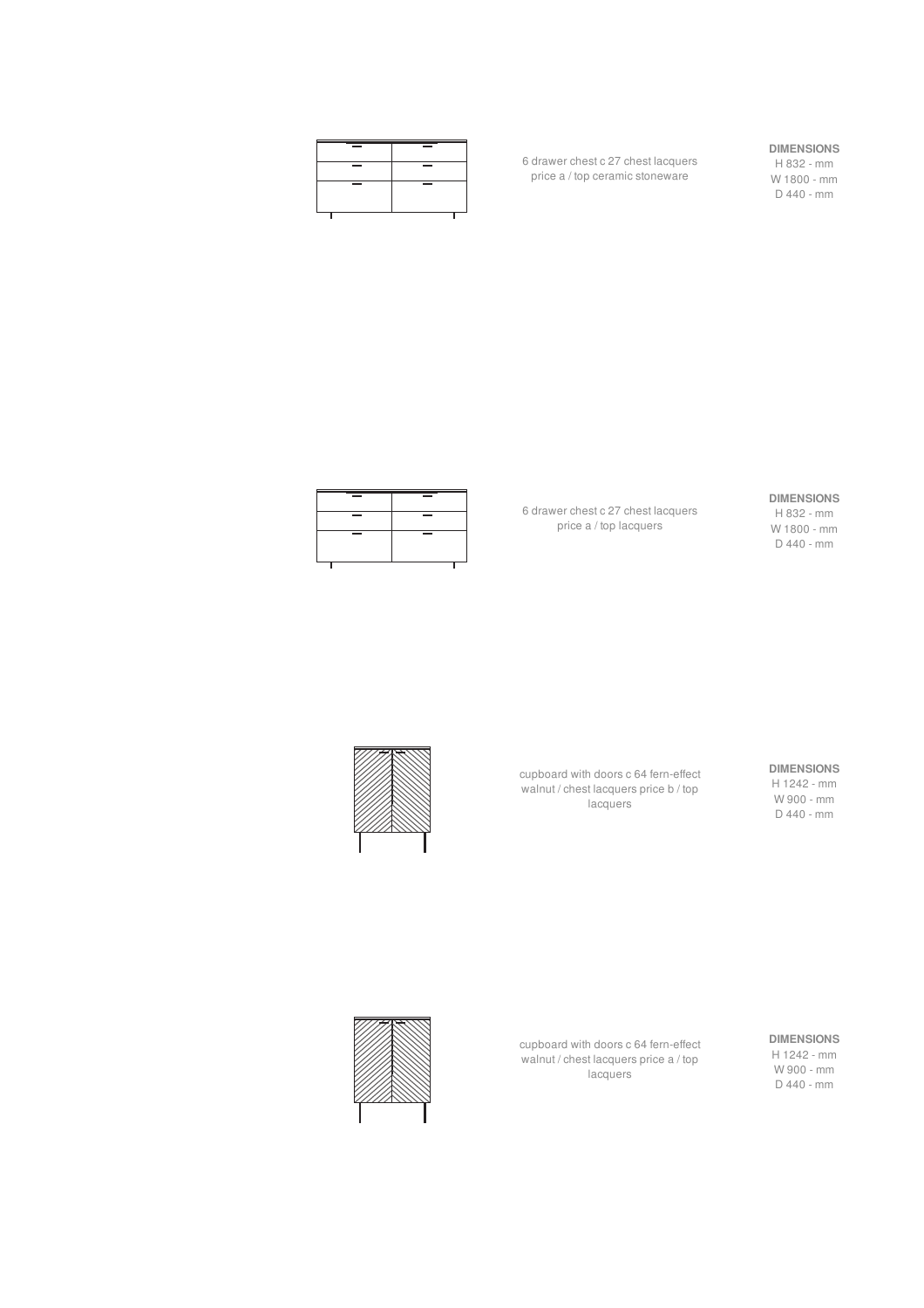6 drawer chest c 27 chest lacquers price a / top ceramic stoneware

**DIMENSIONS**
H 832 - mm
W 1800 - mm
D 440 - mm

6 drawer chest c 27 chest lacquers price a / top lacquers

**DIMENSIONS**
H 832 - mm
W 1800 - mm
D 440 - mm

cupboard with doors c 64 fern-effect walnut / chest lacquers price b / top lacquers

**DIMENSIONS**
H 1242 - mm
W 900 - mm
D 440 - mm

cupboard with doors c 64 fern-effect walnut / chest lacquers price a / top lacquers

**DIMENSIONS**
H 1242 - mm
W 900 - mm
D 440 - mm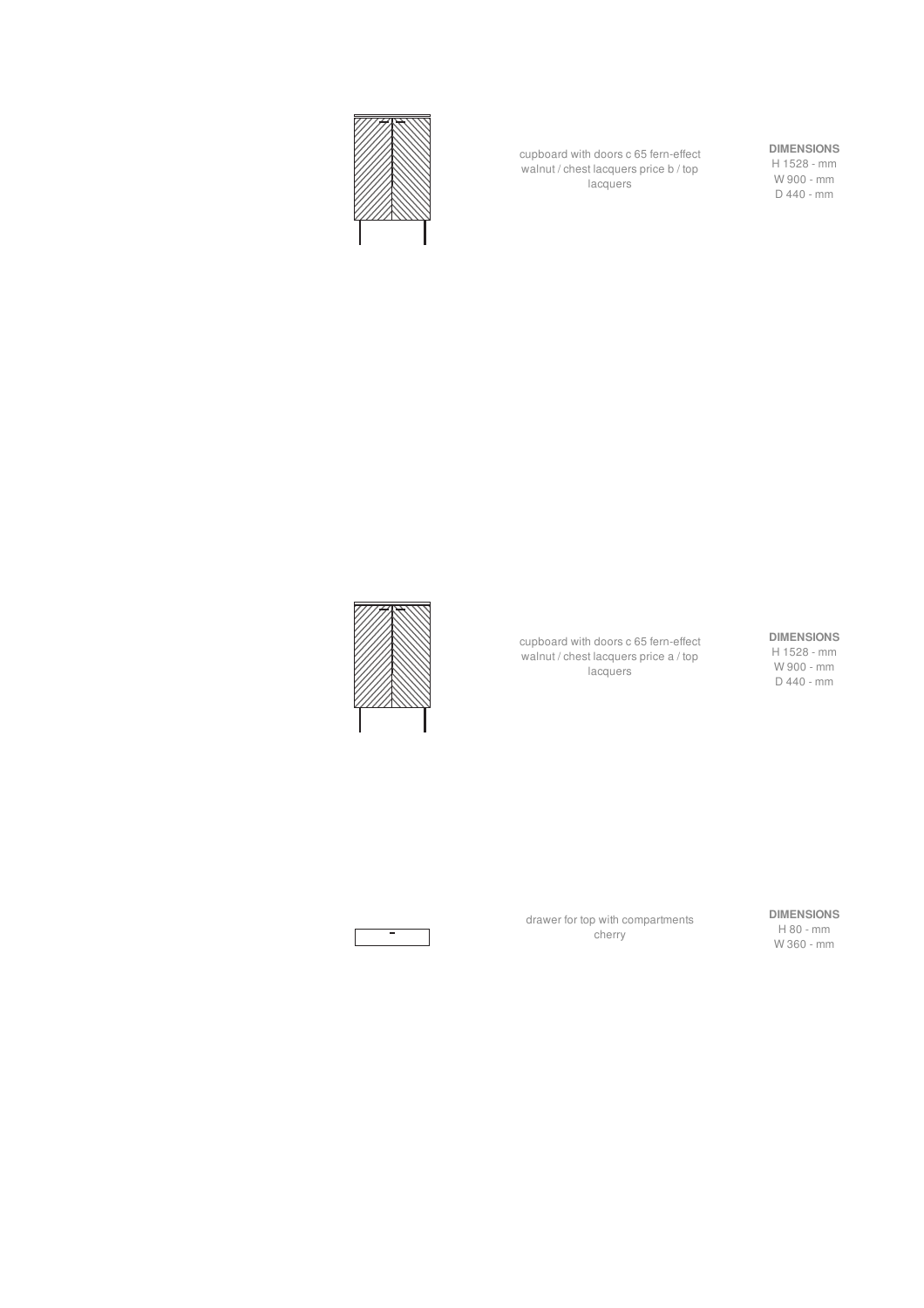cupboard with doors c 65 fern-effect walnut / chest lacquers price b / top lacquers

**DIMENSIONS**
H 1528 - mm
W 900 - mm
D 440 - mm

cupboard with doors c 65 fern-effect walnut / chest lacquers price a / top lacquers

**DIMENSIONS**
H 1528 - mm
W 900 - mm
D 440 - mm

drawer for top with compartments cherry

**DIMENSIONS**
H 80 - mm
W 360 - mm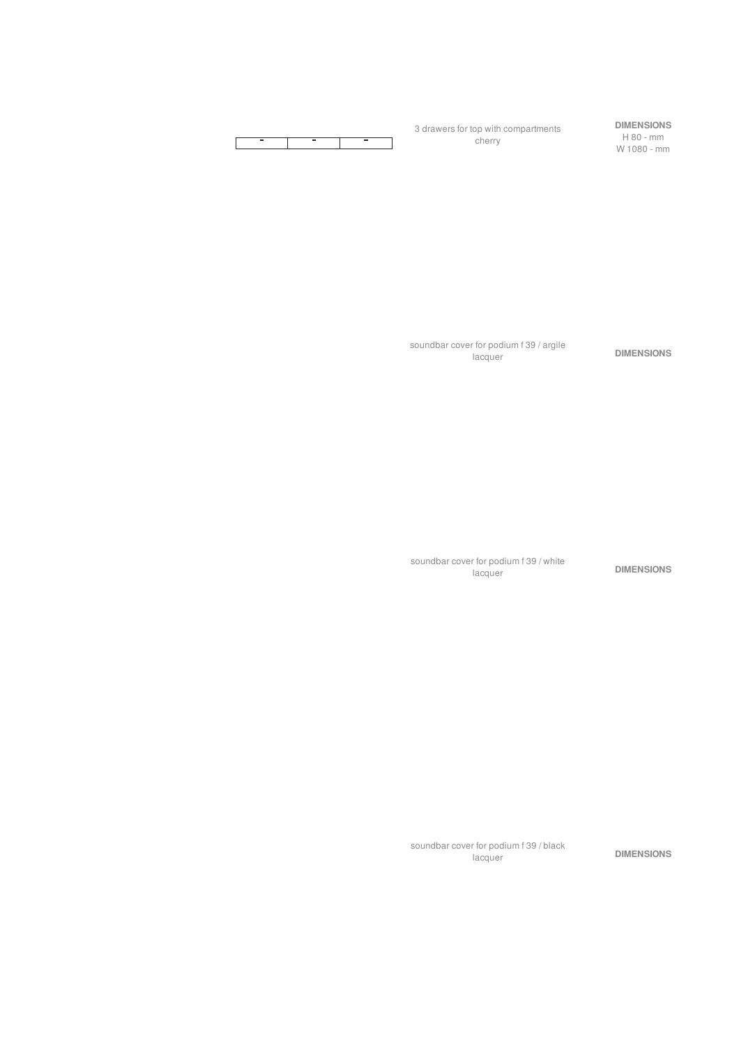3 drawers for top with compartments
cherry

**DIMENSIONS**
H 80 - mm
W 1080 - mm

soundbar cover for podium f 39 / argile lacquer

**DIMENSIONS**

soundbar cover for podium f 39 / white lacquer

**DIMENSIONS**

soundbar cover for podium f 39 / black lacquer

**DIMENSIONS**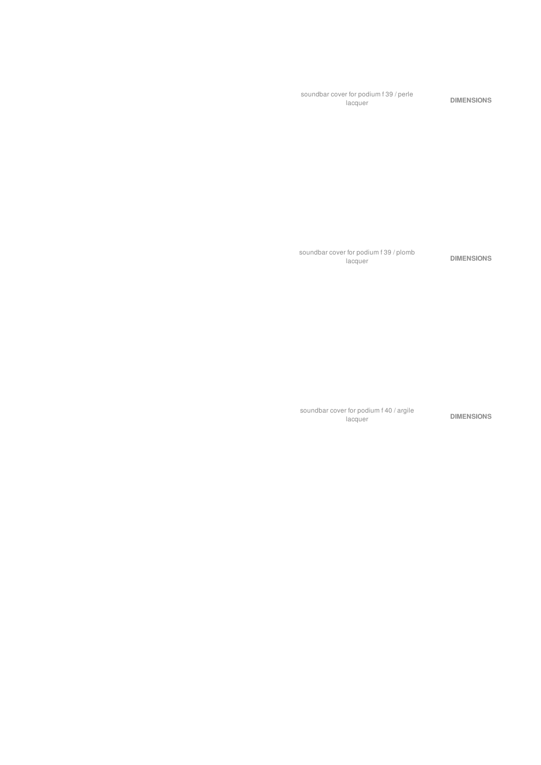soundbar cover for podium f 39 / perle lacquer

**DIMENSIONS**

soundbar cover for podium f 39 / plomb lacquer

**DIMENSIONS**

soundbar cover for podium f 40 / argile lacquer

**DIMENSIONS**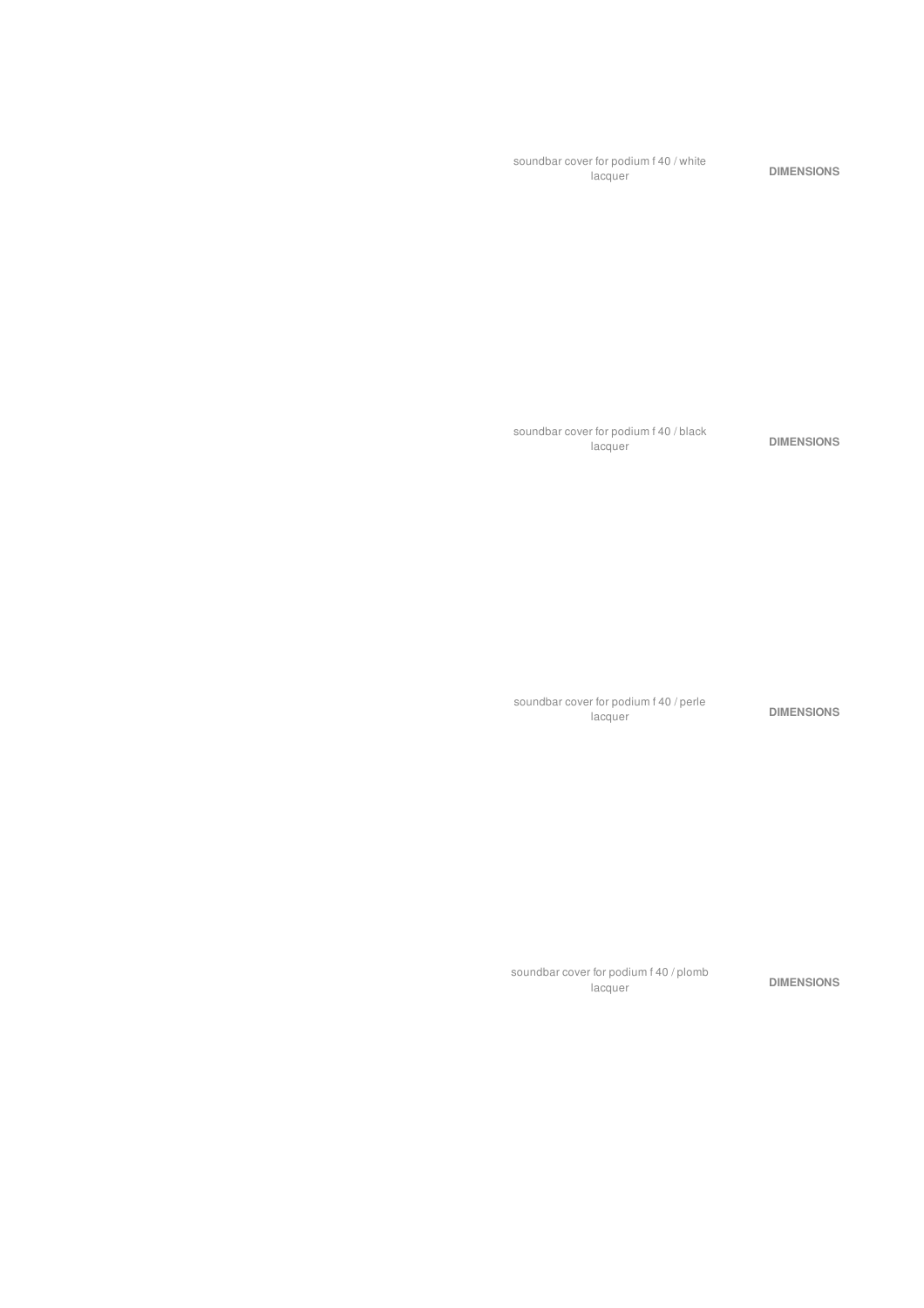soundbar cover for podium f 40 / white lacquer

**DIMENSIONS**

soundbar cover for podium f 40 / black lacquer

**DIMENSIONS**

soundbar cover for podium f 40 / perle lacquer

**DIMENSIONS**

soundbar cover for podium f 40 / plomb lacquer

**DIMENSIONS**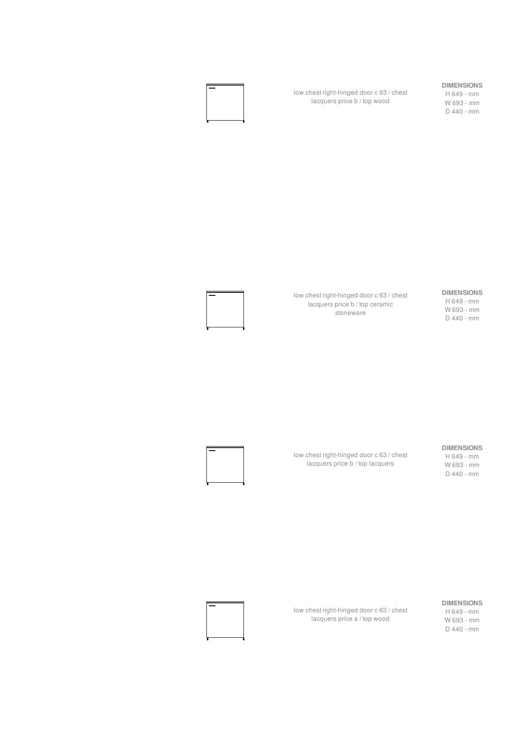low chest right-hinged door c 63 / chest lacquers price b / top wood

**DIMENSIONS**
H 649 - mm
W 693 - mm
D 440 - mm

low chest right-hinged door c 63 / chest lacquers price b / top ceramic stoneware

**DIMENSIONS**
H 649 - mm
W 693 - mm
D 440 - mm

low chest right-hinged door c 63 / chest lacquers price b / top lacquers

**DIMENSIONS**
H 649 - mm
W 693 - mm
D 440 - mm

low chest right-hinged door c 63 / chest lacquers price a / top wood

**DIMENSIONS**
H 649 - mm
W 693 - mm
D 440 - mm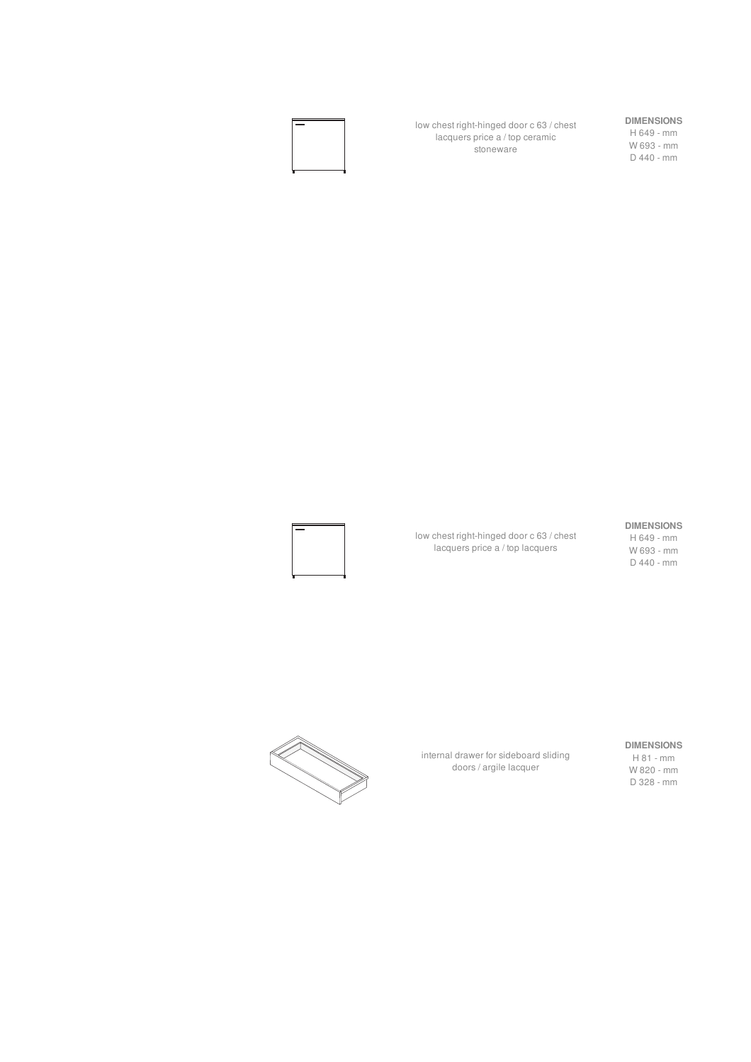low chest right-hinged door c 63 / chest lacquers price a / top ceramic stoneware

**DIMENSIONS**
H 649 - mm
W 693 - mm
D 440 - mm

low chest right-hinged door c 63 / chest lacquers price a / top lacquers

**DIMENSIONS**
H 649 - mm
W 693 - mm
D 440 - mm

internal drawer for sideboard sliding doors / argile lacquer

**DIMENSIONS**
H 81 - mm
W 820 - mm
D 328 - mm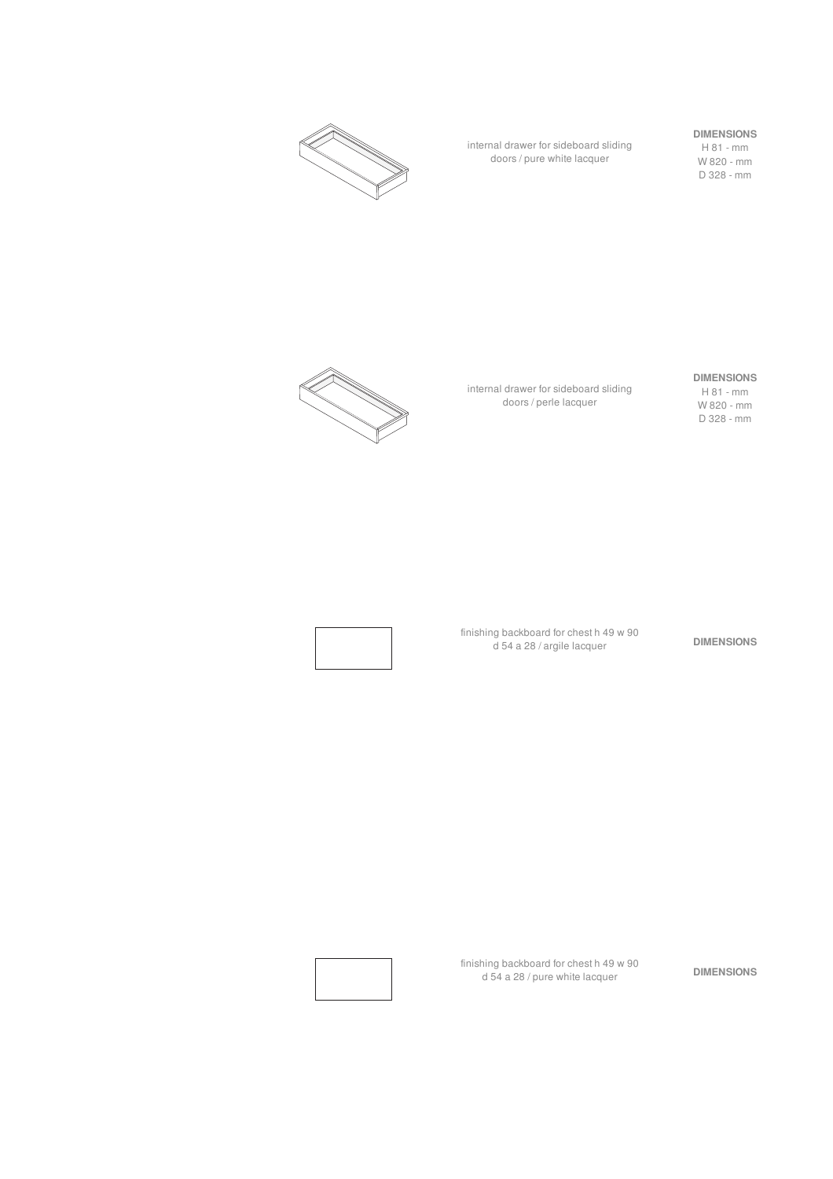internal drawer for sideboard sliding doors / pure white lacquer

**DIMENSIONS**
H 81 - mm
W 820 - mm
D 328 - mm

internal drawer for sideboard sliding doors / perle lacquer

**DIMENSIONS**
H 81 - mm
W 820 - mm
D 328 - mm

finishing backboard for chest h 49 w 90 d 54 a 28 / argile lacquer

**DIMENSIONS**

finishing backboard for chest h 49 w 90 d 54 a 28 / pure white lacquer

**DIMENSIONS**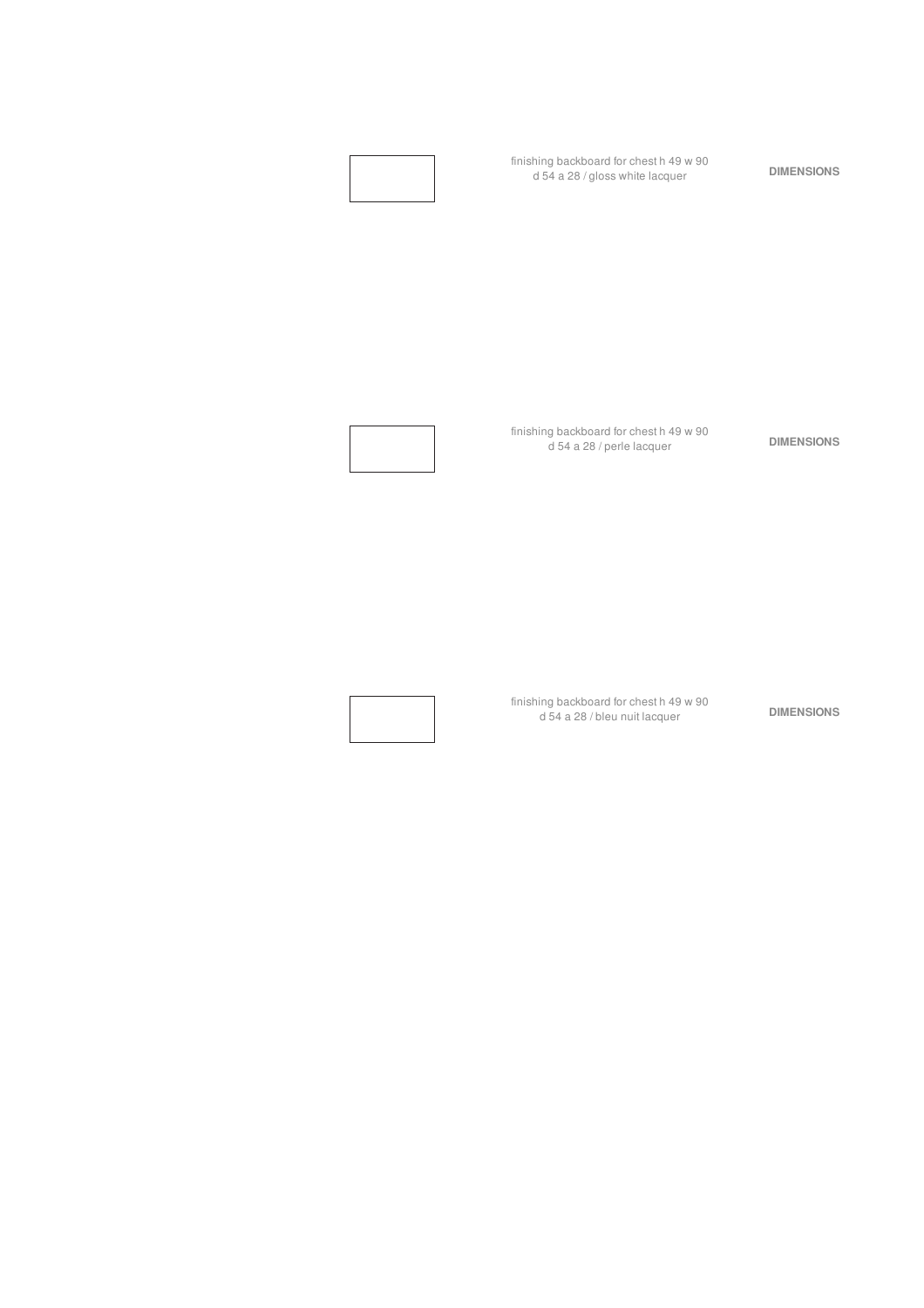finishing backboard for chest h 49 w 90
d 54 a 28 / gloss white lacquer

**DIMENSIONS**

finishing backboard for chest h 49 w 90
d 54 a 28 / perle lacquer

**DIMENSIONS**

finishing backboard for chest h 49 w 90
d 54 a 28 / bleu nuit lacquer

**DIMENSIONS**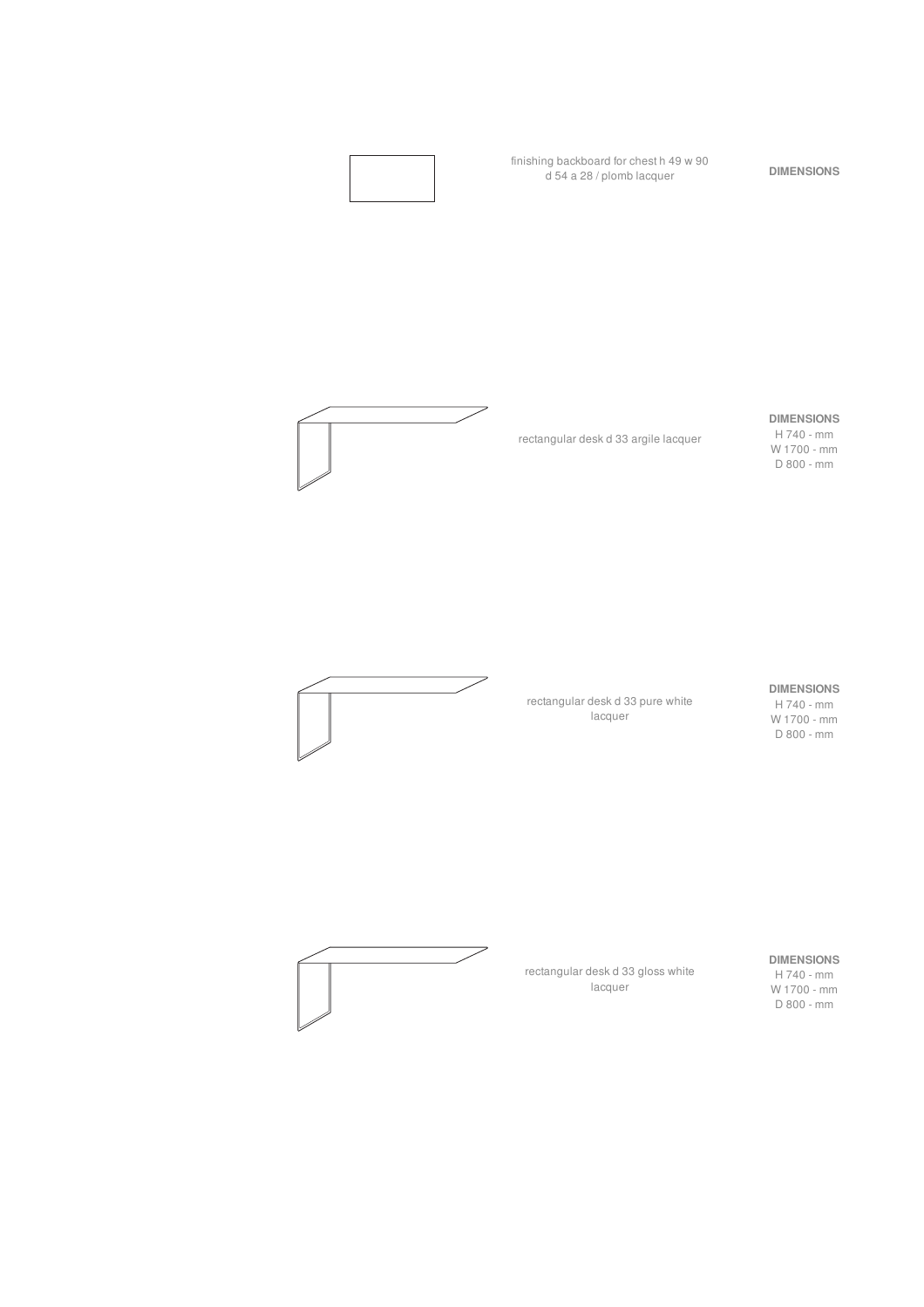finishing backboard for chest h 49 w 90 d 54 a 28 / plomb lacquer

**DIMENSIONS**

rectangular desk d 33 argile lacquer

**DIMENSIONS**
H 740 - mm
W 1700 - mm
D 800 - mm

rectangular desk d 33 pure white lacquer

**DIMENSIONS**
H 740 - mm
W 1700 - mm
D 800 - mm

rectangular desk d 33 gloss white lacquer

**DIMENSIONS**
H 740 - mm
W 1700 - mm
D 800 - mm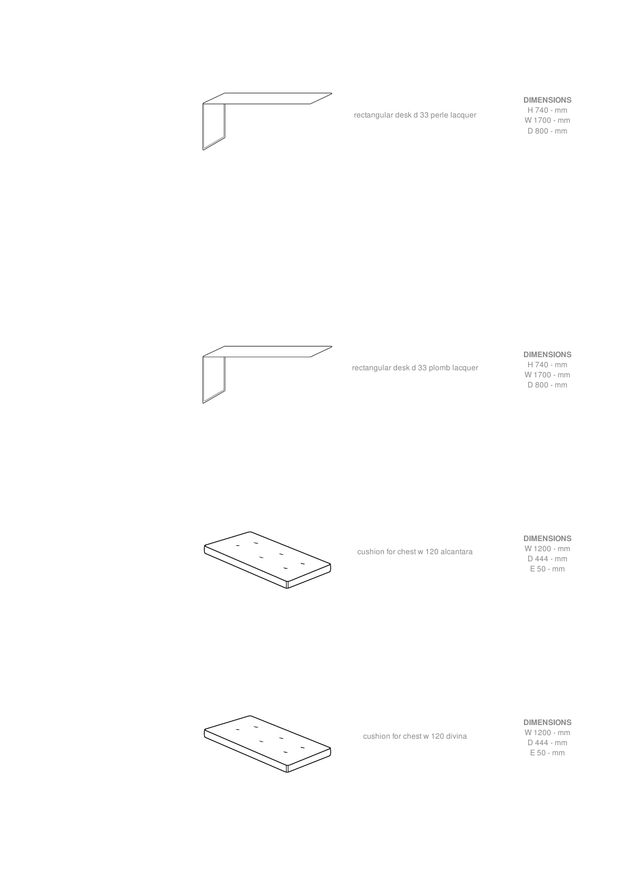rectangular desk d 33 perle lacquer

**DIMENSIONS**
H 740 - mm
W 1700 - mm
D 800 - mm

rectangular desk d 33 plomb lacquer

**DIMENSIONS**
H 740 - mm
W 1700 - mm
D 800 - mm

cushion for chest w 120 alcantara

**DIMENSIONS**
W 1200 - mm
D 444 - mm
E 50 - mm

cushion for chest w 120 divina

**DIMENSIONS**
W 1200 - mm
D 444 - mm
E 50 - mm